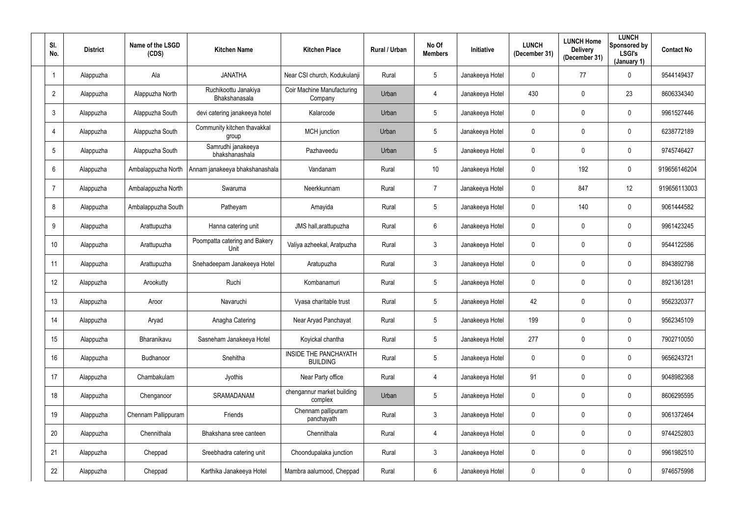| Sl. No. | District | Name of the LSGD (CDS) | Kitchen Name | Kitchen Place | Rural / Urban | No Of Members | Initiative | LUNCH (December 31) | LUNCH Home Delivery (December 31) | LUNCH Sponsored by LSGI's (January 1) | Contact No |
|---|---|---|---|---|---|---|---|---|---|---|---|
| 1 | Alappuzha | Ala | JANATHA | Near CSI church, Kodukulanji | Rural | 5 | Janakeeya Hotel | 0 | 77 | 0 | 9544149437 |
| 2 | Alappuzha | Alappuzha North | Ruchikoottu Janakiya Bhakshanasala | Coir Machine Manufacturing Company | Urban | 4 | Janakeeya Hotel | 430 | 0 | 23 | 8606334340 |
| 3 | Alappuzha | Alappuzha South | devi catering janakeeya hotel | Kalarcode | Urban | 5 | Janakeeya Hotel | 0 | 0 | 0 | 9961527446 |
| 4 | Alappuzha | Alappuzha South | Community kitchen thavakkal group | MCH junction | Urban | 5 | Janakeeya Hotel | 0 | 0 | 0 | 6238772189 |
| 5 | Alappuzha | Alappuzha South | Samrudhi janakeeya bhakshanashala | Pazhaveedu | Urban | 5 | Janakeeya Hotel | 0 | 0 | 0 | 9745746427 |
| 6 | Alappuzha | Ambalappuzha North | Annam janakeeya bhakshanashala | Vandanam | Rural | 10 | Janakeeya Hotel | 0 | 192 | 0 | 919656146204 |
| 7 | Alappuzha | Ambalappuzha North | Swaruma | Neerkkunnam | Rural | 7 | Janakeeya Hotel | 0 | 847 | 12 | 919656113003 |
| 8 | Alappuzha | Ambalappuzha South | Patheyam | Amayida | Rural | 5 | Janakeeya Hotel | 0 | 140 | 0 | 9061444582 |
| 9 | Alappuzha | Arattupuzha | Hanna catering unit | JMS hall,arattupuzha | Rural | 6 | Janakeeya Hotel | 0 | 0 | 0 | 9961423245 |
| 10 | Alappuzha | Arattupuzha | Poompatta catering and Bakery Unit | Valiya azheekal, Aratpuzha | Rural | 3 | Janakeeya Hotel | 0 | 0 | 0 | 9544122586 |
| 11 | Alappuzha | Arattupuzha | Snehadeepam Janakeeya Hotel | Aratupuzha | Rural | 3 | Janakeeya Hotel | 0 | 0 | 0 | 8943892798 |
| 12 | Alappuzha | Arookutty | Ruchi | Kombanamuri | Rural | 5 | Janakeeya Hotel | 0 | 0 | 0 | 8921361281 |
| 13 | Alappuzha | Aroor | Navaruchi | Vyasa charitable trust | Rural | 5 | Janakeeya Hotel | 42 | 0 | 0 | 9562320377 |
| 14 | Alappuzha | Aryad | Anagha Catering | Near Aryad Panchayat | Rural | 5 | Janakeeya Hotel | 199 | 0 | 0 | 9562345109 |
| 15 | Alappuzha | Bharanikavu | Sasneham Janakeeya Hotel | Koyickal chantha | Rural | 5 | Janakeeya Hotel | 277 | 0 | 0 | 7902710050 |
| 16 | Alappuzha | Budhanoor | Snehitha | INSIDE THE PANCHAYATH BUILDING | Rural | 5 | Janakeeya Hotel | 0 | 0 | 0 | 9656243721 |
| 17 | Alappuzha | Chambakulam | Jyothis | Near Party office | Rural | 4 | Janakeeya Hotel | 91 | 0 | 0 | 9048982368 |
| 18 | Alappuzha | Chenganoor | SRAMADANAM | chengannur market building complex | Urban | 5 | Janakeeya Hotel | 0 | 0 | 0 | 8606295595 |
| 19 | Alappuzha | Chennam Pallippuram | Friends | Chennam pallipuram panchayath | Rural | 3 | Janakeeya Hotel | 0 | 0 | 0 | 9061372464 |
| 20 | Alappuzha | Chennithala | Bhakshana sree canteen | Chennithala | Rural | 4 | Janakeeya Hotel | 0 | 0 | 0 | 9744252803 |
| 21 | Alappuzha | Cheppad | Sreebhadra catering unit | Choondupalaka junction | Rural | 3 | Janakeeya Hotel | 0 | 0 | 0 | 9961982510 |
| 22 | Alappuzha | Cheppad | Karthika Janakeeya Hotel | Mambra aalumood, Cheppad | Rural | 6 | Janakeeya Hotel | 0 | 0 | 0 | 9746575998 |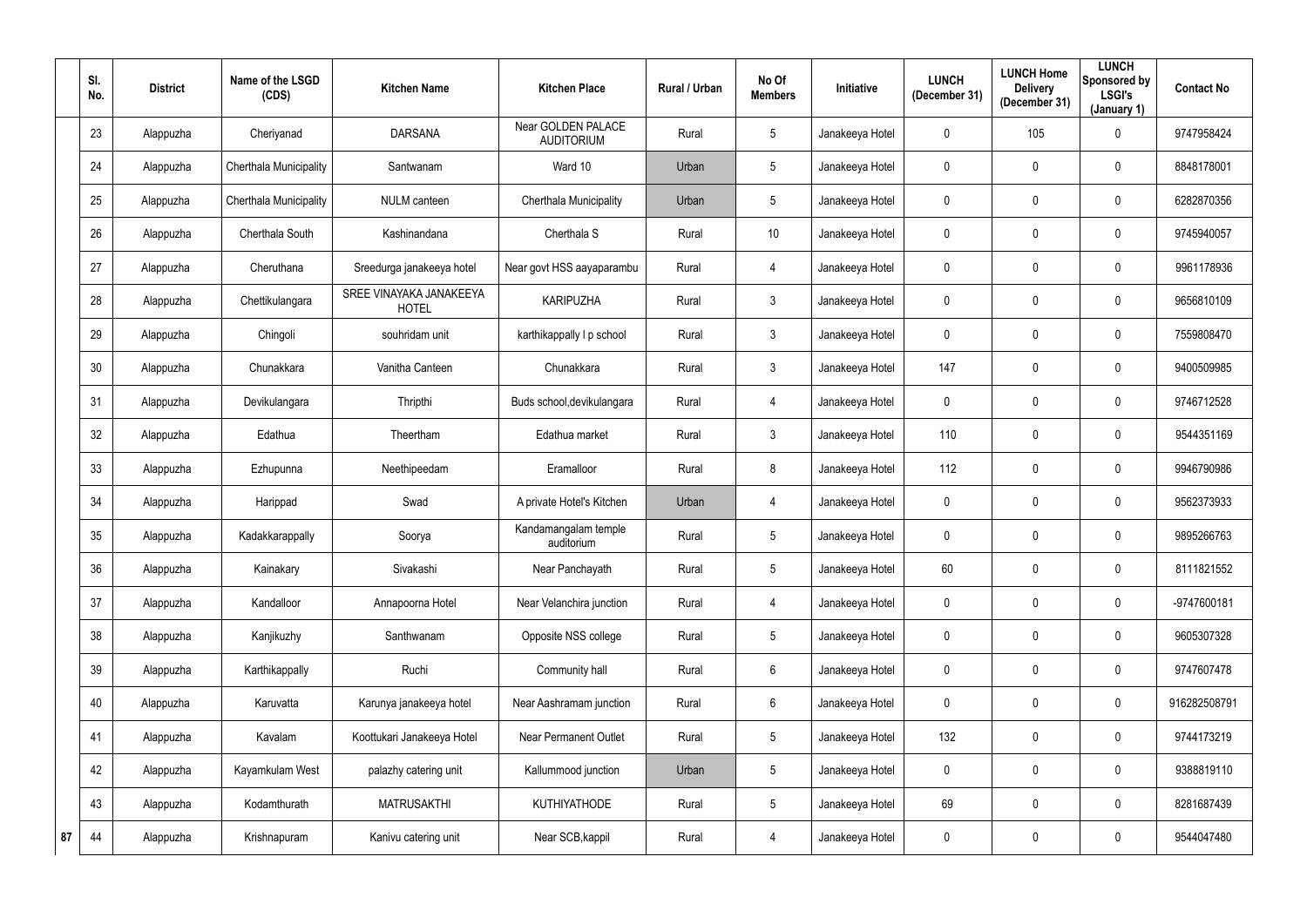| Sl. No. | District | Name of the LSGD (CDS) | Kitchen Name | Kitchen Place | Rural / Urban | No Of Members | Initiative | LUNCH (December 31) | LUNCH Home Delivery (December 31) | LUNCH Sponsored by LSGI's (January 1) | Contact No |
|---|---|---|---|---|---|---|---|---|---|---|---|
| 23 | Alappuzha | Cheriyanad | DARSANA | Near GOLDEN PALACE AUDITORIUM | Rural | 5 | Janakeeya Hotel | 0 | 105 | 0 | 9747958424 |
| 24 | Alappuzha | Cherthala Municipality | Santwanam | Ward 10 | Urban | 5 | Janakeeya Hotel | 0 | 0 | 0 | 8848178001 |
| 25 | Alappuzha | Cherthala Municipality | NULM canteen | Cherthala Municipality | Urban | 5 | Janakeeya Hotel | 0 | 0 | 0 | 6282870356 |
| 26 | Alappuzha | Cherthala South | Kashinandana | Cherthala S | Rural | 10 | Janakeeya Hotel | 0 | 0 | 0 | 9745940057 |
| 27 | Alappuzha | Cheruthana | Sreedurga janakeeya hotel | Near govt HSS aayaparambu | Rural | 4 | Janakeeya Hotel | 0 | 0 | 0 | 9961178936 |
| 28 | Alappuzha | Chettikulangara | SREE VINAYAKA JANAKEEYA HOTEL | KARIPUZHA | Rural | 3 | Janakeeya Hotel | 0 | 0 | 0 | 9656810109 |
| 29 | Alappuzha | Chingoli | souhridam unit | karthikappally l p school | Rural | 3 | Janakeeya Hotel | 0 | 0 | 0 | 7559808470 |
| 30 | Alappuzha | Chunakkara | Vanitha Canteen | Chunakkara | Rural | 3 | Janakeeya Hotel | 147 | 0 | 0 | 9400509985 |
| 31 | Alappuzha | Devikulangara | Thripthi | Buds school,devikulangara | Rural | 4 | Janakeeya Hotel | 0 | 0 | 0 | 9746712528 |
| 32 | Alappuzha | Edathua | Theertham | Edathua market | Rural | 3 | Janakeeya Hotel | 110 | 0 | 0 | 9544351169 |
| 33 | Alappuzha | Ezhupunna | Neethipeedam | Eramalloor | Rural | 8 | Janakeeya Hotel | 112 | 0 | 0 | 9946790986 |
| 34 | Alappuzha | Harippad | Swad | A private Hotel's Kitchen | Urban | 4 | Janakeeya Hotel | 0 | 0 | 0 | 9562373933 |
| 35 | Alappuzha | Kadakkarappally | Soorya | Kandamangalam temple auditorium | Rural | 5 | Janakeeya Hotel | 0 | 0 | 0 | 9895266763 |
| 36 | Alappuzha | Kainakary | Sivakashi | Near Panchayath | Rural | 5 | Janakeeya Hotel | 60 | 0 | 0 | 8111821552 |
| 37 | Alappuzha | Kandalloor | Annapoorna Hotel | Near Velanchira junction | Rural | 4 | Janakeeya Hotel | 0 | 0 | 0 | -9747600181 |
| 38 | Alappuzha | Kanjikuzhy | Santhwanam | Opposite NSS college | Rural | 5 | Janakeeya Hotel | 0 | 0 | 0 | 9605307328 |
| 39 | Alappuzha | Karthikappally | Ruchi | Community hall | Rural | 6 | Janakeeya Hotel | 0 | 0 | 0 | 9747607478 |
| 40 | Alappuzha | Karuvatta | Karunya janakeeya hotel | Near Aashramam junction | Rural | 6 | Janakeeya Hotel | 0 | 0 | 0 | 916282508791 |
| 41 | Alappuzha | Kavalam | Koottukari Janakeeya Hotel | Near Permanent Outlet | Rural | 5 | Janakeeya Hotel | 132 | 0 | 0 | 9744173219 |
| 42 | Alappuzha | Kayamkulam West | palazhy catering unit | Kallummood junction | Urban | 5 | Janakeeya Hotel | 0 | 0 | 0 | 9388819110 |
| 43 | Alappuzha | Kodamthurath | MATRUSAKTHI | KUTHIYATHODE | Rural | 5 | Janakeeya Hotel | 69 | 0 | 0 | 8281687439 |
| 44 | Alappuzha | Krishnapuram | Kanivu catering unit | Near SCB,kappil | Rural | 4 | Janakeeya Hotel | 0 | 0 | 0 | 9544047480 |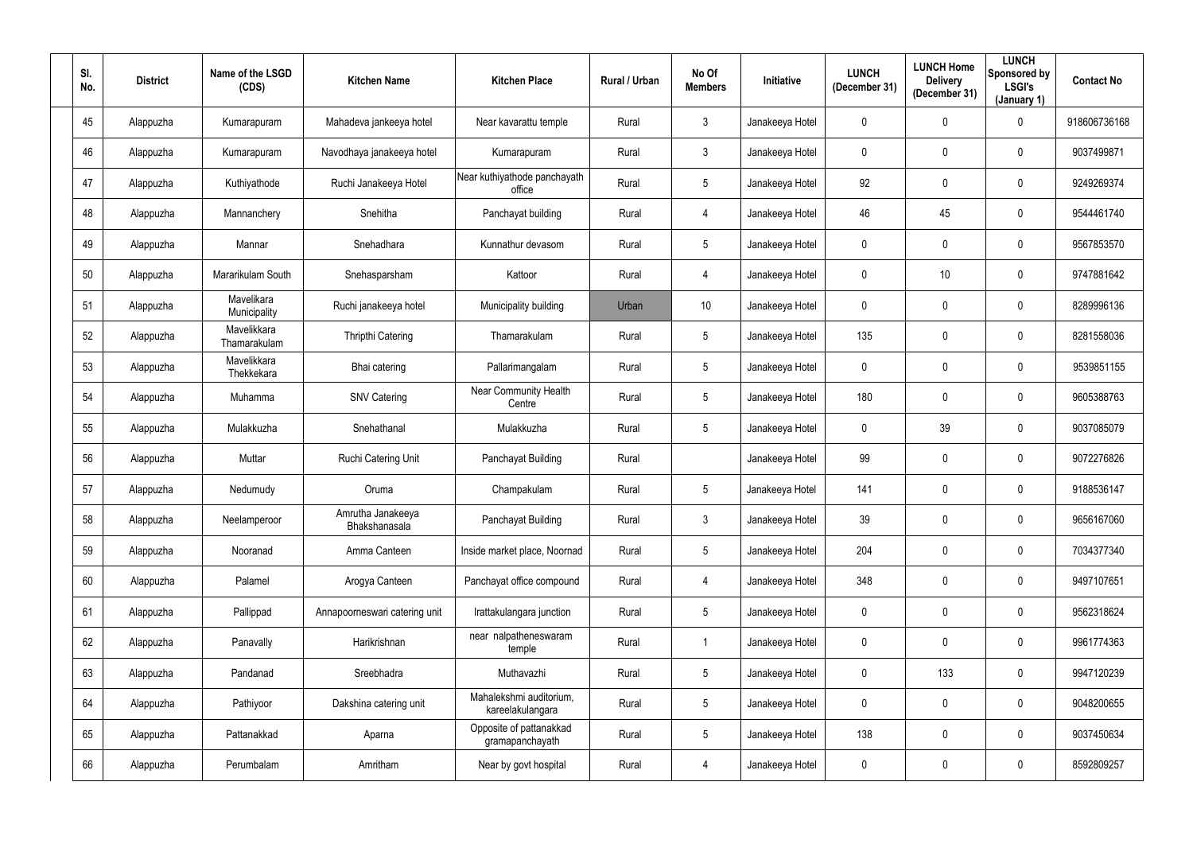| Sl. No. | District | Name of the LSGD (CDS) | Kitchen Name | Kitchen Place | Rural / Urban | No Of Members | Initiative | LUNCH (December 31) | LUNCH Home Delivery (December 31) | LUNCH Sponsored by LSGI's (January 1) | Contact No |
|---|---|---|---|---|---|---|---|---|---|---|---|
| 45 | Alappuzha | Kumarapuram | Mahadeva jankeeya hotel | Near kavarattu temple | Rural | 3 | Janakeeya Hotel | 0 | 0 | 0 | 918606736168 |
| 46 | Alappuzha | Kumarapuram | Navodhaya janakeeya hotel | Kumarapuram | Rural | 3 | Janakeeya Hotel | 0 | 0 | 0 | 9037499871 |
| 47 | Alappuzha | Kuthiyathode | Ruchi Janakeeya Hotel | Near kuthiyathode panchayath office | Rural | 5 | Janakeeya Hotel | 92 | 0 | 0 | 9249269374 |
| 48 | Alappuzha | Mannanchery | Snehitha | Panchayat building | Rural | 4 | Janakeeya Hotel | 46 | 45 | 0 | 9544461740 |
| 49 | Alappuzha | Mannar | Snehadhara | Kunnathur devasom | Rural | 5 | Janakeeya Hotel | 0 | 0 | 0 | 9567853570 |
| 50 | Alappuzha | Mararikulam South | Snehasparsham | Kattoor | Rural | 4 | Janakeeya Hotel | 0 | 10 | 0 | 9747881642 |
| 51 | Alappuzha | Mavelikara Municipality | Ruchi janakeeya hotel | Municipality building | Urban | 10 | Janakeeya Hotel | 0 | 0 | 0 | 8289996136 |
| 52 | Alappuzha | Mavelikkara Thamarakulam | Thripthi Catering | Thamarakulam | Rural | 5 | Janakeeya Hotel | 135 | 0 | 0 | 8281558036 |
| 53 | Alappuzha | Mavelikkara Thekkekara | Bhai catering | Pallarimangalam | Rural | 5 | Janakeeya Hotel | 0 | 0 | 0 | 9539851155 |
| 54 | Alappuzha | Muhamma | SNV Catering | Near Community Health Centre | Rural | 5 | Janakeeya Hotel | 180 | 0 | 0 | 9605388763 |
| 55 | Alappuzha | Mulakkuzha | Snehathanal | Mulakkuzha | Rural | 5 | Janakeeya Hotel | 0 | 39 | 0 | 9037085079 |
| 56 | Alappuzha | Muttar | Ruchi Catering Unit | Panchayat Building | Rural | | Janakeeya Hotel | 99 | 0 | 0 | 9072276826 |
| 57 | Alappuzha | Nedumudy | Oruma | Champakulam | Rural | 5 | Janakeeya Hotel | 141 | 0 | 0 | 9188536147 |
| 58 | Alappuzha | Neelamperoor | Amrutha Janakeeya Bhakshanasala | Panchayat Building | Rural | 3 | Janakeeya Hotel | 39 | 0 | 0 | 9656167060 |
| 59 | Alappuzha | Nooranad | Amma Canteen | Inside market place, Noornad | Rural | 5 | Janakeeya Hotel | 204 | 0 | 0 | 7034377340 |
| 60 | Alappuzha | Palamel | Arogya Canteen | Panchayat office compound | Rural | 4 | Janakeeya Hotel | 348 | 0 | 0 | 9497107651 |
| 61 | Alappuzha | Pallippad | Annapoorneswari catering unit | Irattakulangara junction | Rural | 5 | Janakeeya Hotel | 0 | 0 | 0 | 9562318624 |
| 62 | Alappuzha | Panavally | Harikrishnan | near nalpatheneswaram temple | Rural | 1 | Janakeeya Hotel | 0 | 0 | 0 | 9961774363 |
| 63 | Alappuzha | Pandanad | Sreebhadra | Muthavazhi | Rural | 5 | Janakeeya Hotel | 0 | 133 | 0 | 9947120239 |
| 64 | Alappuzha | Pathiyoor | Dakshina catering unit | Mahalekshmi auditorium, kareelakulangara | Rural | 5 | Janakeeya Hotel | 0 | 0 | 0 | 9048200655 |
| 65 | Alappuzha | Pattanakkad | Aparna | Opposite of pattanakkad gramapanchayath | Rural | 5 | Janakeeya Hotel | 138 | 0 | 0 | 9037450634 |
| 66 | Alappuzha | Perumbalam | Amritham | Near by govt hospital | Rural | 4 | Janakeeya Hotel | 0 | 0 | 0 | 8592809257 |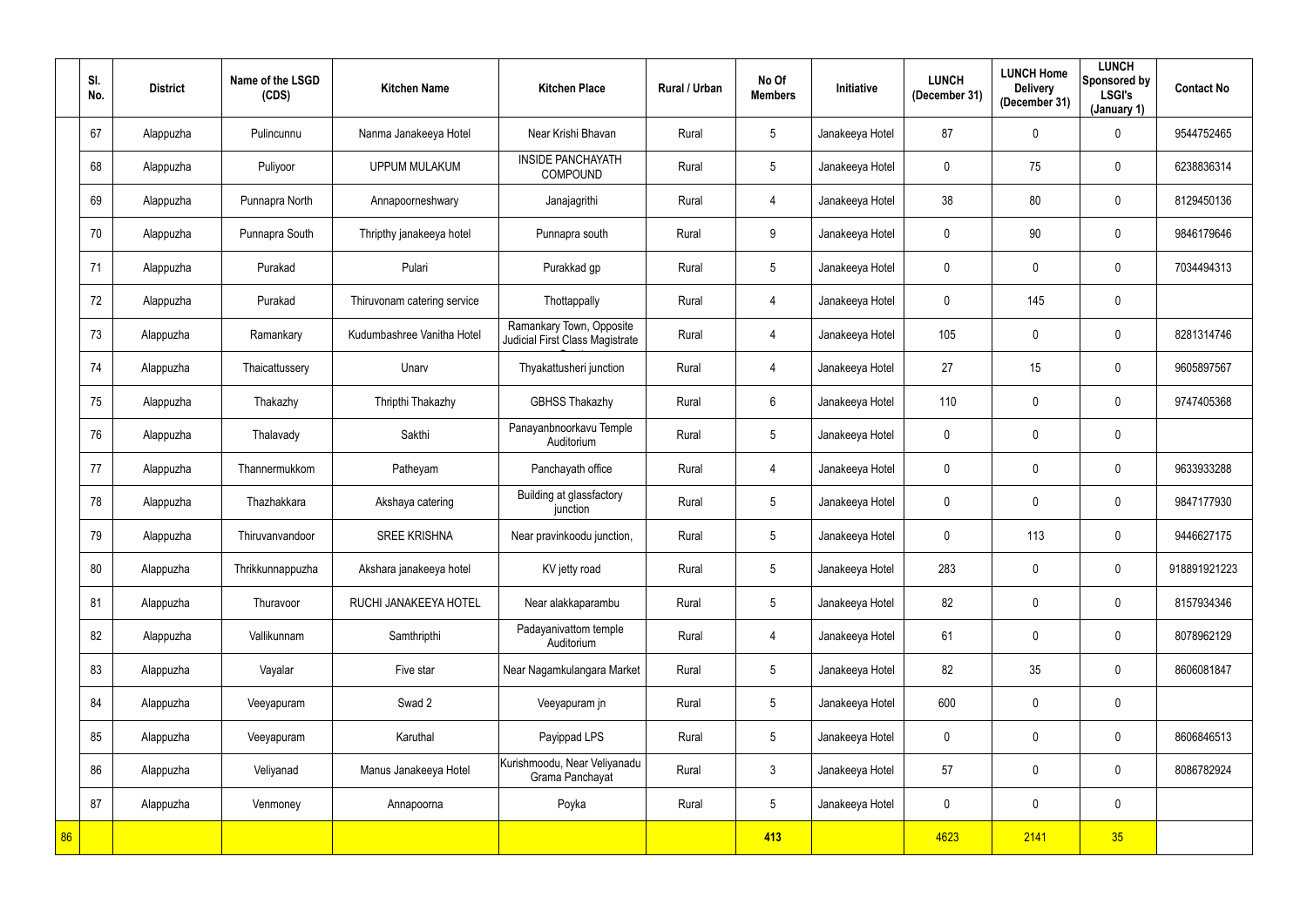| | Sl. No. | District | Name of the LSGD (CDS) | Kitchen Name | Kitchen Place | Rural / Urban | No Of Members | Initiative | LUNCH (December 31) | LUNCH Home Delivery (December 31) | LUNCH Sponsored by LSGI's (January 1) | Contact No |
|---|---|---|---|---|---|---|---|---|---|---|---|---|
| | 67 | Alappuzha | Pulincunnu | Nanma Janakeeya Hotel | Near Krishi Bhavan | Rural | 5 | Janakeeya Hotel | 87 | 0 | 0 | 9544752465 |
| | 68 | Alappuzha | Puliyoor | UPPUM MULAKUM | INSIDE PANCHAYATH COMPOUND | Rural | 5 | Janakeeya Hotel | 0 | 75 | 0 | 6238836314 |
| | 69 | Alappuzha | Punnapra North | Annapoorneshwary | Janajagrithi | Rural | 4 | Janakeeya Hotel | 38 | 80 | 0 | 8129450136 |
| | 70 | Alappuzha | Punnapra South | Thripthy janakeeya hotel | Punnapra south | Rural | 9 | Janakeeya Hotel | 0 | 90 | 0 | 9846179646 |
| | 71 | Alappuzha | Purakad | Pulari | Purakkad gp | Rural | 5 | Janakeeya Hotel | 0 | 0 | 0 | 7034494313 |
| | 72 | Alappuzha | Purakad | Thiruvonam catering service | Thottappally | Rural | 4 | Janakeeya Hotel | 0 | 145 | 0 | |
| | 73 | Alappuzha | Ramankary | Kudumbashree Vanitha Hotel | Ramankary Town, Opposite Judicial First Class Magistrate | Rural | 4 | Janakeeya Hotel | 105 | 0 | 0 | 8281314746 |
| | 74 | Alappuzha | Thaicattussery | Unarv | Thyakattusheri junction | Rural | 4 | Janakeeya Hotel | 27 | 15 | 0 | 9605897567 |
| | 75 | Alappuzha | Thakazhy | Thripthi Thakazhy | GBHSS Thakazhy | Rural | 6 | Janakeeya Hotel | 110 | 0 | 0 | 9747405368 |
| | 76 | Alappuzha | Thalavady | Sakthi | Panayanbnoorkavu Temple Auditorium | Rural | 5 | Janakeeya Hotel | 0 | 0 | 0 | |
| | 77 | Alappuzha | Thannermukkom | Patheyam | Panchayath office | Rural | 4 | Janakeeya Hotel | 0 | 0 | 0 | 9633933288 |
| | 78 | Alappuzha | Thazhakkara | Akshaya catering | Building at glassfactory junction | Rural | 5 | Janakeeya Hotel | 0 | 0 | 0 | 9847177930 |
| | 79 | Alappuzha | Thiruvanvandoor | SREE KRISHNA | Near pravinkoodu junction, | Rural | 5 | Janakeeya Hotel | 0 | 113 | 0 | 9446627175 |
| | 80 | Alappuzha | Thrikkunnappuzha | Akshara janakeeya hotel | KV jetty road | Rural | 5 | Janakeeya Hotel | 283 | 0 | 0 | 918891921223 |
| | 81 | Alappuzha | Thuravoor | RUCHI JANAKEEYA HOTEL | Near alakkaparambu | Rural | 5 | Janakeeya Hotel | 82 | 0 | 0 | 8157934346 |
| | 82 | Alappuzha | Vallikunnam | Samthripthi | Padayanivattom temple Auditorium | Rural | 4 | Janakeeya Hotel | 61 | 0 | 0 | 8078962129 |
| | 83 | Alappuzha | Vayalar | Five star | Near Nagamkulangara Market | Rural | 5 | Janakeeya Hotel | 82 | 35 | 0 | 8606081847 |
| | 84 | Alappuzha | Veeyapuram | Swad 2 | Veeyapuram jn | Rural | 5 | Janakeeya Hotel | 600 | 0 | 0 | |
| | 85 | Alappuzha | Veeyapuram | Karuthal | Payippad LPS | Rural | 5 | Janakeeya Hotel | 0 | 0 | 0 | 8606846513 |
| | 86 | Alappuzha | Veliyanad | Manus Janakeeya Hotel | Kurishmoodu, Near Veliyanadu Grama Panchayat | Rural | 3 | Janakeeya Hotel | 57 | 0 | 0 | 8086782924 |
| | 87 | Alappuzha | Venmoney | Annapoorna | Poyka | Rural | 5 | Janakeeya Hotel | 0 | 0 | 0 | |
| 86 | | | | | | | 413 | | 4623 | 2141 | 35 | |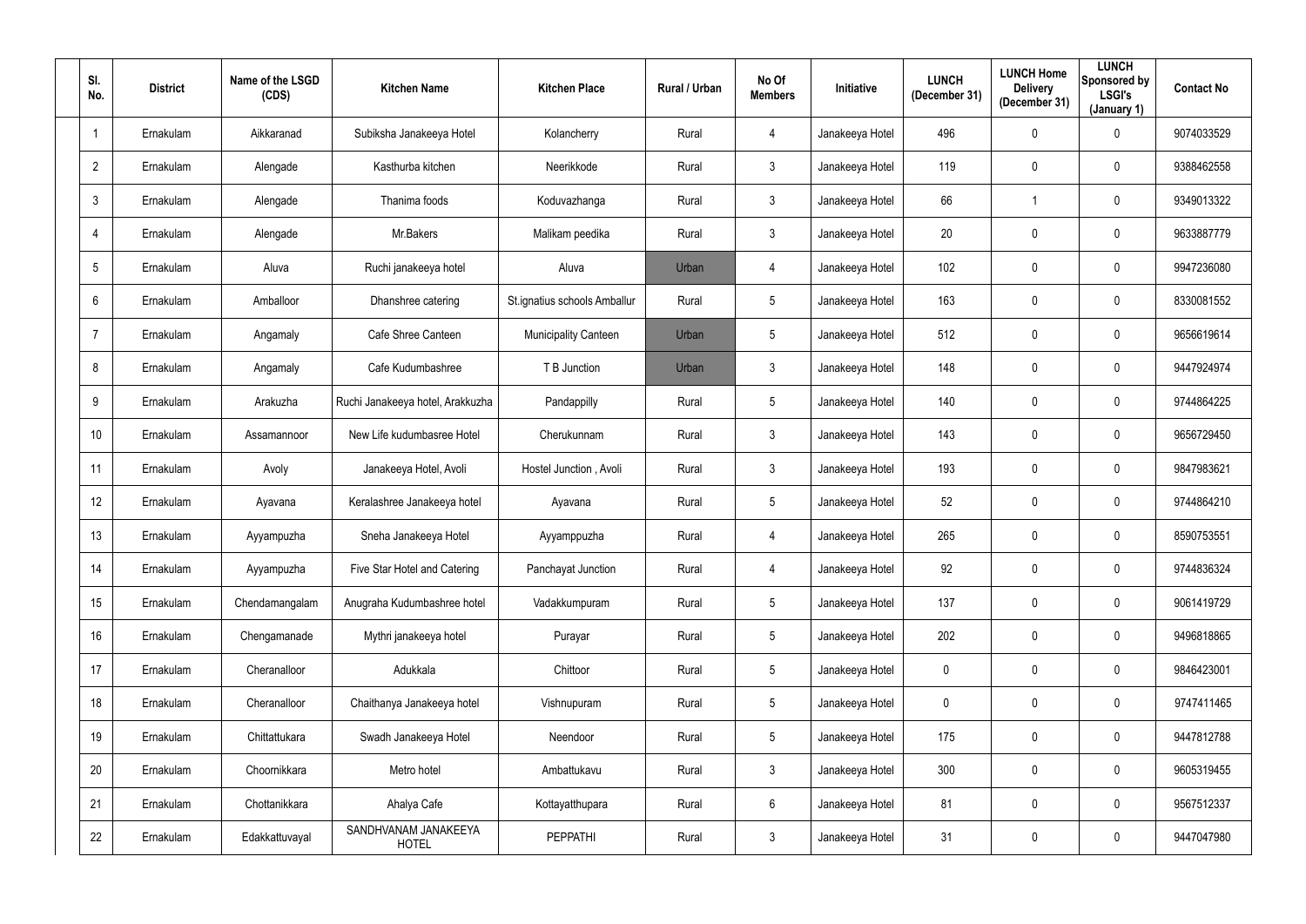| Sl. No. | District | Name of the LSGD (CDS) | Kitchen Name | Kitchen Place | Rural / Urban | No Of Members | Initiative | LUNCH (December 31) | LUNCH Home Delivery (December 31) | LUNCH Sponsored by LSGI's (January 1) | Contact No |
|---|---|---|---|---|---|---|---|---|---|---|---|
| 1 | Ernakulam | Aikkaranad | Subiksha Janakeeya Hotel | Kolancherry | Rural | 4 | Janakeeya Hotel | 496 | 0 | 0 | 9074033529 |
| 2 | Ernakulam | Alengade | Kasthurba kitchen | Neerikkode | Rural | 3 | Janakeeya Hotel | 119 | 0 | 0 | 9388462558 |
| 3 | Ernakulam | Alengade | Thanima foods | Koduvazhanga | Rural | 3 | Janakeeya Hotel | 66 | 1 | 0 | 9349013322 |
| 4 | Ernakulam | Alengade | Mr.Bakers | Malikam peedika | Rural | 3 | Janakeeya Hotel | 20 | 0 | 0 | 9633887779 |
| 5 | Ernakulam | Aluva | Ruchi janakeeya hotel | Aluva | Urban | 4 | Janakeeya Hotel | 102 | 0 | 0 | 9947236080 |
| 6 | Ernakulam | Amballoor | Dhanshree catering | St.ignatius schools Amballur | Rural | 5 | Janakeeya Hotel | 163 | 0 | 0 | 8330081552 |
| 7 | Ernakulam | Angamaly | Cafe Shree Canteen | Municipality Canteen | Urban | 5 | Janakeeya Hotel | 512 | 0 | 0 | 9656619614 |
| 8 | Ernakulam | Angamaly | Cafe Kudumbashree | T B Junction | Urban | 3 | Janakeeya Hotel | 148 | 0 | 0 | 9447924974 |
| 9 | Ernakulam | Arakuzha | Ruchi Janakeeya hotel, Arakkuzha | Pandappilly | Rural | 5 | Janakeeya Hotel | 140 | 0 | 0 | 9744864225 |
| 10 | Ernakulam | Assamannoor | New Life kudumbasree Hotel | Cherukunnam | Rural | 3 | Janakeeya Hotel | 143 | 0 | 0 | 9656729450 |
| 11 | Ernakulam | Avoly | Janakeeya Hotel, Avoli | Hostel Junction , Avoli | Rural | 3 | Janakeeya Hotel | 193 | 0 | 0 | 9847983621 |
| 12 | Ernakulam | Ayavana | Keralashree Janakeeya hotel | Ayavana | Rural | 5 | Janakeeya Hotel | 52 | 0 | 0 | 9744864210 |
| 13 | Ernakulam | Ayyampuzha | Sneha Janakeeya Hotel | Ayyamppuzha | Rural | 4 | Janakeeya Hotel | 265 | 0 | 0 | 8590753551 |
| 14 | Ernakulam | Ayyampuzha | Five Star Hotel and Catering | Panchayat Junction | Rural | 4 | Janakeeya Hotel | 92 | 0 | 0 | 9744836324 |
| 15 | Ernakulam | Chendamangalam | Anugraha Kudumbashree hotel | Vadakkumpuram | Rural | 5 | Janakeeya Hotel | 137 | 0 | 0 | 9061419729 |
| 16 | Ernakulam | Chengamanade | Mythri janakeeya hotel | Purayar | Rural | 5 | Janakeeya Hotel | 202 | 0 | 0 | 9496818865 |
| 17 | Ernakulam | Cheranalloor | Adukkala | Chittoor | Rural | 5 | Janakeeya Hotel | 0 | 0 | 0 | 9846423001 |
| 18 | Ernakulam | Cheranalloor | Chaithanya Janakeeya hotel | Vishnupuram | Rural | 5 | Janakeeya Hotel | 0 | 0 | 0 | 9747411465 |
| 19 | Ernakulam | Chittattukara | Swadh Janakeeya Hotel | Neendoor | Rural | 5 | Janakeeya Hotel | 175 | 0 | 0 | 9447812788 |
| 20 | Ernakulam | Choornikkara | Metro hotel | Ambattukavu | Rural | 3 | Janakeeya Hotel | 300 | 0 | 0 | 9605319455 |
| 21 | Ernakulam | Chottanikkara | Ahalya Cafe | Kottayatthupara | Rural | 6 | Janakeeya Hotel | 81 | 0 | 0 | 9567512337 |
| 22 | Ernakulam | Edakkattuvayal | SANDHVANAM JANAKEEYA HOTEL | PEPPATHI | Rural | 3 | Janakeeya Hotel | 31 | 0 | 0 | 9447047980 |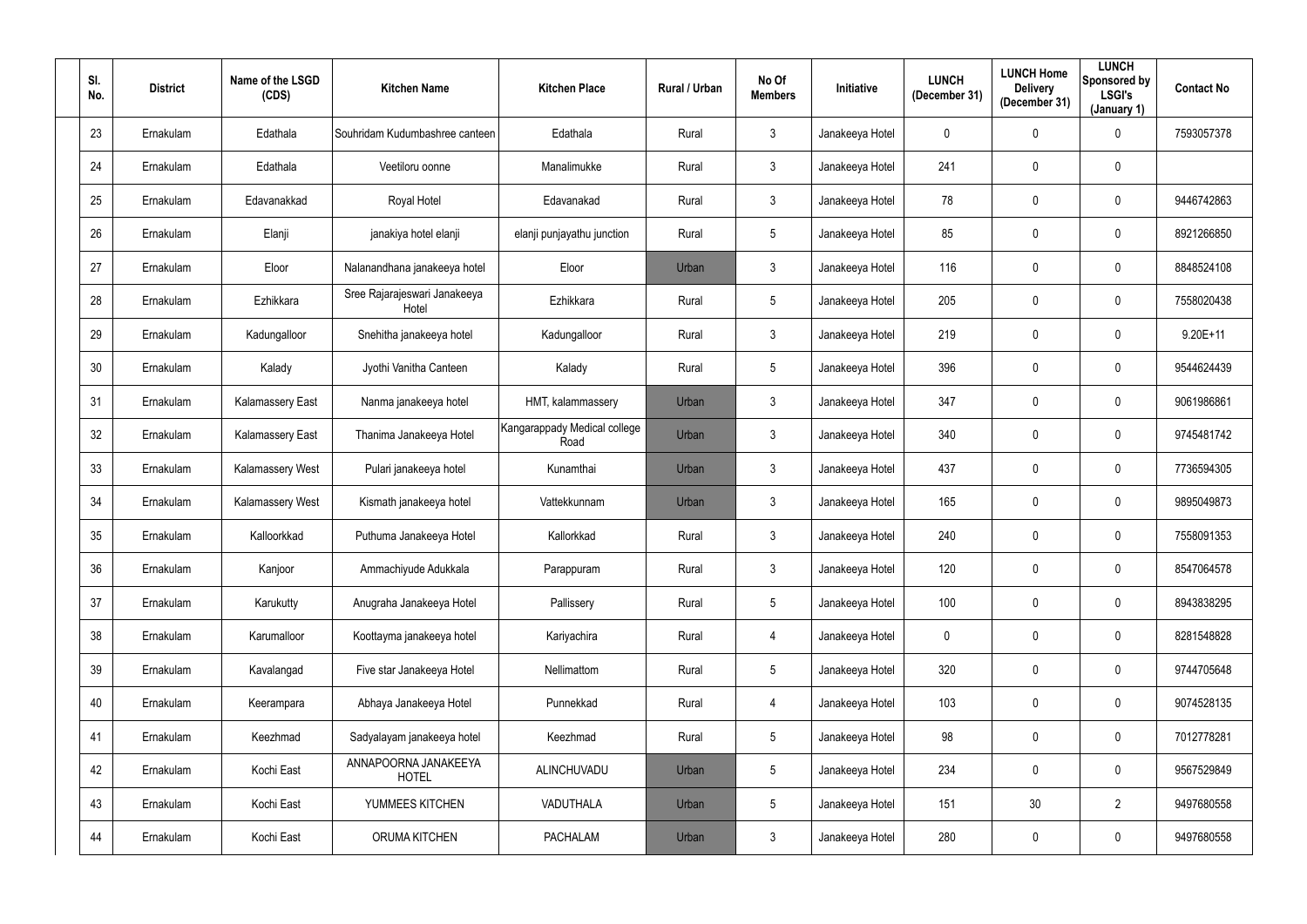| Sl. No. | District | Name of the LSGD (CDS) | Kitchen Name | Kitchen Place | Rural / Urban | No Of Members | Initiative | LUNCH (December 31) | LUNCH Home Delivery (December 31) | LUNCH Sponsored by LSGI's (January 1) | Contact No |
|---|---|---|---|---|---|---|---|---|---|---|---|
| 23 | Ernakulam | Edathala | Souhridam Kudumbashree canteen | Edathala | Rural | 3 | Janakeeya Hotel | 0 | 0 | 0 | 7593057378 |
| 24 | Ernakulam | Edathala | Veetiloru oonne | Manalimukke | Rural | 3 | Janakeeya Hotel | 241 | 0 | 0 | |
| 25 | Ernakulam | Edavanakkad | Royal Hotel | Edavanakad | Rural | 3 | Janakeeya Hotel | 78 | 0 | 0 | 9446742863 |
| 26 | Ernakulam | Elanji | janakiya hotel elanji | elanji punjayathu junction | Rural | 5 | Janakeeya Hotel | 85 | 0 | 0 | 8921266850 |
| 27 | Ernakulam | Eloor | Nalanandhana janakeeya hotel | Eloor | Urban | 3 | Janakeeya Hotel | 116 | 0 | 0 | 8848524108 |
| 28 | Ernakulam | Ezhikkara | Sree Rajarajeswari Janakeeya Hotel | Ezhikkara | Rural | 5 | Janakeeya Hotel | 205 | 0 | 0 | 7558020438 |
| 29 | Ernakulam | Kadungalloor | Snehitha janakeeya hotel | Kadungalloor | Rural | 3 | Janakeeya Hotel | 219 | 0 | 0 | 9.20E+11 |
| 30 | Ernakulam | Kalady | Jyothi Vanitha Canteen | Kalady | Rural | 5 | Janakeeya Hotel | 396 | 0 | 0 | 9544624439 |
| 31 | Ernakulam | Kalamassery East | Nanma janakeeya hotel | HMT, kalammassery | Urban | 3 | Janakeeya Hotel | 347 | 0 | 0 | 9061986861 |
| 32 | Ernakulam | Kalamassery East | Thanima Janakeeya Hotel | Kangarappady Medical college Road | Urban | 3 | Janakeeya Hotel | 340 | 0 | 0 | 9745481742 |
| 33 | Ernakulam | Kalamassery West | Pulari janakeeya hotel | Kunamthai | Urban | 3 | Janakeeya Hotel | 437 | 0 | 0 | 7736594305 |
| 34 | Ernakulam | Kalamassery West | Kismath janakeeya hotel | Vattekkunnam | Urban | 3 | Janakeeya Hotel | 165 | 0 | 0 | 9895049873 |
| 35 | Ernakulam | Kalloorkkad | Puthuma Janakeeya Hotel | Kallorkkad | Rural | 3 | Janakeeya Hotel | 240 | 0 | 0 | 7558091353 |
| 36 | Ernakulam | Kanjoor | Ammachiyude Adukkala | Parappuram | Rural | 3 | Janakeeya Hotel | 120 | 0 | 0 | 8547064578 |
| 37 | Ernakulam | Karukutty | Anugraha Janakeeya Hotel | Pallissery | Rural | 5 | Janakeeya Hotel | 100 | 0 | 0 | 8943838295 |
| 38 | Ernakulam | Karumalloor | Koottayma janakeeya hotel | Kariyachira | Rural | 4 | Janakeeya Hotel | 0 | 0 | 0 | 8281548828 |
| 39 | Ernakulam | Kavalangad | Five star Janakeeya Hotel | Nellimattom | Rural | 5 | Janakeeya Hotel | 320 | 0 | 0 | 9744705648 |
| 40 | Ernakulam | Keerampara | Abhaya Janakeeya Hotel | Punnekkad | Rural | 4 | Janakeeya Hotel | 103 | 0 | 0 | 9074528135 |
| 41 | Ernakulam | Keezhmad | Sadyalayam janakeeya hotel | Keezhmad | Rural | 5 | Janakeeya Hotel | 98 | 0 | 0 | 7012778281 |
| 42 | Ernakulam | Kochi East | ANNAPOORNA JANAKEEYA HOTEL | ALINCHUVADU | Urban | 5 | Janakeeya Hotel | 234 | 0 | 0 | 9567529849 |
| 43 | Ernakulam | Kochi East | YUMMEES KITCHEN | VADUTHALA | Urban | 5 | Janakeeya Hotel | 151 | 30 | 2 | 9497680558 |
| 44 | Ernakulam | Kochi East | ORUMA KITCHEN | PACHALAM | Urban | 3 | Janakeeya Hotel | 280 | 0 | 0 | 9497680558 |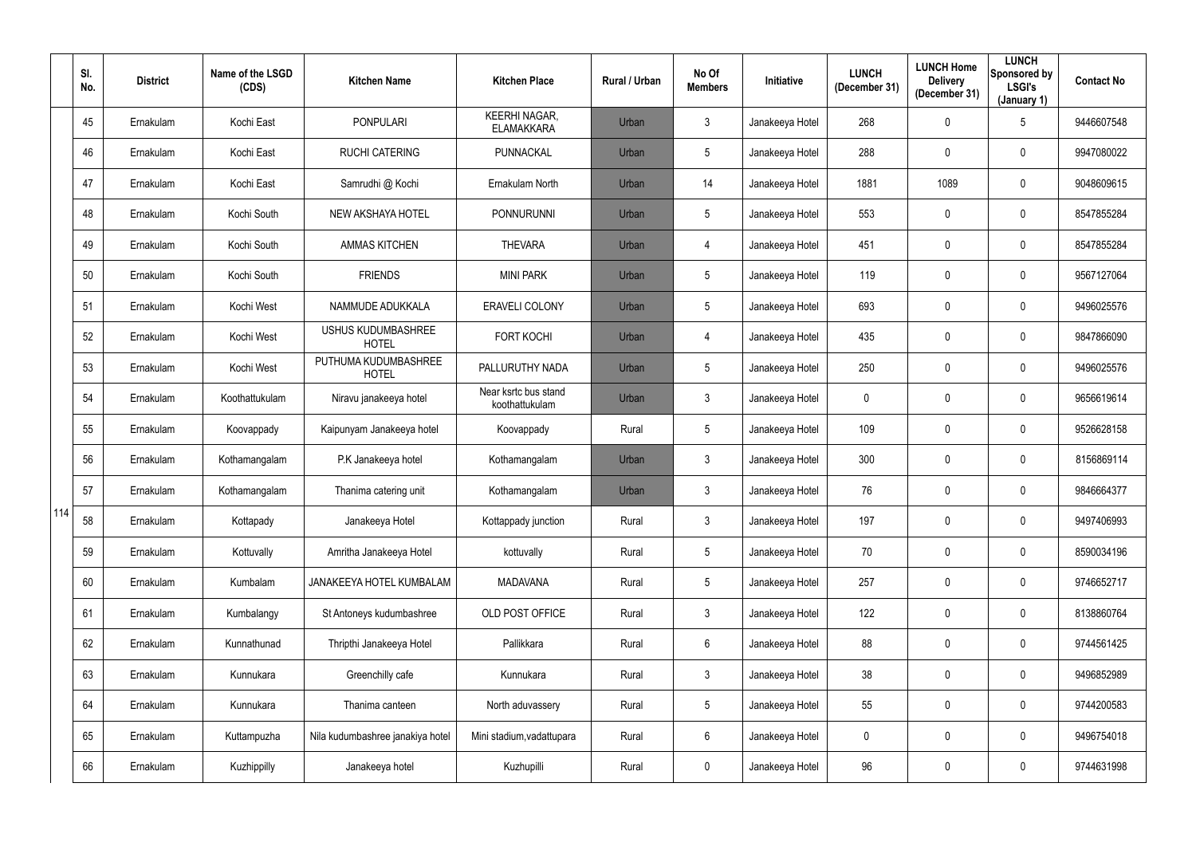| | Sl. No. | District | Name of the LSGD (CDS) | Kitchen Name | Kitchen Place | Rural / Urban | No Of Members | Initiative | LUNCH (December 31) | LUNCH Home Delivery (December 31) | LUNCH Sponsored by LSGI's (January 1) | Contact No |
|---|---|---|---|---|---|---|---|---|---|---|---|---|
| 114 | 45 | Ernakulam | Kochi East | PONPULARI | KEERHI NAGAR, ELAMAKKARA | Urban | 3 | Janakeeya Hotel | 268 | 0 | 5 | 9446607548 |
| | 46 | Ernakulam | Kochi East | RUCHI CATERING | PUNNACKAL | Urban | 5 | Janakeeya Hotel | 288 | 0 | 0 | 9947080022 |
| | 47 | Ernakulam | Kochi East | Samrudhi @ Kochi | Ernakulam North | Urban | 14 | Janakeeya Hotel | 1881 | 1089 | 0 | 9048609615 |
| | 48 | Ernakulam | Kochi South | NEW AKSHAYA HOTEL | PONNURUNNI | Urban | 5 | Janakeeya Hotel | 553 | 0 | 0 | 8547855284 |
| | 49 | Ernakulam | Kochi South | AMMAS KITCHEN | THEVARA | Urban | 4 | Janakeeya Hotel | 451 | 0 | 0 | 8547855284 |
| | 50 | Ernakulam | Kochi South | FRIENDS | MINI PARK | Urban | 5 | Janakeeya Hotel | 119 | 0 | 0 | 9567127064 |
| | 51 | Ernakulam | Kochi West | NAMMUDE ADUKKALA | ERAVELI COLONY | Urban | 5 | Janakeeya Hotel | 693 | 0 | 0 | 9496025576 |
| | 52 | Ernakulam | Kochi West | USHUS KUDUMBASHREE HOTEL | FORT KOCHI | Urban | 4 | Janakeeya Hotel | 435 | 0 | 0 | 9847866090 |
| | 53 | Ernakulam | Kochi West | PUTHUMA KUDUMBASHREE HOTEL | PALLURUTHY NADA | Urban | 5 | Janakeeya Hotel | 250 | 0 | 0 | 9496025576 |
| | 54 | Ernakulam | Koothattukulam | Niravu janakeeya hotel | Near ksrtc bus stand koothattukulam | Urban | 3 | Janakeeya Hotel | 0 | 0 | 0 | 9656619614 |
| | 55 | Ernakulam | Koovappady | Kaipunyam Janakeeya hotel | Koovappady | Rural | 5 | Janakeeya Hotel | 109 | 0 | 0 | 9526628158 |
| | 56 | Ernakulam | Kothamangalam | P.K Janakeeya hotel | Kothamangalam | Urban | 3 | Janakeeya Hotel | 300 | 0 | 0 | 8156869114 |
| | 57 | Ernakulam | Kothamangalam | Thanima catering unit | Kothamangalam | Urban | 3 | Janakeeya Hotel | 76 | 0 | 0 | 9846664377 |
| | 58 | Ernakulam | Kottapady | Janakeeya Hotel | Kottappady junction | Rural | 3 | Janakeeya Hotel | 197 | 0 | 0 | 9497406993 |
| | 59 | Ernakulam | Kottuvally | Amritha Janakeeya Hotel | kottuvally | Rural | 5 | Janakeeya Hotel | 70 | 0 | 0 | 8590034196 |
| | 60 | Ernakulam | Kumbalam | JANAKEEYA HOTEL KUMBALAM | MADAVANA | Rural | 5 | Janakeeya Hotel | 257 | 0 | 0 | 9746652717 |
| | 61 | Ernakulam | Kumbalangy | St Antoneys kudumbashree | OLD POST OFFICE | Rural | 3 | Janakeeya Hotel | 122 | 0 | 0 | 8138860764 |
| | 62 | Ernakulam | Kunnathunad | Thripthi Janakeeya Hotel | Pallikkara | Rural | 6 | Janakeeya Hotel | 88 | 0 | 0 | 9744561425 |
| | 63 | Ernakulam | Kunnukara | Greenchilly cafe | Kunnukara | Rural | 3 | Janakeeya Hotel | 38 | 0 | 0 | 9496852989 |
| | 64 | Ernakulam | Kunnukara | Thanima canteen | North aduvassery | Rural | 5 | Janakeeya Hotel | 55 | 0 | 0 | 9744200583 |
| | 65 | Ernakulam | Kuttampuzha | Nila kudumbashree janakiya hotel | Mini stadium,vadattupara | Rural | 6 | Janakeeya Hotel | 0 | 0 | 0 | 9496754018 |
| | 66 | Ernakulam | Kuzhippilly | Janakeeya hotel | Kuzhupilli | Rural | 0 | Janakeeya Hotel | 96 | 0 | 0 | 9744631998 |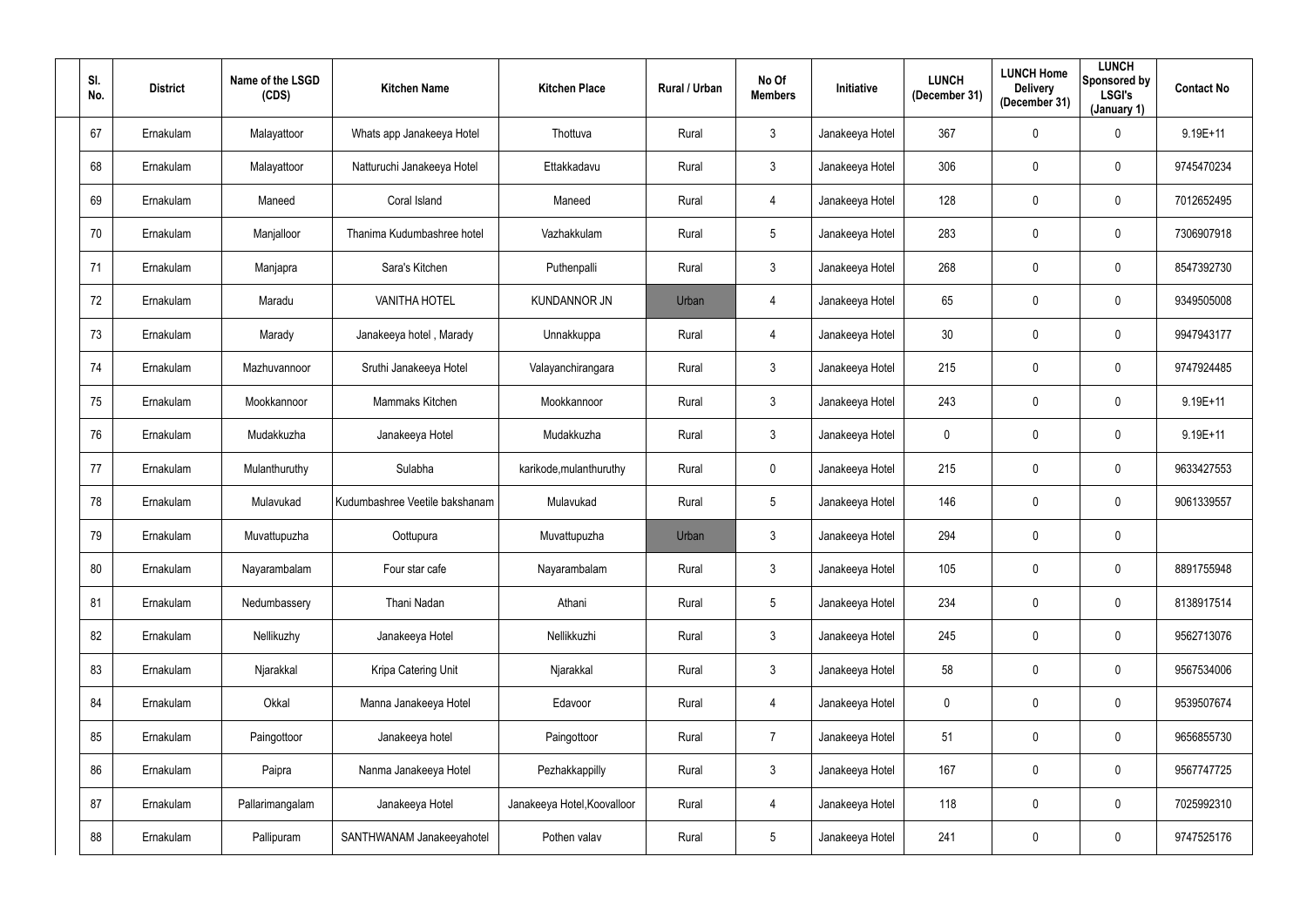| Sl. No. | District | Name of the LSGD (CDS) | Kitchen Name | Kitchen Place | Rural / Urban | No Of Members | Initiative | LUNCH (December 31) | LUNCH Home Delivery (December 31) | LUNCH Sponsored by LSGI's (January 1) | Contact No |
|---|---|---|---|---|---|---|---|---|---|---|---|
| 67 | Ernakulam | Malayattoor | Whats app Janakeeya Hotel | Thottuva | Rural | 3 | Janakeeya Hotel | 367 | 0 | 0 | 9.19E+11 |
| 68 | Ernakulam | Malayattoor | Natturuchi Janakeeya Hotel | Ettakkadavu | Rural | 3 | Janakeeya Hotel | 306 | 0 | 0 | 9745470234 |
| 69 | Ernakulam | Maneed | Coral Island | Maneed | Rural | 4 | Janakeeya Hotel | 128 | 0 | 0 | 7012652495 |
| 70 | Ernakulam | Manjalloor | Thanima Kudumbashree hotel | Vazhakkulam | Rural | 5 | Janakeeya Hotel | 283 | 0 | 0 | 7306907918 |
| 71 | Ernakulam | Manjapra | Sara's Kitchen | Puthenpalli | Rural | 3 | Janakeeya Hotel | 268 | 0 | 0 | 8547392730 |
| 72 | Ernakulam | Maradu | VANITHA HOTEL | KUNDANNOR JN | Urban | 4 | Janakeeya Hotel | 65 | 0 | 0 | 9349505008 |
| 73 | Ernakulam | Marady | Janakeeya hotel , Marady | Unnakkuppa | Rural | 4 | Janakeeya Hotel | 30 | 0 | 0 | 9947943177 |
| 74 | Ernakulam | Mazhuvannoor | Sruthi Janakeeya Hotel | Valayanchirangara | Rural | 3 | Janakeeya Hotel | 215 | 0 | 0 | 9747924485 |
| 75 | Ernakulam | Mookkannoor | Mammaks Kitchen | Mookkannoor | Rural | 3 | Janakeeya Hotel | 243 | 0 | 0 | 9.19E+11 |
| 76 | Ernakulam | Mudakkuzha | Janakeeya Hotel | Mudakkuzha | Rural | 3 | Janakeeya Hotel | 0 | 0 | 0 | 9.19E+11 |
| 77 | Ernakulam | Mulanthuruthy | Sulabha | karikode,mulanthuruthy | Rural | 0 | Janakeeya Hotel | 215 | 0 | 0 | 9633427553 |
| 78 | Ernakulam | Mulavukad | Kudumbashree Veetile bakshanam | Mulavukad | Rural | 5 | Janakeeya Hotel | 146 | 0 | 0 | 9061339557 |
| 79 | Ernakulam | Muvattupuzha | Oottupura | Muvattupuzha | Urban | 3 | Janakeeya Hotel | 294 | 0 | 0 | |
| 80 | Ernakulam | Nayarambalam | Four star cafe | Nayarambalam | Rural | 3 | Janakeeya Hotel | 105 | 0 | 0 | 8891755948 |
| 81 | Ernakulam | Nedumbassery | Thani Nadan | Athani | Rural | 5 | Janakeeya Hotel | 234 | 0 | 0 | 8138917514 |
| 82 | Ernakulam | Nellikuzhy | Janakeeya Hotel | Nellikkuzhi | Rural | 3 | Janakeeya Hotel | 245 | 0 | 0 | 9562713076 |
| 83 | Ernakulam | Njarakkal | Kripa Catering Unit | Njarakkal | Rural | 3 | Janakeeya Hotel | 58 | 0 | 0 | 9567534006 |
| 84 | Ernakulam | Okkal | Manna Janakeeya Hotel | Edavoor | Rural | 4 | Janakeeya Hotel | 0 | 0 | 0 | 9539507674 |
| 85 | Ernakulam | Paingottoor | Janakeeya hotel | Paingottoor | Rural | 7 | Janakeeya Hotel | 51 | 0 | 0 | 9656855730 |
| 86 | Ernakulam | Paipra | Nanma Janakeeya Hotel | Pezhakkappilly | Rural | 3 | Janakeeya Hotel | 167 | 0 | 0 | 9567747725 |
| 87 | Ernakulam | Pallarimangalam | Janakeeya Hotel | Janakeeya Hotel,Koovalloor | Rural | 4 | Janakeeya Hotel | 118 | 0 | 0 | 7025992310 |
| 88 | Ernakulam | Pallipuram | SANTHWANAM Janakeeyahotel | Pothen valav | Rural | 5 | Janakeeya Hotel | 241 | 0 | 0 | 9747525176 |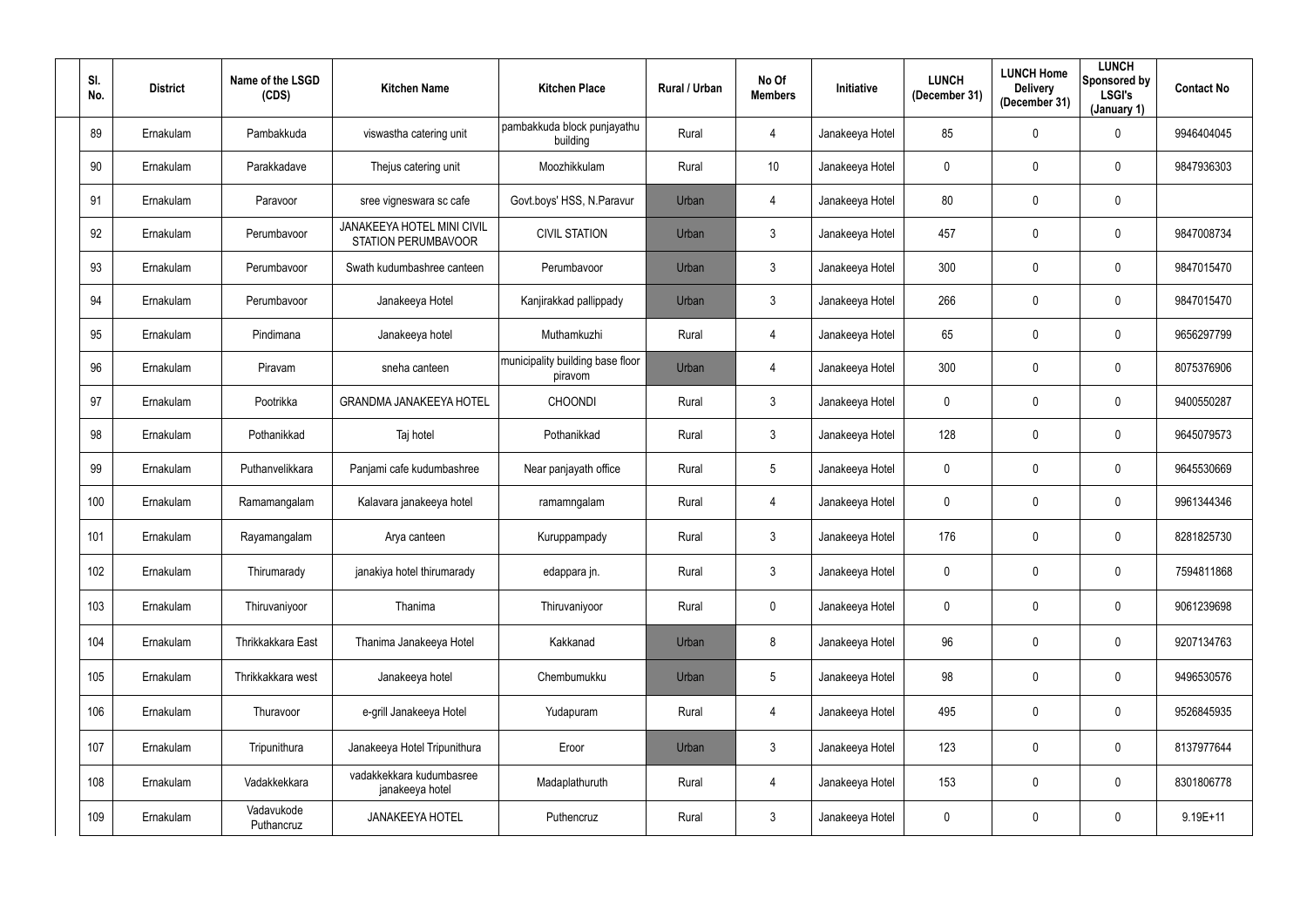| Sl. No. | District | Name of the LSGD (CDS) | Kitchen Name | Kitchen Place | Rural / Urban | No Of Members | Initiative | LUNCH (December 31) | LUNCH Home Delivery (December 31) | LUNCH Sponsored by LSGI's (January 1) | Contact No |
|---|---|---|---|---|---|---|---|---|---|---|---|
| 89 | Ernakulam | Pambakkuda | viswastha catering unit | pambakkuda block punjayathu building | Rural | 4 | Janakeeya Hotel | 85 | 0 | 0 | 9946404045 |
| 90 | Ernakulam | Parakkadave | Thejus catering unit | Moozhikkulam | Rural | 10 | Janakeeya Hotel | 0 | 0 | 0 | 9847936303 |
| 91 | Ernakulam | Paravoor | sree vigneswara sc cafe | Govt.boys' HSS, N.Paravur | Urban | 4 | Janakeeya Hotel | 80 | 0 | 0 | |
| 92 | Ernakulam | Perumbavoor | JANAKEEYA HOTEL MINI CIVIL STATION PERUMBAVOOR | CIVIL STATION | Urban | 3 | Janakeeya Hotel | 457 | 0 | 0 | 9847008734 |
| 93 | Ernakulam | Perumbavoor | Swath kudumbashree canteen | Perumbavoor | Urban | 3 | Janakeeya Hotel | 300 | 0 | 0 | 9847015470 |
| 94 | Ernakulam | Perumbavoor | Janakeeya Hotel | Kanjirakkad pallippady | Urban | 3 | Janakeeya Hotel | 266 | 0 | 0 | 9847015470 |
| 95 | Ernakulam | Pindimana | Janakeeya hotel | Muthamkuzhi | Rural | 4 | Janakeeya Hotel | 65 | 0 | 0 | 9656297799 |
| 96 | Ernakulam | Piravam | sneha canteen | municipality building base floor piravom | Urban | 4 | Janakeeya Hotel | 300 | 0 | 0 | 8075376906 |
| 97 | Ernakulam | Pootrikka | GRANDMA JANAKEEYA HOTEL | CHOONDI | Rural | 3 | Janakeeya Hotel | 0 | 0 | 0 | 9400550287 |
| 98 | Ernakulam | Pothanikkad | Taj hotel | Pothanikkad | Rural | 3 | Janakeeya Hotel | 128 | 0 | 0 | 9645079573 |
| 99 | Ernakulam | Puthanvelikkara | Panjami cafe kudumbashree | Near panjayath office | Rural | 5 | Janakeeya Hotel | 0 | 0 | 0 | 9645530669 |
| 100 | Ernakulam | Ramamangalam | Kalavara janakeeya hotel | ramamngalam | Rural | 4 | Janakeeya Hotel | 0 | 0 | 0 | 9961344346 |
| 101 | Ernakulam | Rayamangalam | Arya canteen | Kuruppampady | Rural | 3 | Janakeeya Hotel | 176 | 0 | 0 | 8281825730 |
| 102 | Ernakulam | Thirumarady | janakiya hotel thirumarady | edappara jn. | Rural | 3 | Janakeeya Hotel | 0 | 0 | 0 | 7594811868 |
| 103 | Ernakulam | Thiruvaniyoor | Thanima | Thiruvaniyoor | Rural | 0 | Janakeeya Hotel | 0 | 0 | 0 | 9061239698 |
| 104 | Ernakulam | Thrikkakkara East | Thanima Janakeeya Hotel | Kakkanad | Urban | 8 | Janakeeya Hotel | 96 | 0 | 0 | 9207134763 |
| 105 | Ernakulam | Thrikkakkara west | Janakeeya hotel | Chembumukku | Urban | 5 | Janakeeya Hotel | 98 | 0 | 0 | 9496530576 |
| 106 | Ernakulam | Thuravoor | e-grill Janakeeya Hotel | Yudapuram | Rural | 4 | Janakeeya Hotel | 495 | 0 | 0 | 9526845935 |
| 107 | Ernakulam | Tripunithura | Janakeeya Hotel Tripunithura | Eroor | Urban | 3 | Janakeeya Hotel | 123 | 0 | 0 | 8137977644 |
| 108 | Ernakulam | Vadakkekkara | vadakkekkara kudumbasree janakeeya hotel | Madaplathuruth | Rural | 4 | Janakeeya Hotel | 153 | 0 | 0 | 8301806778 |
| 109 | Ernakulam | Vadavukode Puthencruz | JANAKEEYA HOTEL | Puthencruz | Rural | 3 | Janakeeya Hotel | 0 | 0 | 0 | 9.19E+11 |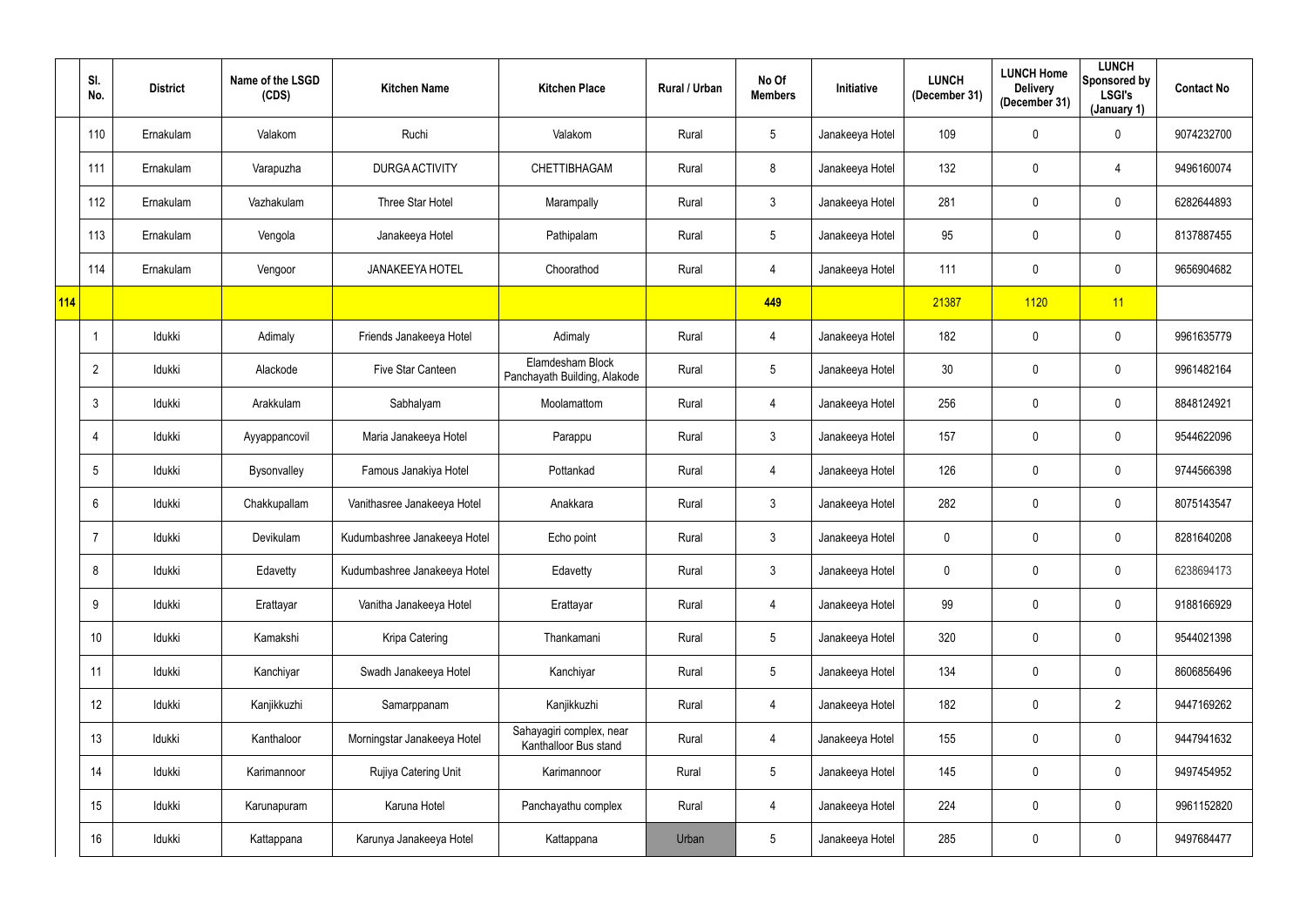| | Sl. No. | District | Name of the LSGD (CDS) | Kitchen Name | Kitchen Place | Rural / Urban | No Of Members | Initiative | LUNCH (December 31) | LUNCH Home Delivery (December 31) | LUNCH Sponsored by LSGI's (January 1) | Contact No |
|---|---|---|---|---|---|---|---|---|---|---|---|---|
| | 110 | Ernakulam | Valakom | Ruchi | Valakom | Rural | 5 | Janakeeya Hotel | 109 | 0 | 0 | 9074232700 |
| | 111 | Ernakulam | Varapuzha | DURGA ACTIVITY | CHETTIBHAGAM | Rural | 8 | Janakeeya Hotel | 132 | 0 | 4 | 9496160074 |
| | 112 | Ernakulam | Vazhakulam | Three Star Hotel | Marampally | Rural | 3 | Janakeeya Hotel | 281 | 0 | 0 | 6282644893 |
| | 113 | Ernakulam | Vengola | Janakeeya Hotel | Pathipalam | Rural | 5 | Janakeeya Hotel | 95 | 0 | 0 | 8137887455 |
| | 114 | Ernakulam | Vengoor | JANAKEEYA HOTEL | Choorathod | Rural | 4 | Janakeeya Hotel | 111 | 0 | 0 | 9656904682 |
| 114 | | | | | | | 449 | | 21387 | 1120 | 11 | |
| | 1 | Idukki | Adimaly | Friends Janakeeya Hotel | Adimaly | Rural | 4 | Janakeeya Hotel | 182 | 0 | 0 | 9961635779 |
| | 2 | Idukki | Alackode | Five Star Canteen | Elamdesham Block Panchayath Building, Alakode | Rural | 5 | Janakeeya Hotel | 30 | 0 | 0 | 9961482164 |
| | 3 | Idukki | Arakkulam | Sabhalyam | Moolamattom | Rural | 4 | Janakeeya Hotel | 256 | 0 | 0 | 8848124921 |
| | 4 | Idukki | Ayyappancovil | Maria Janakeeya Hotel | Parappu | Rural | 3 | Janakeeya Hotel | 157 | 0 | 0 | 9544622096 |
| | 5 | Idukki | Bysonvalley | Famous Janakiya Hotel | Pottankad | Rural | 4 | Janakeeya Hotel | 126 | 0 | 0 | 9744566398 |
| | 6 | Idukki | Chakkupallam | Vanithasree Janakeeya Hotel | Anakkara | Rural | 3 | Janakeeya Hotel | 282 | 0 | 0 | 8075143547 |
| | 7 | Idukki | Devikulam | Kudumbashree Janakeeya Hotel | Echo point | Rural | 3 | Janakeeya Hotel | 0 | 0 | 0 | 8281640208 |
| | 8 | Idukki | Edavetty | Kudumbashree Janakeeya Hotel | Edavetty | Rural | 3 | Janakeeya Hotel | 0 | 0 | 0 | 6238694173 |
| | 9 | Idukki | Erattayar | Vanitha Janakeeya Hotel | Erattayar | Rural | 4 | Janakeeya Hotel | 99 | 0 | 0 | 9188166929 |
| | 10 | Idukki | Kamakshi | Kripa Catering | Thankamani | Rural | 5 | Janakeeya Hotel | 320 | 0 | 0 | 9544021398 |
| | 11 | Idukki | Kanchiyar | Swadh Janakeeya Hotel | Kanchiyar | Rural | 5 | Janakeeya Hotel | 134 | 0 | 0 | 8606856496 |
| | 12 | Idukki | Kanjikkuzhi | Samarppanam | Kanjikkuzhi | Rural | 4 | Janakeeya Hotel | 182 | 0 | 2 | 9447169262 |
| | 13 | Idukki | Kanthaloor | Morningstar Janakeeya Hotel | Sahayagiri complex, near Kanthalloor Bus stand | Rural | 4 | Janakeeya Hotel | 155 | 0 | 0 | 9447941632 |
| | 14 | Idukki | Karimannoor | Rujiya Catering Unit | Karimannoor | Rural | 5 | Janakeeya Hotel | 145 | 0 | 0 | 9497454952 |
| | 15 | Idukki | Karunapuram | Karuna Hotel | Panchayathu complex | Rural | 4 | Janakeeya Hotel | 224 | 0 | 0 | 9961152820 |
| | 16 | Idukki | Kattappana | Karunya Janakeeya Hotel | Kattappana | Urban | 5 | Janakeeya Hotel | 285 | 0 | 0 | 9497684477 |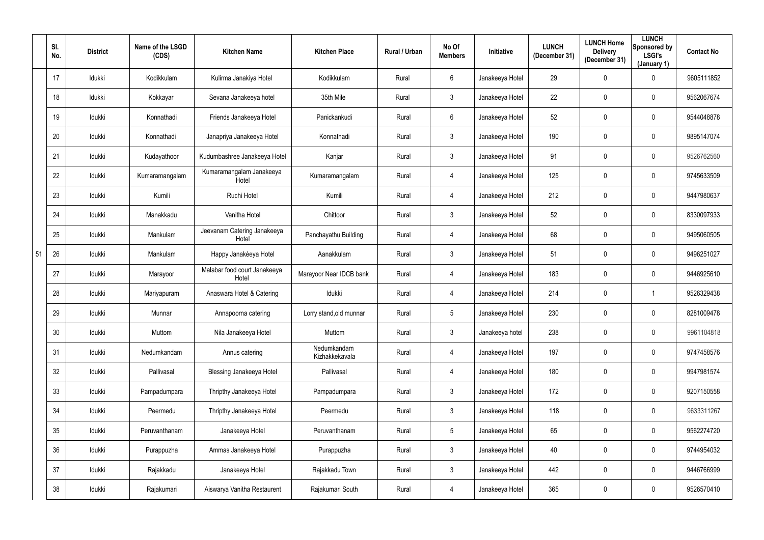|  | Sl. No. | District | Name of the LSGD (CDS) | Kitchen Name | Kitchen Place | Rural / Urban | No Of Members | Initiative | LUNCH (December 31) | LUNCH Home Delivery (December 31) | LUNCH Sponsored by LSGI's (January 1) | Contact No |
|---|---|---|---|---|---|---|---|---|---|---|---|---|
|  | 17 | Idukki | Kodikkulam | Kulirma Janakiya Hotel | Kodikkulam | Rural | 6 | Janakeeya Hotel | 29 | 0 | 0 | 9605111852 |
|  | 18 | Idukki | Kokkayar | Sevana Janakeeya hotel | 35th Mile | Rural | 3 | Janakeeya Hotel | 22 | 0 | 0 | 9562067674 |
|  | 19 | Idukki | Konnathadi | Friends Janakeeya Hotel | Panickankudi | Rural | 6 | Janakeeya Hotel | 52 | 0 | 0 | 9544048878 |
|  | 20 | Idukki | Konnathadi | Janapriya Janakeeya Hotel | Konnathadi | Rural | 3 | Janakeeya Hotel | 190 | 0 | 0 | 9895147074 |
|  | 21 | Idukki | Kudayathoor | Kudumbashree Janakeeya Hotel | Kanjar | Rural | 3 | Janakeeya Hotel | 91 | 0 | 0 | 9526762560 |
|  | 22 | Idukki | Kumaramangalam | Kumaramangalam Janakeeya Hotel | Kumaramangalam | Rural | 4 | Janakeeya Hotel | 125 | 0 | 0 | 9745633509 |
|  | 23 | Idukki | Kumili | Ruchi Hotel | Kumili | Rural | 4 | Janakeeya Hotel | 212 | 0 | 0 | 9447980637 |
|  | 24 | Idukki | Manakkadu | Vanitha Hotel | Chittoor | Rural | 3 | Janakeeya Hotel | 52 | 0 | 0 | 8330097933 |
|  | 25 | Idukki | Mankulam | Jeevanam Catering Janakeeya Hotel | Panchayathu Building | Rural | 4 | Janakeeya Hotel | 68 | 0 | 0 | 9495060505 |
| 51 | 26 | Idukki | Mankulam | Happy Janakéeya Hotel | Aanakkulam | Rural | 3 | Janakeeya Hotel | 51 | 0 | 0 | 9496251027 |
|  | 27 | Idukki | Marayoor | Malabar food court Janakeeya Hotel | Marayoor Near IDCB bank | Rural | 4 | Janakeeya Hotel | 183 | 0 | 0 | 9446925610 |
|  | 28 | Idukki | Mariyapuram | Anaswara Hotel & Catering | Idukki | Rural | 4 | Janakeeya Hotel | 214 | 0 | 1 | 9526329438 |
|  | 29 | Idukki | Munnar | Annapoorna catering | Lorry stand,old munnar | Rural | 5 | Janakeeya Hotel | 230 | 0 | 0 | 8281009478 |
|  | 30 | Idukki | Muttom | Nila Janakeeya Hotel | Muttom | Rural | 3 | Janakeeya hotel | 238 | 0 | 0 | 9961104818 |
|  | 31 | Idukki | Nedumkandam | Annus catering | Nedumkandam Kizhakkekavala | Rural | 4 | Janakeeya Hotel | 197 | 0 | 0 | 9747458576 |
|  | 32 | Idukki | Pallivasal | Blessing Janakeeya Hotel | Pallivasal | Rural | 4 | Janakeeya Hotel | 180 | 0 | 0 | 9947981574 |
|  | 33 | Idukki | Pampadumpara | Thripthy Janakeeya Hotel | Pampadumpara | Rural | 3 | Janakeeya Hotel | 172 | 0 | 0 | 9207150558 |
|  | 34 | Idukki | Peermedu | Thripthy Janakeeya Hotel | Peermedu | Rural | 3 | Janakeeya Hotel | 118 | 0 | 0 | 9633311267 |
|  | 35 | Idukki | Peruvanthanam | Janakeeya Hotel | Peruvanthanam | Rural | 5 | Janakeeya Hotel | 65 | 0 | 0 | 9562274720 |
|  | 36 | Idukki | Purappuzha | Ammas Janakeeya Hotel | Purappuzha | Rural | 3 | Janakeeya Hotel | 40 | 0 | 0 | 9744954032 |
|  | 37 | Idukki | Rajakkadu | Janakeeya Hotel | Rajakkadu Town | Rural | 3 | Janakeeya Hotel | 442 | 0 | 0 | 9446766999 |
|  | 38 | Idukki | Rajakumari | Aiswarya Vanitha Restaurent | Rajakumari South | Rural | 4 | Janakeeya Hotel | 365 | 0 | 0 | 9526570410 |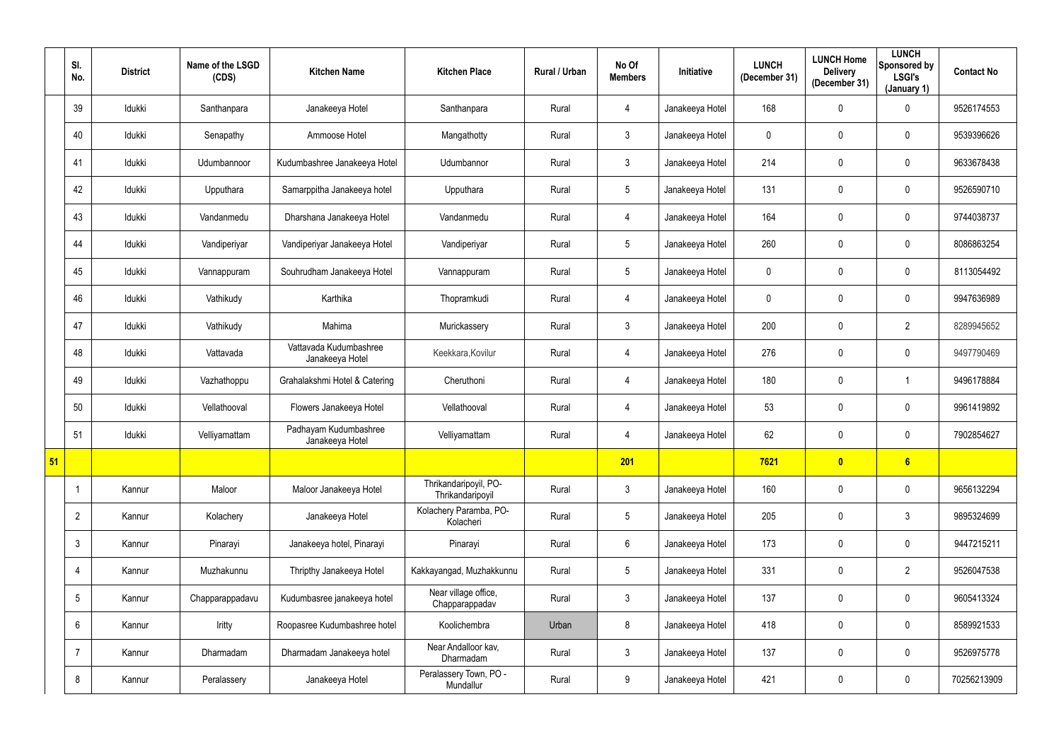| | Sl. No. | District | Name of the LSGD (CDS) | Kitchen Name | Kitchen Place | Rural / Urban | No Of Members | Initiative | LUNCH (December 31) | LUNCH Home Delivery (December 31) | LUNCH Sponsored by LSGI's (January 1) | Contact No |
|---|---|---|---|---|---|---|---|---|---|---|---|---|
| | 39 | Idukki | Santhanpara | Janakeeya Hotel | Santhanpara | Rural | 4 | Janakeeya Hotel | 168 | 0 | 0 | 9526174553 |
| | 40 | Idukki | Senapathy | Ammoose Hotel | Mangathotty | Rural | 3 | Janakeeya Hotel | 0 | 0 | 0 | 9539396626 |
| | 41 | Idukki | Udumbannoor | Kudumbashree Janakeeya Hotel | Udumbannor | Rural | 3 | Janakeeya Hotel | 214 | 0 | 0 | 9633678438 |
| | 42 | Idukki | Upputhara | Samarppitha Janakeeya hotel | Upputhara | Rural | 5 | Janakeeya Hotel | 131 | 0 | 0 | 9526590710 |
| | 43 | Idukki | Vandanmedu | Dharshana Janakeeya Hotel | Vandanmedu | Rural | 4 | Janakeeya Hotel | 164 | 0 | 0 | 9744038737 |
| | 44 | Idukki | Vandiperiyar | Vandiperiyar Janakeeya Hotel | Vandiperiyar | Rural | 5 | Janakeeya Hotel | 260 | 0 | 0 | 8086863254 |
| | 45 | Idukki | Vannappuram | Souhrudham Janakeeya Hotel | Vannappuram | Rural | 5 | Janakeeya Hotel | 0 | 0 | 0 | 8113054492 |
| | 46 | Idukki | Vathikudy | Karthika | Thopramkudi | Rural | 4 | Janakeeya Hotel | 0 | 0 | 0 | 9947636989 |
| | 47 | Idukki | Vathikudy | Mahima | Murickassery | Rural | 3 | Janakeeya Hotel | 200 | 0 | 2 | 8289945652 |
| | 48 | Idukki | Vattavada | Vattavada Kudumbashree Janakeeya Hotel | Keekkara,Kovilur | Rural | 4 | Janakeeya Hotel | 276 | 0 | 0 | 9497790469 |
| | 49 | Idukki | Vazhathoppu | Grahalakshmi Hotel & Catering | Cheruthoni | Rural | 4 | Janakeeya Hotel | 180 | 0 | 1 | 9496178884 |
| | 50 | Idukki | Vellathooval | Flowers Janakeeya Hotel | Vellathooval | Rural | 4 | Janakeeya Hotel | 53 | 0 | 0 | 9961419892 |
| | 51 | Idukki | Velliyamattam | Padhayam Kudumbashree Janakeeya Hotel | Velliyamattam | Rural | 4 | Janakeeya Hotel | 62 | 0 | 0 | 7902854627 |
| **51** | | | | | | | **201** | | **7621** | **0** | **6** | |
| | 1 | Kannur | Maloor | Maloor Janakeeya Hotel | Thrikandaripoyil, PO-Thrikandaripoyil | Rural | 3 | Janakeeya Hotel | 160 | 0 | 0 | 9656132294 |
| | 2 | Kannur | Kolachery | Janakeeya Hotel | Kolachery Paramba, PO-Kolacheri | Rural | 5 | Janakeeya Hotel | 205 | 0 | 3 | 9895324699 |
| | 3 | Kannur | Pinarayi | Janakeeya hotel, Pinarayi | Pinarayi | Rural | 6 | Janakeeya Hotel | 173 | 0 | 0 | 9447215211 |
| | 4 | Kannur | Muzhakunnu | Thripthy Janakeeya Hotel | Kakkayangad, Muzhakkunnu | Rural | 5 | Janakeeya Hotel | 331 | 0 | 2 | 9526047538 |
| | 5 | Kannur | Chapparappadavu | Kudumbasree janakeeya hotel | Near village office, Chapparappadav | Rural | 3 | Janakeeya Hotel | 137 | 0 | 0 | 9605413324 |
| | 6 | Kannur | Iritty | Roopasree Kudumbashree hotel | Koolichembra | Urban | 8 | Janakeeya Hotel | 418 | 0 | 0 | 8589921533 |
| | 7 | Kannur | Dharmadam | Dharmadam Janakeeya hotel | Near Andalloor kav, Dharmadam | Rural | 3 | Janakeeya Hotel | 137 | 0 | 0 | 9526975778 |
| | 8 | Kannur | Peralassery | Janakeeya Hotel | Peralassery Town, PO - Mundallur | Rural | 9 | Janakeeya Hotel | 421 | 0 | 0 | 70256213909 |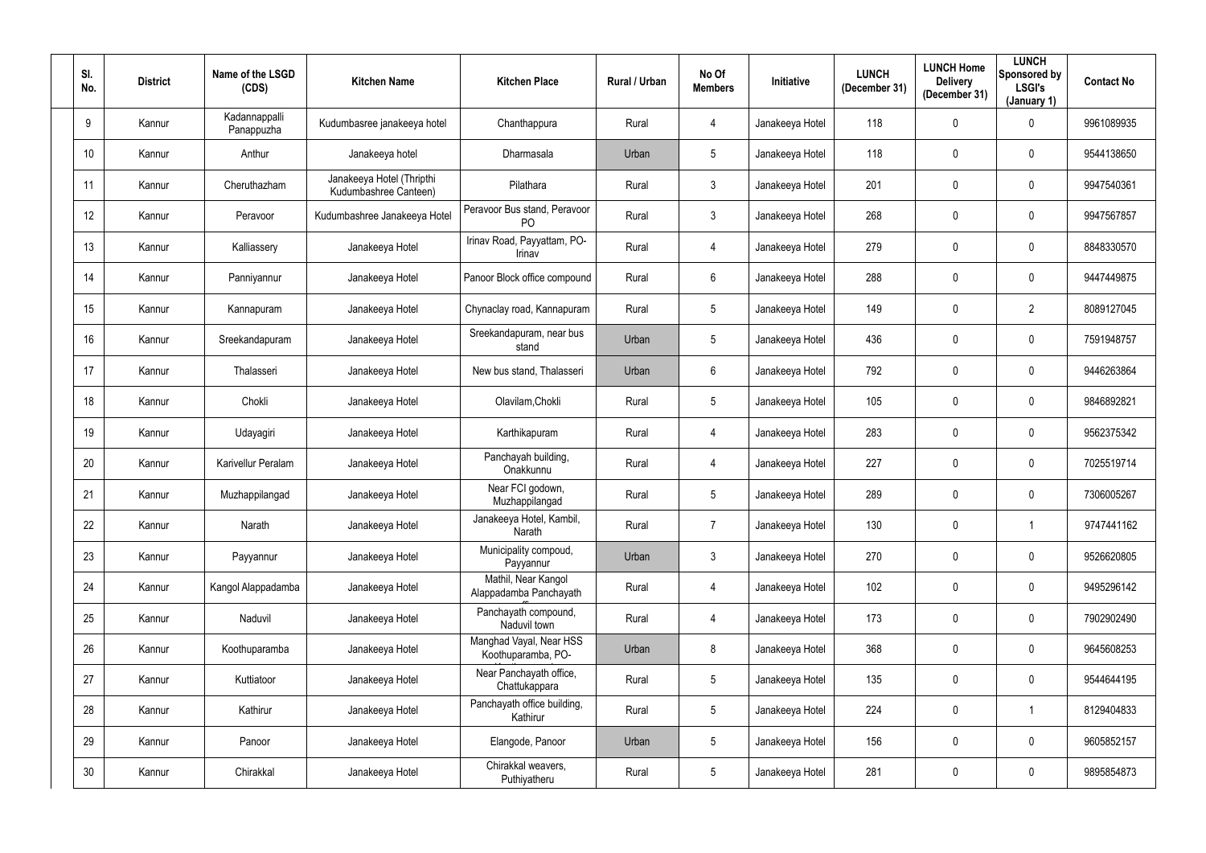| Sl. No. | District | Name of the LSGD (CDS) | Kitchen Name | Kitchen Place | Rural / Urban | No Of Members | Initiative | LUNCH (December 31) | LUNCH Home Delivery (December 31) | LUNCH Sponsored by LSGI's (January 1) | Contact No |
|---|---|---|---|---|---|---|---|---|---|---|---|
| 9 | Kannur | Kadannappalli Panappuzha | Kudumbasree janakeeya hotel | Chanthappura | Rural | 4 | Janakeeya Hotel | 118 | 0 | 0 | 9961089935 |
| 10 | Kannur | Anthur | Janakeeya hotel | Dharmasala | Urban | 5 | Janakeeya Hotel | 118 | 0 | 0 | 9544138650 |
| 11 | Kannur | Cheruthazham | Janakeeya Hotel (Thripthi Kudumbashree Canteen) | Pilathara | Rural | 3 | Janakeeya Hotel | 201 | 0 | 0 | 9947540361 |
| 12 | Kannur | Peravoor | Kudumbashree Janakeeya Hotel | Peravoor Bus stand, Peravoor PO | Rural | 3 | Janakeeya Hotel | 268 | 0 | 0 | 9947567857 |
| 13 | Kannur | Kalliassery | Janakeeya Hotel | Irinav Road, Payyattam, PO-Irinav | Rural | 4 | Janakeeya Hotel | 279 | 0 | 0 | 8848330570 |
| 14 | Kannur | Panniyannur | Janakeeya Hotel | Panoor Block office compound | Rural | 6 | Janakeeya Hotel | 288 | 0 | 0 | 9447449875 |
| 15 | Kannur | Kannapuram | Janakeeya Hotel | Chynaclay road, Kannapuram | Rural | 5 | Janakeeya Hotel | 149 | 0 | 2 | 8089127045 |
| 16 | Kannur | Sreekandapuram | Janakeeya Hotel | Sreekandapuram, near bus stand | Urban | 5 | Janakeeya Hotel | 436 | 0 | 0 | 7591948757 |
| 17 | Kannur | Thalasseri | Janakeeya Hotel | New bus stand, Thalasseri | Urban | 6 | Janakeeya Hotel | 792 | 0 | 0 | 9446263864 |
| 18 | Kannur | Chokli | Janakeeya Hotel | Olavilam,Chokli | Rural | 5 | Janakeeya Hotel | 105 | 0 | 0 | 9846892821 |
| 19 | Kannur | Udayagiri | Janakeeya Hotel | Karthikapuram | Rural | 4 | Janakeeya Hotel | 283 | 0 | 0 | 9562375342 |
| 20 | Kannur | Karivellur Peralam | Janakeeya Hotel | Panchayah building, Onakkunnu | Rural | 4 | Janakeeya Hotel | 227 | 0 | 0 | 7025519714 |
| 21 | Kannur | Muzhappilangad | Janakeeya Hotel | Near FCI godown, Muzhappilangad | Rural | 5 | Janakeeya Hotel | 289 | 0 | 0 | 7306005267 |
| 22 | Kannur | Narath | Janakeeya Hotel | Janakeeya Hotel, Kambil, Narath | Rural | 7 | Janakeeya Hotel | 130 | 0 | 1 | 9747441162 |
| 23 | Kannur | Payyannur | Janakeeya Hotel | Municipality compoud, Payyannur | Urban | 3 | Janakeeya Hotel | 270 | 0 | 0 | 9526620805 |
| 24 | Kannur | Kangol Alappadamba | Janakeeya Hotel | Mathil, Near Kangol Alappadamba Panchayath | Rural | 4 | Janakeeya Hotel | 102 | 0 | 0 | 9495296142 |
| 25 | Kannur | Naduvil | Janakeeya Hotel | Panchayath compound, Naduvil town | Rural | 4 | Janakeeya Hotel | 173 | 0 | 0 | 7902902490 |
| 26 | Kannur | Koothuparamba | Janakeeya Hotel | Manghad Vayal, Near HSS Koothuparamba, PO- | Urban | 8 | Janakeeya Hotel | 368 | 0 | 0 | 9645608253 |
| 27 | Kannur | Kuttiatoor | Janakeeya Hotel | Near Panchayath office, Chattukappara | Rural | 5 | Janakeeya Hotel | 135 | 0 | 0 | 9544644195 |
| 28 | Kannur | Kathirur | Janakeeya Hotel | Panchayath office building, Kathirur | Rural | 5 | Janakeeya Hotel | 224 | 0 | 1 | 8129404833 |
| 29 | Kannur | Panoor | Janakeeya Hotel | Elangode, Panoor | Urban | 5 | Janakeeya Hotel | 156 | 0 | 0 | 9605852157 |
| 30 | Kannur | Chirakkal | Janakeeya Hotel | Chirakkal weavers, Puthiyatheru | Rural | 5 | Janakeeya Hotel | 281 | 0 | 0 | 9895854873 |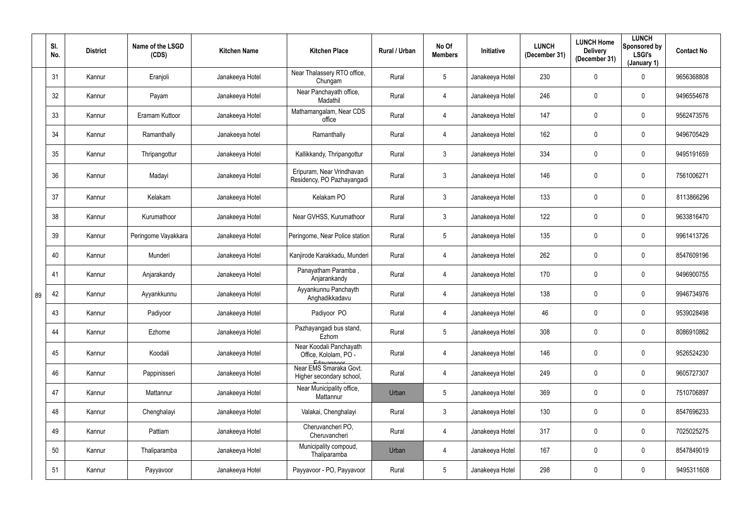|  | Sl. No. | District | Name of the LSGD (CDS) | Kitchen Name | Kitchen Place | Rural / Urban | No Of Members | Initiative | LUNCH (December 31) | LUNCH Home Delivery (December 31) | LUNCH Sponsored by LSGI's (January 1) | Contact No |
|---|---|---|---|---|---|---|---|---|---|---|---|---|
| 89 | 31 | Kannur | Eranjoli | Janakeeya Hotel | Near Thalassery RTO office, Chungam | Rural | 5 | Janakeeya Hotel | 230 | 0 | 0 | 9656368808 |
|  | 32 | Kannur | Payam | Janakeeya Hotel | Near Panchayath office, Madathil | Rural | 4 | Janakeeya Hotel | 246 | 0 | 0 | 9496554678 |
|  | 33 | Kannur | Eramam Kuttoor | Janakeeya Hotel | Mathamangalam, Near CDS office | Rural | 4 | Janakeeya Hotel | 147 | 0 | 0 | 9562473576 |
|  | 34 | Kannur | Ramanthally | Janakeeya hotel | Ramanthally | Rural | 4 | Janakeeya Hotel | 162 | 0 | 0 | 9496705429 |
|  | 35 | Kannur | Thripangottur | Janakeeya Hotel | Kallikkandy, Thripangottur | Rural | 3 | Janakeeya Hotel | 334 | 0 | 0 | 9495191659 |
|  | 36 | Kannur | Madayi | Janakeeya Hotel | Eripuram, Near Vrindhavan Residency, PO Pazhayangadi | Rural | 3 | Janakeeya Hotel | 146 | 0 | 0 | 7561006271 |
|  | 37 | Kannur | Kelakam | Janakeeya Hotel | Kelakam PO | Rural | 3 | Janakeeya Hotel | 133 | 0 | 0 | 8113866296 |
|  | 38 | Kannur | Kurumathoor | Janakeeya Hotel | Near GVHSS, Kurumathoor | Rural | 3 | Janakeeya Hotel | 122 | 0 | 0 | 9633816470 |
|  | 39 | Kannur | Peringome Vayakkara | Janakeeya Hotel | Peringome, Near Police station | Rural | 5 | Janakeeya Hotel | 135 | 0 | 0 | 9961413726 |
|  | 40 | Kannur | Munderi | Janakeeya Hotel | Kanjirode Karakkadu, Munderi | Rural | 4 | Janakeeya Hotel | 262 | 0 | 0 | 8547609196 |
|  | 41 | Kannur | Anjarakandy | Janakeeya Hotel | Panayatham Paramba , Anjarankandy | Rural | 4 | Janakeeya Hotel | 170 | 0 | 0 | 9496900755 |
|  | 42 | Kannur | Ayyankkunnu | Janakeeya Hotel | Ayyankunnu Panchayth Anghadikkadavu | Rural | 4 | Janakeeya Hotel | 138 | 0 | 0 | 9946734976 |
|  | 43 | Kannur | Padiyoor | Janakeeya Hotel | Padiyoor PO | Rural | 4 | Janakeeya Hotel | 46 | 0 | 0 | 9539028498 |
|  | 44 | Kannur | Ezhome | Janakeeya Hotel | Pazhayangadi bus stand, Ezhom | Rural | 5 | Janakeeya Hotel | 308 | 0 | 0 | 8086910862 |
|  | 45 | Kannur | Koodali | Janakeeya Hotel | Near Koodali Panchayath Office, Kololam, PO - Edayannoor | Rural | 4 | Janakeeya Hotel | 146 | 0 | 0 | 9526524230 |
|  | 46 | Kannur | Pappinisseri | Janakeeya Hotel | Near EMS Smaraka Govt. Higher secondary school, Pappinisseri | Rural | 4 | Janakeeya Hotel | 249 | 0 | 0 | 9605727307 |
|  | 47 | Kannur | Mattannur | Janakeeya Hotel | Near Municipality office, Mattannur | Urban | 5 | Janakeeya Hotel | 369 | 0 | 0 | 7510706897 |
|  | 48 | Kannur | Chenghalayi | Janakeeya Hotel | Valakai, Chenghalayi | Rural | 3 | Janakeeya Hotel | 130 | 0 | 0 | 8547696233 |
|  | 49 | Kannur | Pattiam | Janakeeya Hotel | Cheruvancheri PO, Cheruvancheri | Rural | 4 | Janakeeya Hotel | 317 | 0 | 0 | 7025025275 |
|  | 50 | Kannur | Thaliparamba | Janakeeya Hotel | Municipality compoud, Thaliparamba | Urban | 4 | Janakeeya Hotel | 167 | 0 | 0 | 8547849019 |
|  | 51 | Kannur | Payyavoor | Janakeeya Hotel | Payyavoor - PO, Payyavoor | Rural | 5 | Janakeeya Hotel | 298 | 0 | 0 | 9495311608 |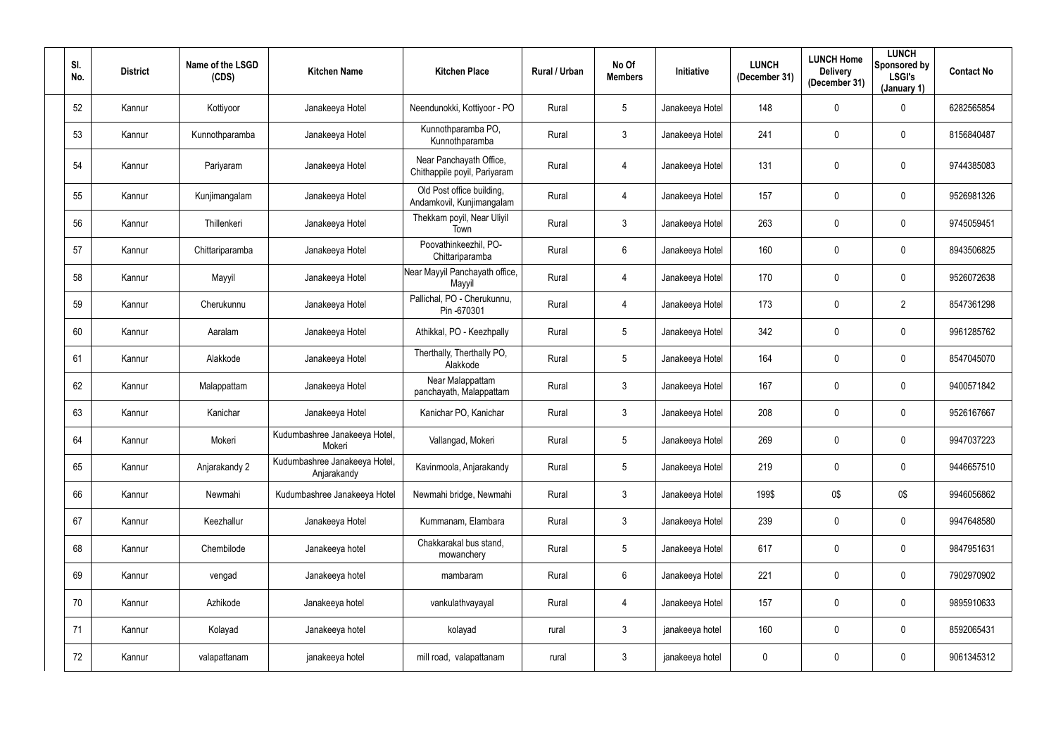| Sl. No. | District | Name of the LSGD (CDS) | Kitchen Name | Kitchen Place | Rural / Urban | No Of Members | Initiative | LUNCH (December 31) | LUNCH Home Delivery (December 31) | LUNCH Sponsored by LSGI's (January 1) | Contact No |
|---|---|---|---|---|---|---|---|---|---|---|---|
| 52 | Kannur | Kottiyoor | Janakeeya Hotel | Neendunokki, Kottiyoor - PO | Rural | 5 | Janakeeya Hotel | 148 | 0 | 0 | 6282565854 |
| 53 | Kannur | Kunnothparamba | Janakeeya Hotel | Kunnothparamba PO, Kunnothparamba | Rural | 3 | Janakeeya Hotel | 241 | 0 | 0 | 8156840487 |
| 54 | Kannur | Pariyaram | Janakeeya Hotel | Near Panchayath Office, Chithappile poyil, Pariyaram | Rural | 4 | Janakeeya Hotel | 131 | 0 | 0 | 9744385083 |
| 55 | Kannur | Kunjimangalam | Janakeeya Hotel | Old Post office building, Andamkovil, Kunjimangalam | Rural | 4 | Janakeeya Hotel | 157 | 0 | 0 | 9526981326 |
| 56 | Kannur | Thillenkeri | Janakeeya Hotel | Thekkam poyil, Near Uliyil Town | Rural | 3 | Janakeeya Hotel | 263 | 0 | 0 | 9745059451 |
| 57 | Kannur | Chittariparamba | Janakeeya Hotel | Poovathinkeezhil, PO-Chittariparamba | Rural | 6 | Janakeeya Hotel | 160 | 0 | 0 | 8943506825 |
| 58 | Kannur | Mayyil | Janakeeya Hotel | Near Mayyil Panchayath office, Mayyil | Rural | 4 | Janakeeya Hotel | 170 | 0 | 0 | 9526072638 |
| 59 | Kannur | Cherukunnu | Janakeeya Hotel | Pallichal, PO - Cherukunnu, Pin -670301 | Rural | 4 | Janakeeya Hotel | 173 | 0 | 2 | 8547361298 |
| 60 | Kannur | Aaralam | Janakeeya Hotel | Athikkal, PO - Keezhpally | Rural | 5 | Janakeeya Hotel | 342 | 0 | 0 | 9961285762 |
| 61 | Kannur | Alakkode | Janakeeya Hotel | Therthally, Therthally PO, Alakkode | Rural | 5 | Janakeeya Hotel | 164 | 0 | 0 | 8547045070 |
| 62 | Kannur | Malappattam | Janakeeya Hotel | Near Malappattam panchayath, Malappattam | Rural | 3 | Janakeeya Hotel | 167 | 0 | 0 | 9400571842 |
| 63 | Kannur | Kanichar | Janakeeya Hotel | Kanichar PO, Kanichar | Rural | 3 | Janakeeya Hotel | 208 | 0 | 0 | 9526167667 |
| 64 | Kannur | Mokeri | Kudumbashree Janakeeya Hotel, Mokeri | Vallangad, Mokeri | Rural | 5 | Janakeeya Hotel | 269 | 0 | 0 | 9947037223 |
| 65 | Kannur | Anjarakandy 2 | Kudumbashree Janakeeya Hotel, Anjarakandy | Kavinmoola, Anjarakandy | Rural | 5 | Janakeeya Hotel | 219 | 0 | 0 | 9446657510 |
| 66 | Kannur | Newmahi | Kudumbashree Janakeeya Hotel | Newmahi bridge, Newmahi | Rural | 3 | Janakeeya Hotel | 199$ | 0$ | 0$ | 9946056862 |
| 67 | Kannur | Keezhallur | Janakeeya Hotel | Kummanam, Elambara | Rural | 3 | Janakeeya Hotel | 239 | 0 | 0 | 9947648580 |
| 68 | Kannur | Chembilode | Janakeeya hotel | Chakkarakal bus stand, mowanchery | Rural | 5 | Janakeeya Hotel | 617 | 0 | 0 | 9847951631 |
| 69 | Kannur | vengad | Janakeeya hotel | mambaram | Rural | 6 | Janakeeya Hotel | 221 | 0 | 0 | 7902970902 |
| 70 | Kannur | Azhikode | Janakeeya hotel | vankulathvayayal | Rural | 4 | Janakeeya Hotel | 157 | 0 | 0 | 9895910633 |
| 71 | Kannur | Kolayad | Janakeeya hotel | kolayad | rural | 3 | janakeeya hotel | 160 | 0 | 0 | 8592065431 |
| 72 | Kannur | valapattanam | janakeeya hotel | mill road, valapattanam | rural | 3 | janakeeya hotel | 0 | 0 | 0 | 9061345312 |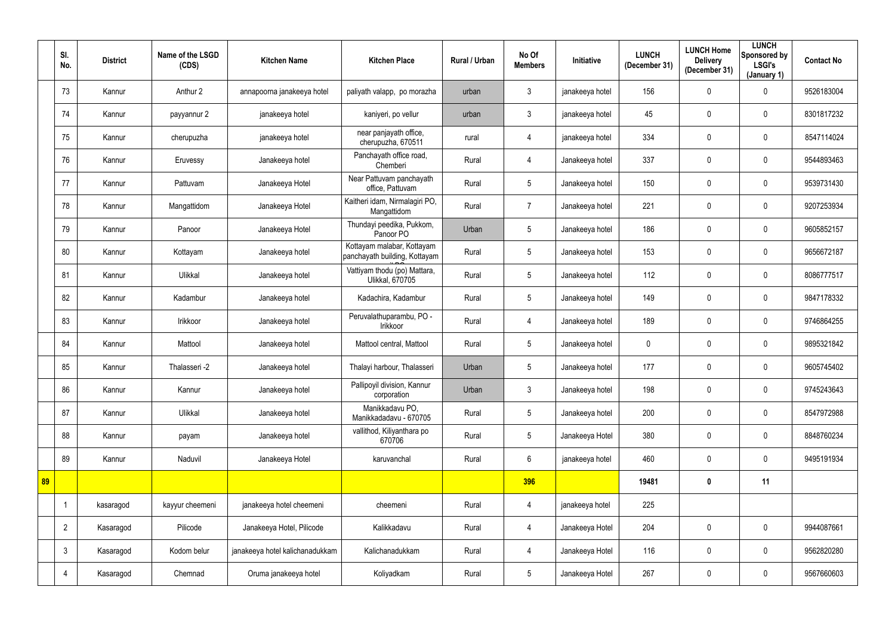| | Sl. No. | District | Name of the LSGD (CDS) | Kitchen Name | Kitchen Place | Rural / Urban | No Of Members | Initiative | LUNCH (December 31) | LUNCH Home Delivery (December 31) | LUNCH Sponsored by LSGI's (January 1) | Contact No |
|---|---|---|---|---|---|---|---|---|---|---|---|---|
| | 73 | Kannur | Anthur 2 | annapoorna janakeeya hotel | paliyath valapp, po morazha | urban | 3 | janakeeya hotel | 156 | 0 | 0 | 9526183004 |
| | 74 | Kannur | payyannur 2 | janakeeya hotel | kaniyeri, po vellur | urban | 3 | janakeeya hotel | 45 | 0 | 0 | 8301817232 |
| | 75 | Kannur | cherupuzha | janakeeya hotel | near panjayath office, cherupuzha, 670511 | rural | 4 | janakeeya hotel | 334 | 0 | 0 | 8547114024 |
| | 76 | Kannur | Eruvessy | Janakeeya hotel | Panchayath office road, Chemberi | Rural | 4 | Janakeeya hotel | 337 | 0 | 0 | 9544893463 |
| | 77 | Kannur | Pattuvam | Janakeeya Hotel | Near Pattuvam panchayath office, Pattuvam | Rural | 5 | Janakeeya hotel | 150 | 0 | 0 | 9539731430 |
| | 78 | Kannur | Mangattidom | Janakeeya Hotel | Kaitheri idam, Nirmalagiri PO, Mangattidom | Rural | 7 | Janakeeya hotel | 221 | 0 | 0 | 9207253934 |
| | 79 | Kannur | Panoor | Janakeeya Hotel | Thundayi peedika, Pukkom, Panoor PO | Urban | 5 | Janakeeya hotel | 186 | 0 | 0 | 9605852157 |
| | 80 | Kannur | Kottayam | Janakeeya hotel | Kottayam malabar, Kottayam panchayath building, Kottayam | Rural | 5 | Janakeeya hotel | 153 | 0 | 0 | 9656672187 |
| | 81 | Kannur | Ulikkal | Janakeeya hotel | Vattiyam thodu (po) Mattara, Ulikkal, 670705 | Rural | 5 | Janakeeya hotel | 112 | 0 | 0 | 8086777517 |
| | 82 | Kannur | Kadambur | Janakeeya hotel | Kadachira, Kadambur | Rural | 5 | Janakeeya hotel | 149 | 0 | 0 | 9847178332 |
| | 83 | Kannur | Irikkoor | Janakeeya hotel | Peruvalathuparambu, PO - Irikkoor | Rural | 4 | Janakeeya hotel | 189 | 0 | 0 | 9746864255 |
| | 84 | Kannur | Mattool | Janakeeya hotel | Mattool central, Mattool | Rural | 5 | Janakeeya hotel | 0 | 0 | 0 | 9895321842 |
| | 85 | Kannur | Thalasseri -2 | Janakeeya hotel | Thalayi harbour, Thalasseri | Urban | 5 | Janakeeya hotel | 177 | 0 | 0 | 9605745402 |
| | 86 | Kannur | Kannur | Janakeeya hotel | Pallipoyil division, Kannur corporation | Urban | 3 | Janakeeya hotel | 198 | 0 | 0 | 9745243643 |
| | 87 | Kannur | Ulikkal | Janakeeya hotel | Manikkadavu PO, Manikkadadavu - 670705 | Rural | 5 | Janakeeya hotel | 200 | 0 | 0 | 8547972988 |
| | 88 | Kannur | payam | Janakeeya hotel | vallithod, Kiliyanthara po 670706 | Rural | 5 | Janakeeya Hotel | 380 | 0 | 0 | 8848760234 |
| | 89 | Kannur | Naduvil | Janakeeya Hotel | karuvanchal | Rural | 6 | janakeeya hotel | 460 | 0 | 0 | 9495191934 |
| **89** | | | | | | | **396** | | **19481** | **0** | **11** | |
| | 1 | kasaragod | kayyur cheemeni | janakeeya hotel cheemeni | cheemeni | Rural | 4 | janakeeya hotel | 225 | | | |
| | 2 | Kasaragod | Pilicode | Janakeeya Hotel, Pilicode | Kalikkadavu | Rural | 4 | Janakeeya Hotel | 204 | 0 | 0 | 9944087661 |
| | 3 | Kasaragod | Kodom belur | janakeeya hotel kalichanadukkam | Kalichanadukkam | Rural | 4 | Janakeeya Hotel | 116 | 0 | 0 | 9562820280 |
| | 4 | Kasaragod | Chemnad | Oruma janakeeya hotel | Koliyadkam | Rural | 5 | Janakeeya Hotel | 267 | 0 | 0 | 9567660603 |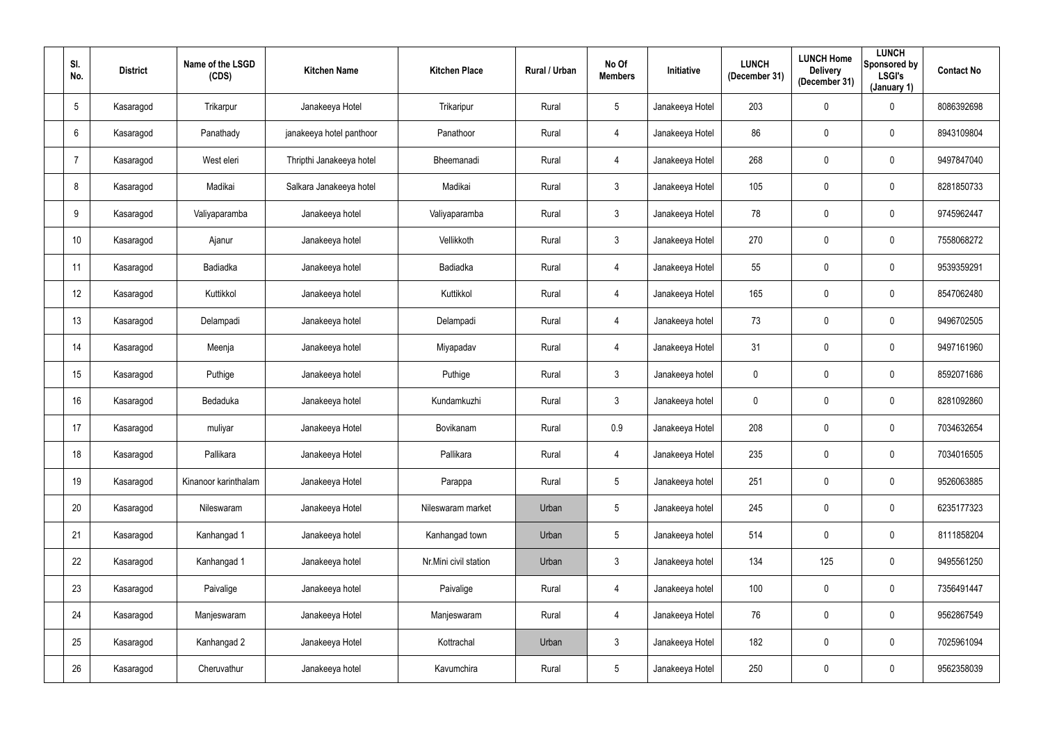| Sl. No. | District | Name of the LSGD (CDS) | Kitchen Name | Kitchen Place | Rural / Urban | No Of Members | Initiative | LUNCH (December 31) | LUNCH Home Delivery (December 31) | LUNCH Sponsored by LSGI's (January 1) | Contact No |
|---|---|---|---|---|---|---|---|---|---|---|---|
| 5 | Kasaragod | Trikarpur | Janakeeya Hotel | Trikaripur | Rural | 5 | Janakeeya Hotel | 203 | 0 | 0 | 8086392698 |
| 6 | Kasaragod | Panathady | janakeeya hotel panthoor | Panathoor | Rural | 4 | Janakeeya Hotel | 86 | 0 | 0 | 8943109804 |
| 7 | Kasaragod | West eleri | Thripthi Janakeeya hotel | Bheemanadi | Rural | 4 | Janakeeya Hotel | 268 | 0 | 0 | 9497847040 |
| 8 | Kasaragod | Madikai | Salkara Janakeeya hotel | Madikai | Rural | 3 | Janakeeya Hotel | 105 | 0 | 0 | 8281850733 |
| 9 | Kasaragod | Valiyaparamba | Janakeeya hotel | Valiyaparamba | Rural | 3 | Janakeeya Hotel | 78 | 0 | 0 | 9745962447 |
| 10 | Kasaragod | Ajanur | Janakeeya hotel | Vellikkoth | Rural | 3 | Janakeeya Hotel | 270 | 0 | 0 | 7558068272 |
| 11 | Kasaragod | Badiadka | Janakeeya hotel | Badiadka | Rural | 4 | Janakeeya Hotel | 55 | 0 | 0 | 9539359291 |
| 12 | Kasaragod | Kuttikkol | Janakeeya hotel | Kuttikkol | Rural | 4 | Janakeeya Hotel | 165 | 0 | 0 | 8547062480 |
| 13 | Kasaragod | Delampadi | Janakeeya hotel | Delampadi | Rural | 4 | Janakeeya hotel | 73 | 0 | 0 | 9496702505 |
| 14 | Kasaragod | Meenja | Janakeeya hotel | Miyapadav | Rural | 4 | Janakeeya Hotel | 31 | 0 | 0 | 9497161960 |
| 15 | Kasaragod | Puthige | Janakeeya hotel | Puthige | Rural | 3 | Janakeeya hotel | 0 | 0 | 0 | 8592071686 |
| 16 | Kasaragod | Bedaduka | Janakeeya hotel | Kundamkuzhi | Rural | 3 | Janakeeya hotel | 0 | 0 | 0 | 8281092860 |
| 17 | Kasaragod | muliyar | Janakeeya Hotel | Bovikanam | Rural | 0.9 | Janakeeya Hotel | 208 | 0 | 0 | 7034632654 |
| 18 | Kasaragod | Pallikara | Janakeeya Hotel | Pallikara | Rural | 4 | Janakeeya Hotel | 235 | 0 | 0 | 7034016505 |
| 19 | Kasaragod | Kinanoor karinthalam | Janakeeya Hotel | Parappa | Rural | 5 | Janakeeya hotel | 251 | 0 | 0 | 9526063885 |
| 20 | Kasaragod | Nileswaram | Janakeeya Hotel | Nileswaram market | Urban | 5 | Janakeeya hotel | 245 | 0 | 0 | 6235177323 |
| 21 | Kasaragod | Kanhangad 1 | Janakeeya hotel | Kanhangad town | Urban | 5 | Janakeeya hotel | 514 | 0 | 0 | 8111858204 |
| 22 | Kasaragod | Kanhangad 1 | Janakeeya hotel | Nr.Mini civil station | Urban | 3 | Janakeeya hotel | 134 | 125 | 0 | 9495561250 |
| 23 | Kasaragod | Paivalige | Janakeeya hotel | Paivalige | Rural | 4 | Janakeeya hotel | 100 | 0 | 0 | 7356491447 |
| 24 | Kasaragod | Manjeswaram | Janakeeya Hotel | Manjeswaram | Rural | 4 | Janakeeya Hotel | 76 | 0 | 0 | 9562867549 |
| 25 | Kasaragod | Kanhangad 2 | Janakeeya Hotel | Kottrachal | Urban | 3 | Janakeeya Hotel | 182 | 0 | 0 | 7025961094 |
| 26 | Kasaragod | Cheruvathur | Janakeeya hotel | Kavumchira | Rural | 5 | Janakeeya Hotel | 250 | 0 | 0 | 9562358039 |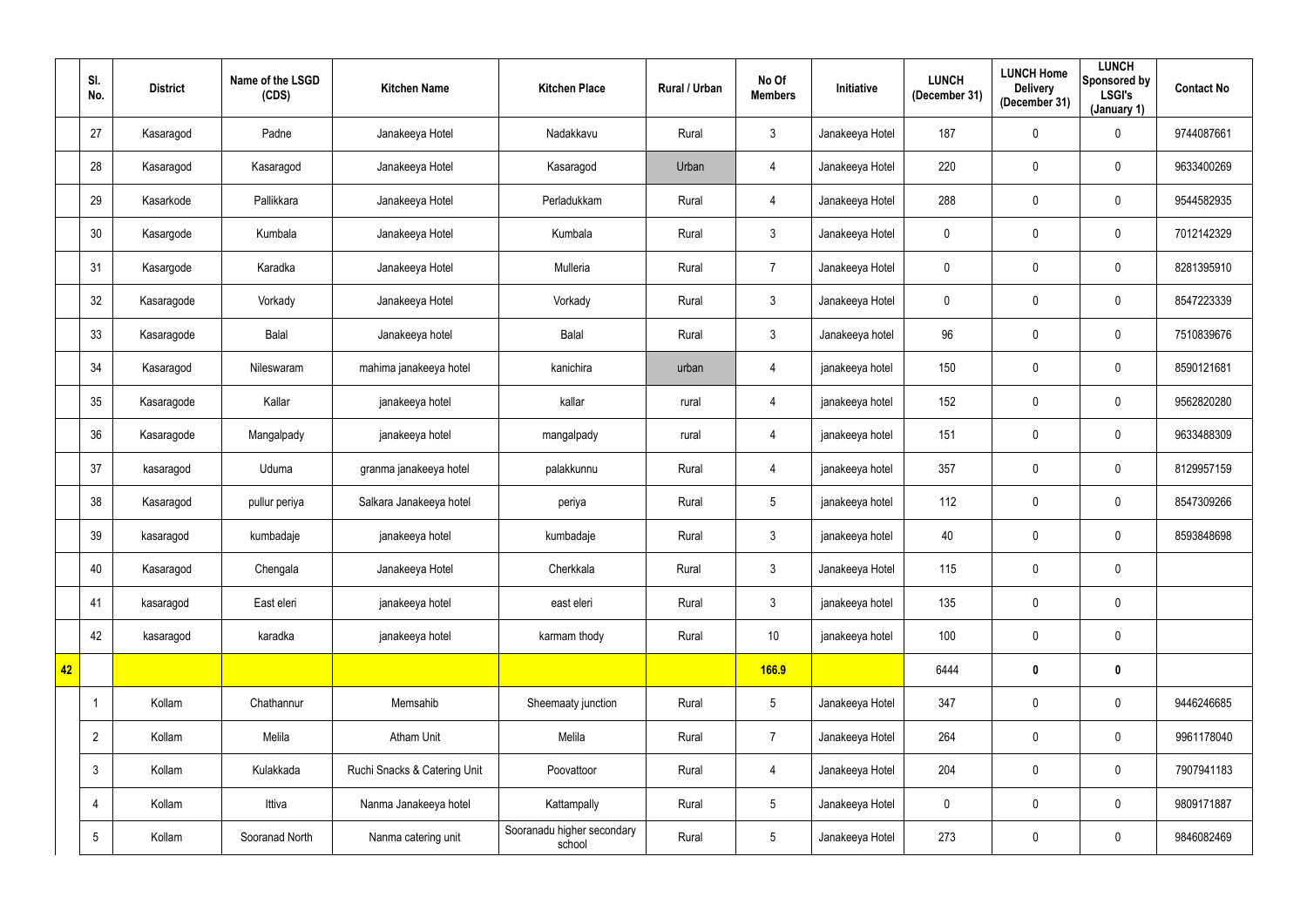|  | Sl. No. | District | Name of the LSGD (CDS) | Kitchen Name | Kitchen Place | Rural / Urban | No Of Members | Initiative | LUNCH (December 31) | LUNCH Home Delivery (December 31) | LUNCH Sponsored by LSGI's (January 1) | Contact No |
|---|---|---|---|---|---|---|---|---|---|---|---|---|
|  | 27 | Kasaragod | Padne | Janakeeya Hotel | Nadakkavu | Rural | 3 | Janakeeya Hotel | 187 | 0 | 0 | 9744087661 |
|  | 28 | Kasaragod | Kasaragod | Janakeeya Hotel | Kasaragod | Urban | 4 | Janakeeya Hotel | 220 | 0 | 0 | 9633400269 |
|  | 29 | Kasarkode | Pallikkara | Janakeeya Hotel | Perladukkam | Rural | 4 | Janakeeya Hotel | 288 | 0 | 0 | 9544582935 |
|  | 30 | Kasargode | Kumbala | Janakeeya Hotel | Kumbala | Rural | 3 | Janakeeya Hotel | 0 | 0 | 0 | 7012142329 |
|  | 31 | Kasargode | Karadka | Janakeeya Hotel | Mulleria | Rural | 7 | Janakeeya Hotel | 0 | 0 | 0 | 8281395910 |
|  | 32 | Kasaragode | Vorkady | Janakeeya Hotel | Vorkady | Rural | 3 | Janakeeya Hotel | 0 | 0 | 0 | 8547223339 |
|  | 33 | Kasaragode | Balal | Janakeeya hotel | Balal | Rural | 3 | Janakeeya hotel | 96 | 0 | 0 | 7510839676 |
|  | 34 | Kasaragod | Nileswaram | mahima janakeeya hotel | kanichira | urban | 4 | janakeeya hotel | 150 | 0 | 0 | 8590121681 |
|  | 35 | Kasaragode | Kallar | janakeeya hotel | kallar | rural | 4 | janakeeya hotel | 152 | 0 | 0 | 9562820280 |
|  | 36 | Kasaragode | Mangalpady | janakeeya hotel | mangalpady | rural | 4 | janakeeya hotel | 151 | 0 | 0 | 9633488309 |
|  | 37 | kasaragod | Uduma | granma janakeeya hotel | palakkunnu | Rural | 4 | janakeeya hotel | 357 | 0 | 0 | 8129957159 |
|  | 38 | Kasaragod | pullur periya | Salkara Janakeeya hotel | periya | Rural | 5 | janakeeya hotel | 112 | 0 | 0 | 8547309266 |
|  | 39 | kasaragod | kumbadaje | janakeeya hotel | kumbadaje | Rural | 3 | janakeeya hotel | 40 | 0 | 0 | 8593848698 |
|  | 40 | Kasaragod | Chengala | Janakeeya Hotel | Cherkkala | Rural | 3 | Janakeeya Hotel | 115 | 0 | 0 |  |
|  | 41 | kasaragod | East eleri | janakeeya hotel | east eleri | Rural | 3 | janakeeya hotel | 135 | 0 | 0 |  |
|  | 42 | kasaragod | karadka | janakeeya hotel | karmam thody | Rural | 10 | janakeeya hotel | 100 | 0 | 0 |  |
| **42** |  |  |  |  |  |  | **166.9** |  | 6444 | **0** | **0** |  |
|  | 1 | Kollam | Chathannur | Memsahib | Sheemaaty junction | Rural | 5 | Janakeeya Hotel | 347 | 0 | 0 | 9446246685 |
|  | 2 | Kollam | Melila | Atham Unit | Melila | Rural | 7 | Janakeeya Hotel | 264 | 0 | 0 | 9961178040 |
|  | 3 | Kollam | Kulakkada | Ruchi Snacks & Catering Unit | Poovattoor | Rural | 4 | Janakeeya Hotel | 204 | 0 | 0 | 7907941183 |
|  | 4 | Kollam | Ittiva | Nanma Janakeeya hotel | Kattampally | Rural | 5 | Janakeeya Hotel | 0 | 0 | 0 | 9809171887 |
|  | 5 | Kollam | Sooranad North | Nanma catering unit | Sooranadu higher secondary school | Rural | 5 | Janakeeya Hotel | 273 | 0 | 0 | 9846082469 |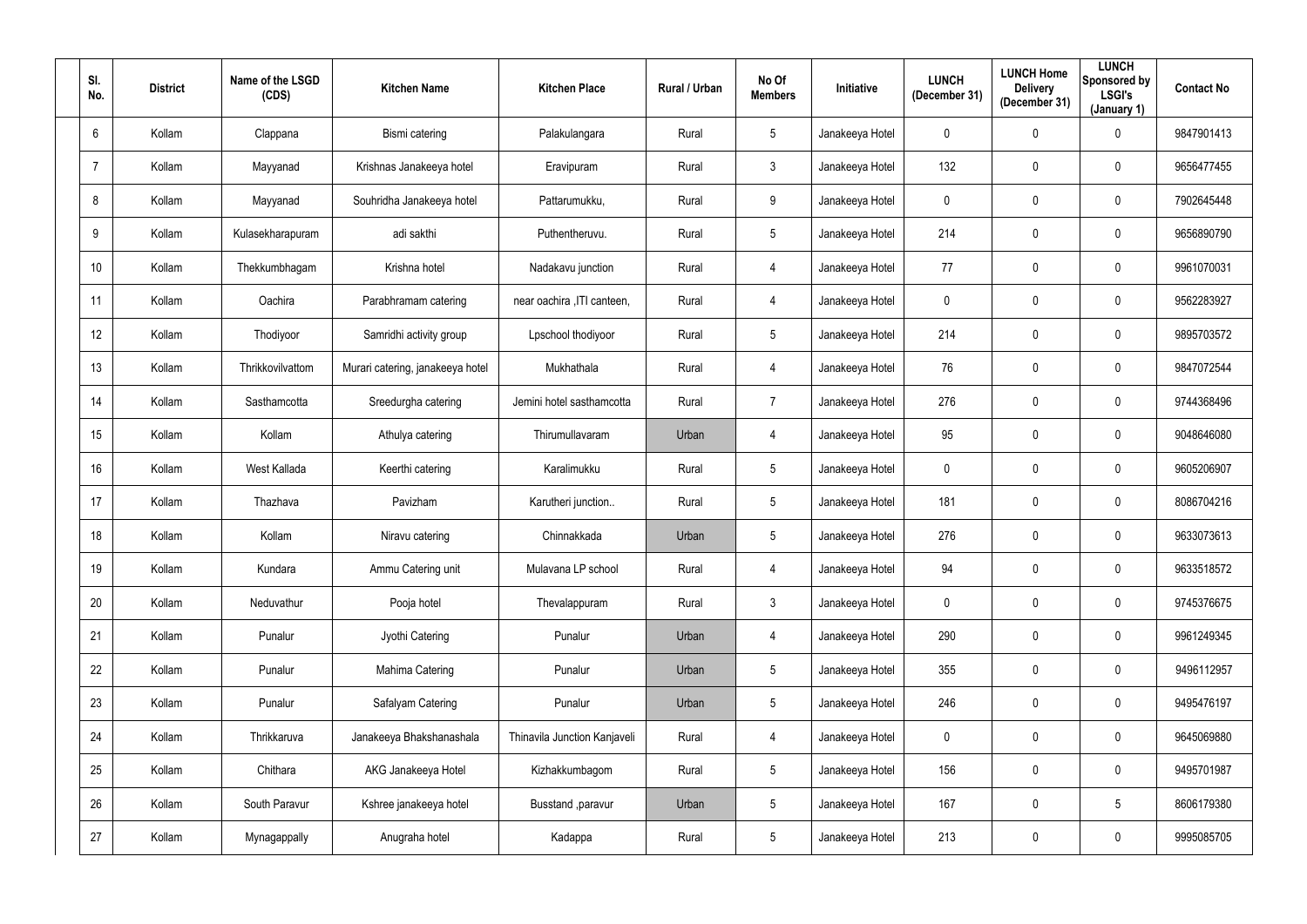| Sl. No. | District | Name of the LSGD (CDS) | Kitchen Name | Kitchen Place | Rural / Urban | No Of Members | Initiative | LUNCH (December 31) | LUNCH Home Delivery (December 31) | LUNCH Sponsored by LSGI's (January 1) | Contact No |
|---|---|---|---|---|---|---|---|---|---|---|---|
| 6 | Kollam | Clappana | Bismi catering | Palakulangara | Rural | 5 | Janakeeya Hotel | 0 | 0 | 0 | 9847901413 |
| 7 | Kollam | Mayyanad | Krishnas Janakeeya hotel | Eravipuram | Rural | 3 | Janakeeya Hotel | 132 | 0 | 0 | 9656477455 |
| 8 | Kollam | Mayyanad | Souhridha Janakeeya hotel | Pattarumukku, | Rural | 9 | Janakeeya Hotel | 0 | 0 | 0 | 7902645448 |
| 9 | Kollam | Kulasekharapuram | adi sakthi | Puthentheruvu. | Rural | 5 | Janakeeya Hotel | 214 | 0 | 0 | 9656890790 |
| 10 | Kollam | Thekkumbhagam | Krishna hotel | Nadakavu junction | Rural | 4 | Janakeeya Hotel | 77 | 0 | 0 | 9961070031 |
| 11 | Kollam | Oachira | Parabhramam catering | near oachira ,ITI canteen, | Rural | 4 | Janakeeya Hotel | 0 | 0 | 0 | 9562283927 |
| 12 | Kollam | Thodiyoor | Samridhi activity group | Lpschool thodiyoor | Rural | 5 | Janakeeya Hotel | 214 | 0 | 0 | 9895703572 |
| 13 | Kollam | Thrikkovilvattom | Murari catering, janakeeya hotel | Mukhathala | Rural | 4 | Janakeeya Hotel | 76 | 0 | 0 | 9847072544 |
| 14 | Kollam | Sasthamcotta | Sreedurgha catering | Jemini hotel sasthamcotta | Rural | 7 | Janakeeya Hotel | 276 | 0 | 0 | 9744368496 |
| 15 | Kollam | Kollam | Athulya catering | Thirumullavaram | Urban | 4 | Janakeeya Hotel | 95 | 0 | 0 | 9048646080 |
| 16 | Kollam | West Kallada | Keerthi catering | Karalimukku | Rural | 5 | Janakeeya Hotel | 0 | 0 | 0 | 9605206907 |
| 17 | Kollam | Thazhava | Pavizham | Karutheri junction.. | Rural | 5 | Janakeeya Hotel | 181 | 0 | 0 | 8086704216 |
| 18 | Kollam | Kollam | Niravu catering | Chinnakkada | Urban | 5 | Janakeeya Hotel | 276 | 0 | 0 | 9633073613 |
| 19 | Kollam | Kundara | Ammu Catering unit | Mulavana LP school | Rural | 4 | Janakeeya Hotel | 94 | 0 | 0 | 9633518572 |
| 20 | Kollam | Neduvathur | Pooja hotel | Thevalappuram | Rural | 3 | Janakeeya Hotel | 0 | 0 | 0 | 9745376675 |
| 21 | Kollam | Punalur | Jyothi Catering | Punalur | Urban | 4 | Janakeeya Hotel | 290 | 0 | 0 | 9961249345 |
| 22 | Kollam | Punalur | Mahima Catering | Punalur | Urban | 5 | Janakeeya Hotel | 355 | 0 | 0 | 9496112957 |
| 23 | Kollam | Punalur | Safalyam Catering | Punalur | Urban | 5 | Janakeeya Hotel | 246 | 0 | 0 | 9495476197 |
| 24 | Kollam | Thrikkaruva | Janakeeya Bhakshanashala | Thinavila Junction Kanjaveli | Rural | 4 | Janakeeya Hotel | 0 | 0 | 0 | 9645069880 |
| 25 | Kollam | Chithara | AKG Janakeeya Hotel | Kizhakkumbagom | Rural | 5 | Janakeeya Hotel | 156 | 0 | 0 | 9495701987 |
| 26 | Kollam | South Paravur | Kshree janakeeya hotel | Busstand ,paravur | Urban | 5 | Janakeeya Hotel | 167 | 0 | 5 | 8606179380 |
| 27 | Kollam | Mynagappally | Anugraha hotel | Kadappa | Rural | 5 | Janakeeya Hotel | 213 | 0 | 0 | 9995085705 |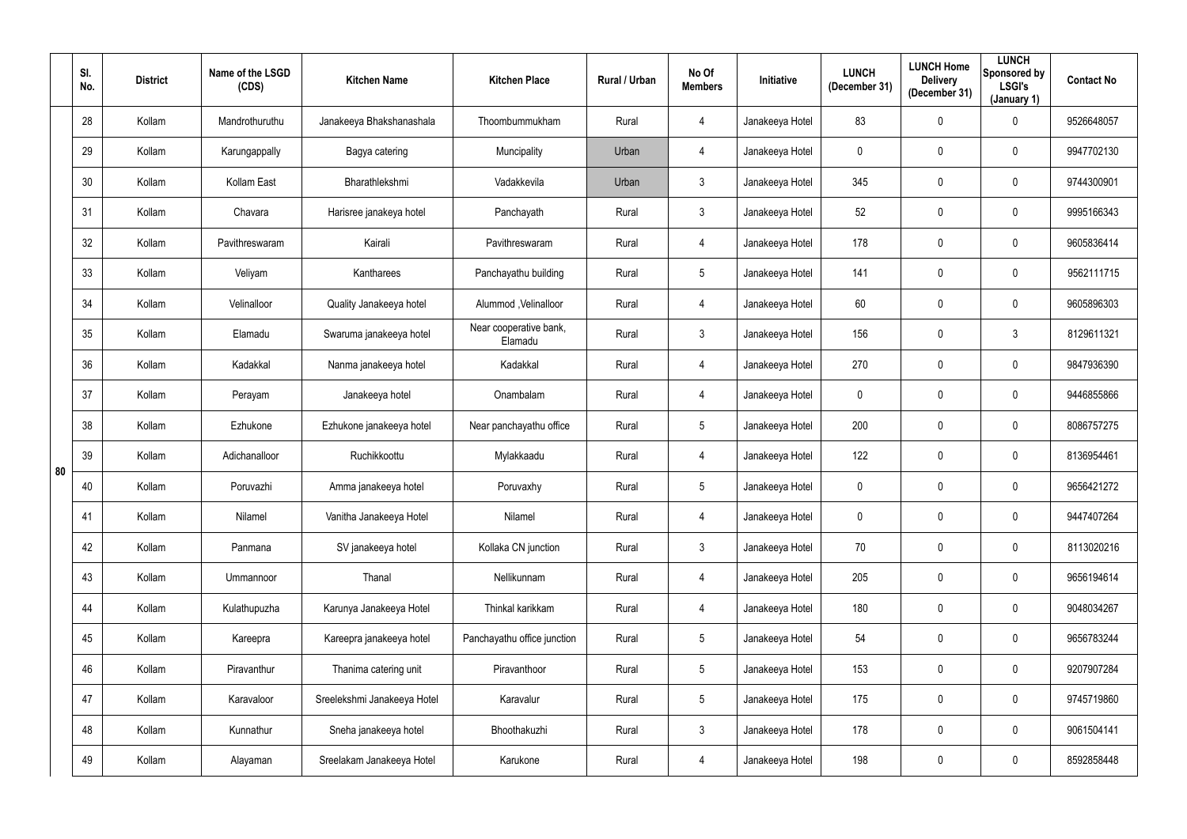|  | Sl. No. | District | Name of the LSGD (CDS) | Kitchen Name | Kitchen Place | Rural / Urban | No Of Members | Initiative | LUNCH (December 31) | LUNCH Home Delivery (December 31) | LUNCH Sponsored by LSGI's (January 1) | Contact No |
|---|---|---|---|---|---|---|---|---|---|---|---|---|
| 80 | 28 | Kollam | Mandrothuruthu | Janakeeya Bhakshanashala | Thoombummukham | Rural | 4 | Janakeeya Hotel | 83 | 0 | 0 | 9526648057 |
|  | 29 | Kollam | Karungappally | Bagya catering | Muncipality | Urban | 4 | Janakeeya Hotel | 0 | 0 | 0 | 9947702130 |
|  | 30 | Kollam | Kollam East | Bharathlekshmi | Vadakkevila | Urban | 3 | Janakeeya Hotel | 345 | 0 | 0 | 9744300901 |
|  | 31 | Kollam | Chavara | Harisree janakeya hotel | Panchayath | Rural | 3 | Janakeeya Hotel | 52 | 0 | 0 | 9995166343 |
|  | 32 | Kollam | Pavithreswaram | Kairali | Pavithreswaram | Rural | 4 | Janakeeya Hotel | 178 | 0 | 0 | 9605836414 |
|  | 33 | Kollam | Veliyam | Kantharees | Panchayathu building | Rural | 5 | Janakeeya Hotel | 141 | 0 | 0 | 9562111715 |
|  | 34 | Kollam | Velinalloor | Quality Janakeeya hotel | Alummod ,Velinalloor | Rural | 4 | Janakeeya Hotel | 60 | 0 | 0 | 9605896303 |
|  | 35 | Kollam | Elamadu | Swaruma janakeeya hotel | Near cooperative bank, Elamadu | Rural | 3 | Janakeeya Hotel | 156 | 0 | 3 | 8129611321 |
|  | 36 | Kollam | Kadakkal | Nanma janakeeya hotel | Kadakkal | Rural | 4 | Janakeeya Hotel | 270 | 0 | 0 | 9847936390 |
|  | 37 | Kollam | Perayam | Janakeeya hotel | Onambalam | Rural | 4 | Janakeeya Hotel | 0 | 0 | 0 | 9446855866 |
|  | 38 | Kollam | Ezhukone | Ezhukone janakeeya hotel | Near panchayathu office | Rural | 5 | Janakeeya Hotel | 200 | 0 | 0 | 8086757275 |
|  | 39 | Kollam | Adichanalloor | Ruchikkoottu | Mylakkaadu | Rural | 4 | Janakeeya Hotel | 122 | 0 | 0 | 8136954461 |
|  | 40 | Kollam | Poruvazhi | Amma janakeeya hotel | Poruvaxhy | Rural | 5 | Janakeeya Hotel | 0 | 0 | 0 | 9656421272 |
|  | 41 | Kollam | Nilamel | Vanitha Janakeeya Hotel | Nilamel | Rural | 4 | Janakeeya Hotel | 0 | 0 | 0 | 9447407264 |
|  | 42 | Kollam | Panmana | SV janakeeya hotel | Kollaka CN junction | Rural | 3 | Janakeeya Hotel | 70 | 0 | 0 | 8113020216 |
|  | 43 | Kollam | Ummannoor | Thanal | Nellikunnam | Rural | 4 | Janakeeya Hotel | 205 | 0 | 0 | 9656194614 |
|  | 44 | Kollam | Kulathupuzha | Karunya Janakeeya Hotel | Thinkal karikkam | Rural | 4 | Janakeeya Hotel | 180 | 0 | 0 | 9048034267 |
|  | 45 | Kollam | Kareepra | Kareepra janakeeya hotel | Panchayathu office junction | Rural | 5 | Janakeeya Hotel | 54 | 0 | 0 | 9656783244 |
|  | 46 | Kollam | Piravanthur | Thanima catering unit | Piravanthoor | Rural | 5 | Janakeeya Hotel | 153 | 0 | 0 | 9207907284 |
|  | 47 | Kollam | Karavaloor | Sreelekshmi Janakeeya Hotel | Karavalur | Rural | 5 | Janakeeya Hotel | 175 | 0 | 0 | 9745719860 |
|  | 48 | Kollam | Kunnathur | Sneha janakeeya hotel | Bhoothakuzhi | Rural | 3 | Janakeeya Hotel | 178 | 0 | 0 | 9061504141 |
|  | 49 | Kollam | Alayaman | Sreelakam Janakeeya Hotel | Karukone | Rural | 4 | Janakeeya Hotel | 198 | 0 | 0 | 8592858448 |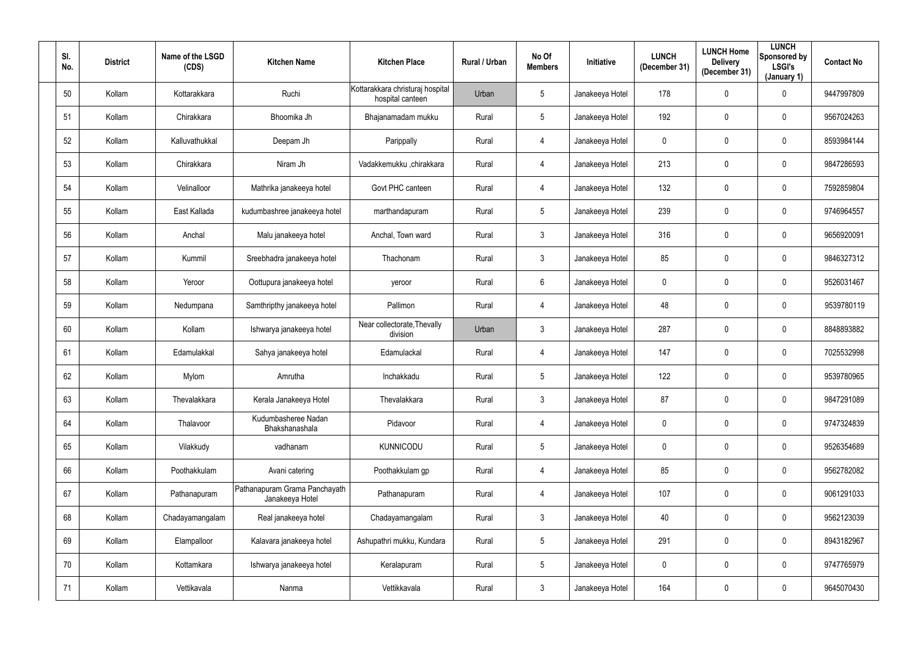| Sl. No. | District | Name of the LSGD (CDS) | Kitchen Name | Kitchen Place | Rural / Urban | No Of Members | Initiative | LUNCH (December 31) | LUNCH Home Delivery (December 31) | LUNCH Sponsored by LSGI's (January 1) | Contact No |
|---|---|---|---|---|---|---|---|---|---|---|---|
| 50 | Kollam | Kottarakkara | Ruchi | Kottarakkara christuraj hospital hospital canteen | Urban | 5 | Janakeeya Hotel | 178 | 0 | 0 | 9447997809 |
| 51 | Kollam | Chirakkara | Bhoomika Jh | Bhajanamadam mukku | Rural | 5 | Janakeeya Hotel | 192 | 0 | 0 | 9567024263 |
| 52 | Kollam | Kalluvathukkal | Deepam Jh | Parippally | Rural | 4 | Janakeeya Hotel | 0 | 0 | 0 | 8593984144 |
| 53 | Kollam | Chirakkara | Niram Jh | Vadakkemukku ,chirakkara | Rural | 4 | Janakeeya Hotel | 213 | 0 | 0 | 9847286593 |
| 54 | Kollam | Velinalloor | Mathrika janakeeya hotel | Govt PHC canteen | Rural | 4 | Janakeeya Hotel | 132 | 0 | 0 | 7592859804 |
| 55 | Kollam | East Kallada | kudumbashree janakeeya hotel | marthandapuram | Rural | 5 | Janakeeya Hotel | 239 | 0 | 0 | 9746964557 |
| 56 | Kollam | Anchal | Malu janakeeya hotel | Anchal, Town ward | Rural | 3 | Janakeeya Hotel | 316 | 0 | 0 | 9656920091 |
| 57 | Kollam | Kummil | Sreebhadra janakeeya hotel | Thachonam | Rural | 3 | Janakeeya Hotel | 85 | 0 | 0 | 9846327312 |
| 58 | Kollam | Yeroor | Oottupura janakeeya hotel | yeroor | Rural | 6 | Janakeeya Hotel | 0 | 0 | 0 | 9526031467 |
| 59 | Kollam | Nedumpana | Samthripthy janakeeya hotel | Pallimon | Rural | 4 | Janakeeya Hotel | 48 | 0 | 0 | 9539780119 |
| 60 | Kollam | Kollam | Ishwarya janakeeya hotel | Near collectorate,Thevally division | Urban | 3 | Janakeeya Hotel | 287 | 0 | 0 | 8848893882 |
| 61 | Kollam | Edamulakkal | Sahya janakeeya hotel | Edamulackal | Rural | 4 | Janakeeya Hotel | 147 | 0 | 0 | 7025532998 |
| 62 | Kollam | Mylom | Amrutha | Inchakkadu | Rural | 5 | Janakeeya Hotel | 122 | 0 | 0 | 9539780965 |
| 63 | Kollam | Thevalakkara | Kerala Janakeeya Hotel | Thevalakkara | Rural | 3 | Janakeeya Hotel | 87 | 0 | 0 | 9847291089 |
| 64 | Kollam | Thalavoor | Kudumbasheree Nadan Bhakshanashala | Pidavoor | Rural | 4 | Janakeeya Hotel | 0 | 0 | 0 | 9747324839 |
| 65 | Kollam | Vilakkudy | vadhanam | KUNNICODU | Rural | 5 | Janakeeya Hotel | 0 | 0 | 0 | 9526354689 |
| 66 | Kollam | Poothakkulam | Avani catering | Poothakkulam gp | Rural | 4 | Janakeeya Hotel | 85 | 0 | 0 | 9562782082 |
| 67 | Kollam | Pathanapuram | Pathanapuram Grama Panchayath Janakeeya Hotel | Pathanapuram | Rural | 4 | Janakeeya Hotel | 107 | 0 | 0 | 9061291033 |
| 68 | Kollam | Chadayamangalam | Real janakeeya hotel | Chadayamangalam | Rural | 3 | Janakeeya Hotel | 40 | 0 | 0 | 9562123039 |
| 69 | Kollam | Elampalloor | Kalavara janakeeya hotel | Ashupathri mukku, Kundara | Rural | 5 | Janakeeya Hotel | 291 | 0 | 0 | 8943182967 |
| 70 | Kollam | Kottamkara | Ishwarya janakeeya hotel | Keralapuram | Rural | 5 | Janakeeya Hotel | 0 | 0 | 0 | 9747765979 |
| 71 | Kollam | Vettikavala | Nanma | Vettikkavala | Rural | 3 | Janakeeya Hotel | 164 | 0 | 0 | 9645070430 |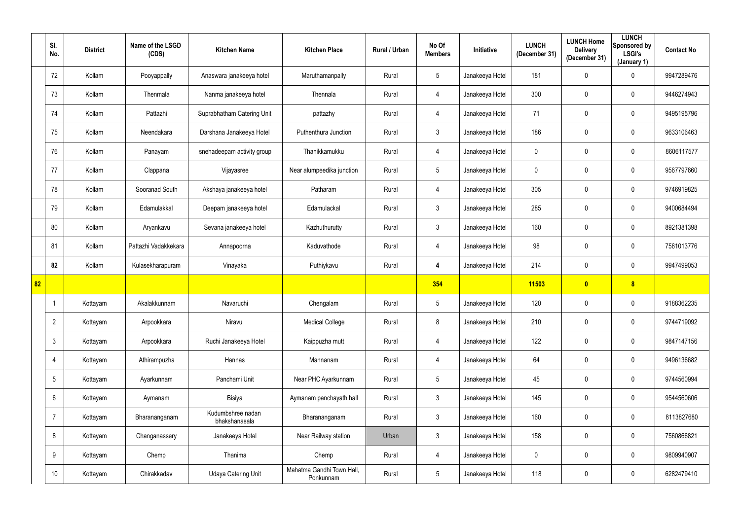| | Sl. No. | District | Name of the LSGD (CDS) | Kitchen Name | Kitchen Place | Rural / Urban | No Of Members | Initiative | LUNCH (December 31) | LUNCH Home Delivery (December 31) | LUNCH Sponsored by LSGI's (January 1) | Contact No |
|---|---|---|---|---|---|---|---|---|---|---|---|---|
| | 72 | Kollam | Pooyappally | Anaswara janakeeya hotel | Maruthamanpally | Rural | 5 | Janakeeya Hotel | 181 | 0 | 0 | 9947289476 |
| | 73 | Kollam | Thenmala | Nanma janakeeya hotel | Thennala | Rural | 4 | Janakeeya Hotel | 300 | 0 | 0 | 9446274943 |
| | 74 | Kollam | Pattazhi | Suprabhatham Catering Unit | pattazhy | Rural | 4 | Janakeeya Hotel | 71 | 0 | 0 | 9495195796 |
| | 75 | Kollam | Neendakara | Darshana Janakeeya Hotel | Puthenthura Junction | Rural | 3 | Janakeeya Hotel | 186 | 0 | 0 | 9633106463 |
| | 76 | Kollam | Panayam | snehadeepam activity group | Thanikkamukku | Rural | 4 | Janakeeya Hotel | 0 | 0 | 0 | 8606117577 |
| | 77 | Kollam | Clappana | Vijayasree | Near alumpeedika junction | Rural | 5 | Janakeeya Hotel | 0 | 0 | 0 | 9567797660 |
| | 78 | Kollam | Sooranad South | Akshaya janakeeya hotel | Patharam | Rural | 4 | Janakeeya Hotel | 305 | 0 | 0 | 9746919825 |
| | 79 | Kollam | Edamulakkal | Deepam janakeeya hotel | Edamulackal | Rural | 3 | Janakeeya Hotel | 285 | 0 | 0 | 9400684494 |
| | 80 | Kollam | Aryankavu | Sevana janakeeya hotel | Kazhuthurutty | Rural | 3 | Janakeeya Hotel | 160 | 0 | 0 | 8921381398 |
| | 81 | Kollam | Pattazhi Vadakkekara | Annapoorna | Kaduvathode | Rural | 4 | Janakeeya Hotel | 98 | 0 | 0 | 7561013776 |
| | **82** | Kollam | Kulasekharapuram | Vinayaka | Puthiykavu | Rural | **4** | Janakeeya Hotel | 214 | 0 | 0 | 9947499053 |
| **82** | | | | | | | **354** | | **11503** | **0** | **8** | |
| | 1 | Kottayam | Akalakkunnam | Navaruchi | Chengalam | Rural | 5 | Janakeeya Hotel | 120 | 0 | 0 | 9188362235 |
| | 2 | Kottayam | Arpookkara | Niravu | Medical College | Rural | 8 | Janakeeya Hotel | 210 | 0 | 0 | 9744719092 |
| | 3 | Kottayam | Arpookkara | Ruchi Janakeeya Hotel | Kaippuzha mutt | Rural | 4 | Janakeeya Hotel | 122 | 0 | 0 | 9847147156 |
| | 4 | Kottayam | Athirampuzha | Hannas | Mannanam | Rural | 4 | Janakeeya Hotel | 64 | 0 | 0 | 9496136682 |
| | 5 | Kottayam | Ayarkunnam | Panchami Unit | Near PHC Ayarkunnam | Rural | 5 | Janakeeya Hotel | 45 | 0 | 0 | 9744560994 |
| | 6 | Kottayam | Aymanam | Bisiya | Aymanam panchayath hall | Rural | 3 | Janakeeya Hotel | 145 | 0 | 0 | 9544560606 |
| | 7 | Kottayam | Bharananganam | Kudumbshree nadan bhakshanasala | Bharananganam | Rural | 3 | Janakeeya Hotel | 160 | 0 | 0 | 8113827680 |
| | 8 | Kottayam | Changanassery | Janakeeya Hotel | Near Railway station | Urban | 3 | Janakeeya Hotel | 158 | 0 | 0 | 7560866821 |
| | 9 | Kottayam | Chemp | Thanima | Chemp | Rural | 4 | Janakeeya Hotel | 0 | 0 | 0 | 9809940907 |
| | 10 | Kottayam | Chirakkadav | Udaya Catering Unit | Mahatma Gandhi Town Hall, Ponkunnam | Rural | 5 | Janakeeya Hotel | 118 | 0 | 0 | 6282479410 |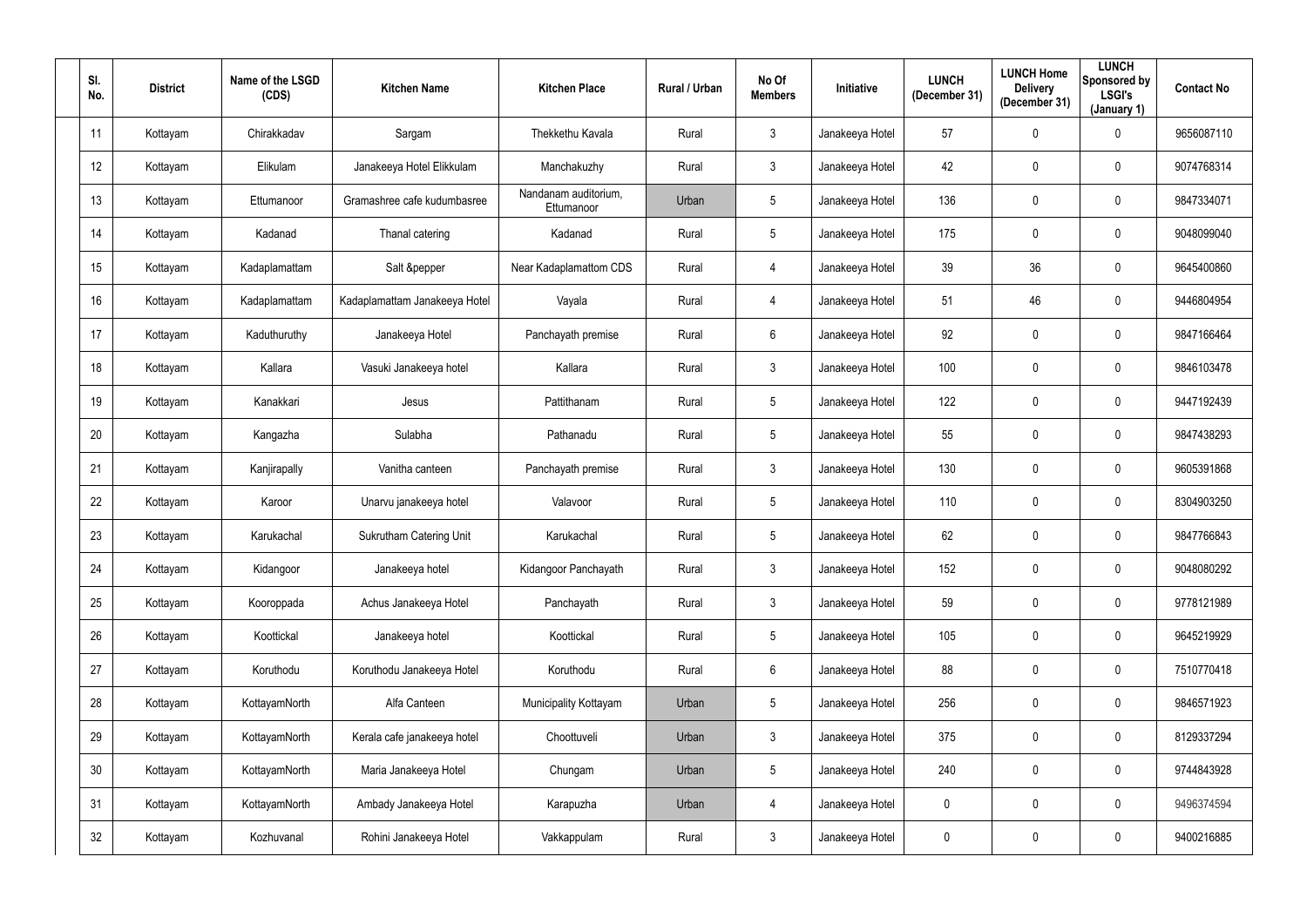| Sl. No. | District | Name of the LSGD (CDS) | Kitchen Name | Kitchen Place | Rural / Urban | No Of Members | Initiative | LUNCH (December 31) | LUNCH Home Delivery (December 31) | LUNCH Sponsored by LSGI's (January 1) | Contact No |
|---|---|---|---|---|---|---|---|---|---|---|---|
| 11 | Kottayam | Chirakkadav | Sargam | Thekkethu Kavala | Rural | 3 | Janakeeya Hotel | 57 | 0 | 0 | 9656087110 |
| 12 | Kottayam | Elikulam | Janakeeya Hotel Elikkulam | Manchakuzhy | Rural | 3 | Janakeeya Hotel | 42 | 0 | 0 | 9074768314 |
| 13 | Kottayam | Ettumanoor | Gramashree cafe kudumbasree | Nandanam auditorium, Ettumanoor | Urban | 5 | Janakeeya Hotel | 136 | 0 | 0 | 9847334071 |
| 14 | Kottayam | Kadanad | Thanal catering | Kadanad | Rural | 5 | Janakeeya Hotel | 175 | 0 | 0 | 9048099040 |
| 15 | Kottayam | Kadaplamattam | Salt &pepper | Near Kadaplamattom CDS | Rural | 4 | Janakeeya Hotel | 39 | 36 | 0 | 9645400860 |
| 16 | Kottayam | Kadaplamattam | Kadaplamattam Janakeeya Hotel | Vayala | Rural | 4 | Janakeeya Hotel | 51 | 46 | 0 | 9446804954 |
| 17 | Kottayam | Kaduthuruthy | Janakeeya Hotel | Panchayath premise | Rural | 6 | Janakeeya Hotel | 92 | 0 | 0 | 9847166464 |
| 18 | Kottayam | Kallara | Vasuki Janakeeya hotel | Kallara | Rural | 3 | Janakeeya Hotel | 100 | 0 | 0 | 9846103478 |
| 19 | Kottayam | Kanakkari | Jesus | Pattithanam | Rural | 5 | Janakeeya Hotel | 122 | 0 | 0 | 9447192439 |
| 20 | Kottayam | Kangazha | Sulabha | Pathanadu | Rural | 5 | Janakeeya Hotel | 55 | 0 | 0 | 9847438293 |
| 21 | Kottayam | Kanjirapally | Vanitha canteen | Panchayath premise | Rural | 3 | Janakeeya Hotel | 130 | 0 | 0 | 9605391868 |
| 22 | Kottayam | Karoor | Unarvu janakeeya hotel | Valavoor | Rural | 5 | Janakeeya Hotel | 110 | 0 | 0 | 8304903250 |
| 23 | Kottayam | Karukachal | Sukrutham Catering Unit | Karukachal | Rural | 5 | Janakeeya Hotel | 62 | 0 | 0 | 9847766843 |
| 24 | Kottayam | Kidangoor | Janakeeya hotel | Kidangoor Panchayath | Rural | 3 | Janakeeya Hotel | 152 | 0 | 0 | 9048080292 |
| 25 | Kottayam | Kooroppada | Achus Janakeeya Hotel | Panchayath | Rural | 3 | Janakeeya Hotel | 59 | 0 | 0 | 9778121989 |
| 26 | Kottayam | Koottickal | Janakeeya hotel | Koottickal | Rural | 5 | Janakeeya Hotel | 105 | 0 | 0 | 9645219929 |
| 27 | Kottayam | Koruthodu | Koruthodu Janakeeya Hotel | Koruthodu | Rural | 6 | Janakeeya Hotel | 88 | 0 | 0 | 7510770418 |
| 28 | Kottayam | KottayamNorth | Alfa Canteen | Municipality Kottayam | Urban | 5 | Janakeeya Hotel | 256 | 0 | 0 | 9846571923 |
| 29 | Kottayam | KottayamNorth | Kerala cafe janakeeya hotel | Choottuveli | Urban | 3 | Janakeeya Hotel | 375 | 0 | 0 | 8129337294 |
| 30 | Kottayam | KottayamNorth | Maria Janakeeya Hotel | Chungam | Urban | 5 | Janakeeya Hotel | 240 | 0 | 0 | 9744843928 |
| 31 | Kottayam | KottayamNorth | Ambady Janakeeya Hotel | Karapuzha | Urban | 4 | Janakeeya Hotel | 0 | 0 | 0 | 9496374594 |
| 32 | Kottayam | Kozhuvanal | Rohini Janakeeya Hotel | Vakkappulam | Rural | 3 | Janakeeya Hotel | 0 | 0 | 0 | 9400216885 |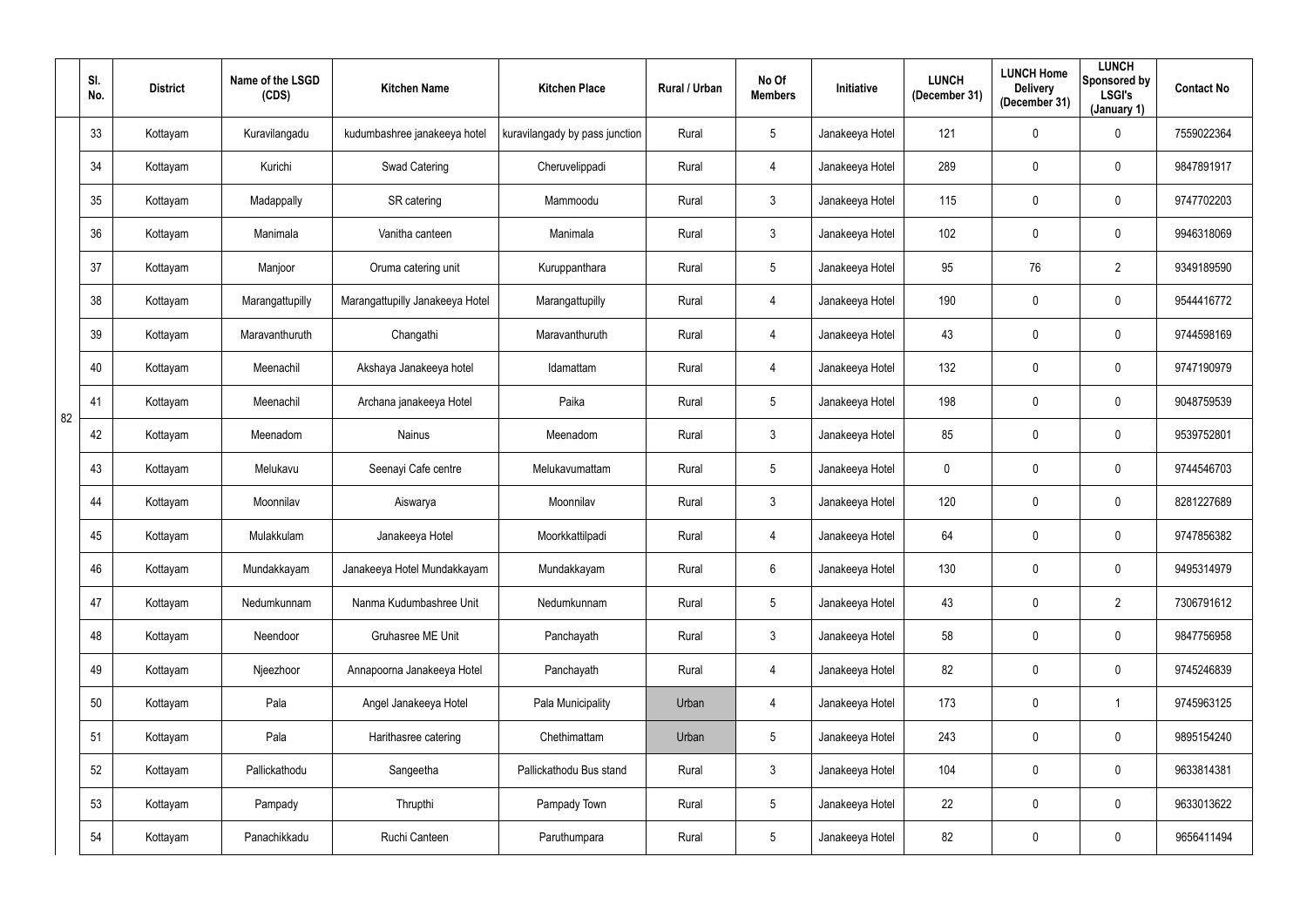|  | Sl. No. | District | Name of the LSGD (CDS) | Kitchen Name | Kitchen Place | Rural / Urban | No Of Members | Initiative | LUNCH (December 31) | LUNCH Home Delivery (December 31) | LUNCH Sponsored by LSGI's (January 1) | Contact No |
|---|---|---|---|---|---|---|---|---|---|---|---|---|
| 82 | 33 | Kottayam | Kuravilangadu | kudumbashree janakeeya hotel | kuravilangady by pass junction | Rural | 5 | Janakeeya Hotel | 121 | 0 | 0 | 7559022364 |
|  | 34 | Kottayam | Kurichi | Swad Catering | Cheruvelippadi | Rural | 4 | Janakeeya Hotel | 289 | 0 | 0 | 9847891917 |
|  | 35 | Kottayam | Madappally | SR catering | Mammoodu | Rural | 3 | Janakeeya Hotel | 115 | 0 | 0 | 9747702203 |
|  | 36 | Kottayam | Manimala | Vanitha canteen | Manimala | Rural | 3 | Janakeeya Hotel | 102 | 0 | 0 | 9946318069 |
|  | 37 | Kottayam | Manjoor | Oruma catering unit | Kuruppanthara | Rural | 5 | Janakeeya Hotel | 95 | 76 | 2 | 9349189590 |
|  | 38 | Kottayam | Marangattupilly | Marangattupilly Janakeeya Hotel | Marangattupilly | Rural | 4 | Janakeeya Hotel | 190 | 0 | 0 | 9544416772 |
|  | 39 | Kottayam | Maravanthuruth | Changathi | Maravanthuruth | Rural | 4 | Janakeeya Hotel | 43 | 0 | 0 | 9744598169 |
|  | 40 | Kottayam | Meenachil | Akshaya Janakeeya hotel | Idamattam | Rural | 4 | Janakeeya Hotel | 132 | 0 | 0 | 9747190979 |
|  | 41 | Kottayam | Meenachil | Archana janakeeya Hotel | Paika | Rural | 5 | Janakeeya Hotel | 198 | 0 | 0 | 9048759539 |
|  | 42 | Kottayam | Meenadom | Nainus | Meenadom | Rural | 3 | Janakeeya Hotel | 85 | 0 | 0 | 9539752801 |
|  | 43 | Kottayam | Melukavu | Seenayi Cafe centre | Melukavumattam | Rural | 5 | Janakeeya Hotel | 0 | 0 | 0 | 9744546703 |
|  | 44 | Kottayam | Moonnilav | Aiswarya | Moonnilav | Rural | 3 | Janakeeya Hotel | 120 | 0 | 0 | 8281227689 |
|  | 45 | Kottayam | Mulakkulam | Janakeeya Hotel | Moorkkattilpadi | Rural | 4 | Janakeeya Hotel | 64 | 0 | 0 | 9747856382 |
|  | 46 | Kottayam | Mundakkayam | Janakeeya Hotel Mundakkayam | Mundakkayam | Rural | 6 | Janakeeya Hotel | 130 | 0 | 0 | 9495314979 |
|  | 47 | Kottayam | Nedumkunnam | Nanma Kudumbashree Unit | Nedumkunnam | Rural | 5 | Janakeeya Hotel | 43 | 0 | 2 | 7306791612 |
|  | 48 | Kottayam | Neendoor | Gruhasree ME Unit | Panchayath | Rural | 3 | Janakeeya Hotel | 58 | 0 | 0 | 9847756958 |
|  | 49 | Kottayam | Njeezhoor | Annapoorna Janakeeya Hotel | Panchayath | Rural | 4 | Janakeeya Hotel | 82 | 0 | 0 | 9745246839 |
|  | 50 | Kottayam | Pala | Angel Janakeeya Hotel | Pala Municipality | Urban | 4 | Janakeeya Hotel | 173 | 0 | 1 | 9745963125 |
|  | 51 | Kottayam | Pala | Harithasree catering | Chethimattam | Urban | 5 | Janakeeya Hotel | 243 | 0 | 0 | 9895154240 |
|  | 52 | Kottayam | Pallickathodu | Sangeetha | Pallickathodu Bus stand | Rural | 3 | Janakeeya Hotel | 104 | 0 | 0 | 9633814381 |
|  | 53 | Kottayam | Pampady | Thrupthi | Pampady Town | Rural | 5 | Janakeeya Hotel | 22 | 0 | 0 | 9633013622 |
|  | 54 | Kottayam | Panachikkadu | Ruchi Canteen | Paruthumpara | Rural | 5 | Janakeeya Hotel | 82 | 0 | 0 | 9656411494 |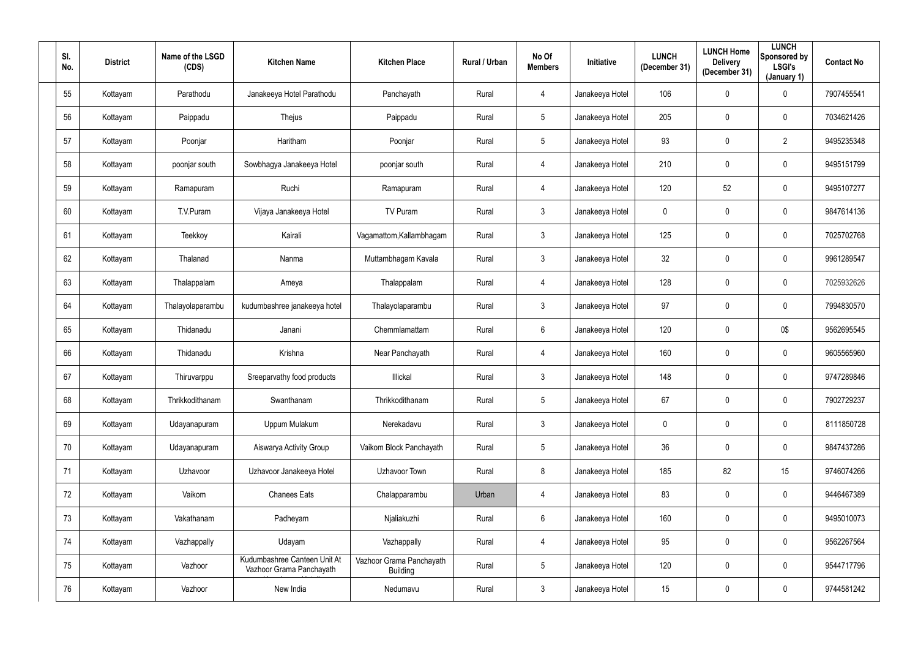| Sl. No. | District | Name of the LSGD (CDS) | Kitchen Name | Kitchen Place | Rural / Urban | No Of Members | Initiative | LUNCH (December 31) | LUNCH Home Delivery (December 31) | LUNCH Sponsored by LSGI's (January 1) | Contact No |
|---|---|---|---|---|---|---|---|---|---|---|---|
| 55 | Kottayam | Parathodu | Janakeeya Hotel Parathodu | Panchayath | Rural | 4 | Janakeeya Hotel | 106 | 0 | 0 | 7907455541 |
| 56 | Kottayam | Paippadu | Thejus | Paippadu | Rural | 5 | Janakeeya Hotel | 205 | 0 | 0 | 7034621426 |
| 57 | Kottayam | Poonjar | Haritham | Poonjar | Rural | 5 | Janakeeya Hotel | 93 | 0 | 2 | 9495235348 |
| 58 | Kottayam | poonjar south | Sowbhagya Janakeeya Hotel | poonjar south | Rural | 4 | Janakeeya Hotel | 210 | 0 | 0 | 9495151799 |
| 59 | Kottayam | Ramapuram | Ruchi | Ramapuram | Rural | 4 | Janakeeya Hotel | 120 | 52 | 0 | 9495107277 |
| 60 | Kottayam | T.V.Puram | Vijaya Janakeeya Hotel | TV Puram | Rural | 3 | Janakeeya Hotel | 0 | 0 | 0 | 9847614136 |
| 61 | Kottayam | Teekkoy | Kairali | Vagamattom,Kallambhagam | Rural | 3 | Janakeeya Hotel | 125 | 0 | 0 | 7025702768 |
| 62 | Kottayam | Thalanad | Nanma | Muttambhagam Kavala | Rural | 3 | Janakeeya Hotel | 32 | 0 | 0 | 9961289547 |
| 63 | Kottayam | Thalappalam | Ameya | Thalappalam | Rural | 4 | Janakeeya Hotel | 128 | 0 | 0 | 7025932626 |
| 64 | Kottayam | Thalayolaparambu | kudumbashree janakeeya hotel | Thalayolaparambu | Rural | 3 | Janakeeya Hotel | 97 | 0 | 0 | 7994830570 |
| 65 | Kottayam | Thidanadu | Janani | Chemmlamattam | Rural | 6 | Janakeeya Hotel | 120 | 0 | 0$ | 9562695545 |
| 66 | Kottayam | Thidanadu | Krishna | Near Panchayath | Rural | 4 | Janakeeya Hotel | 160 | 0 | 0 | 9605565960 |
| 67 | Kottayam | Thiruvarppu | Sreeparvathy food products | Illickal | Rural | 3 | Janakeeya Hotel | 148 | 0 | 0 | 9747289846 |
| 68 | Kottayam | Thrikkodithanam | Swanthanam | Thrikkodithanam | Rural | 5 | Janakeeya Hotel | 67 | 0 | 0 | 7902729237 |
| 69 | Kottayam | Udayanapuram | Uppum Mulakum | Nerekadavu | Rural | 3 | Janakeeya Hotel | 0 | 0 | 0 | 8111850728 |
| 70 | Kottayam | Udayanapuram | Aiswarya Activity Group | Vaikom Block Panchayath | Rural | 5 | Janakeeya Hotel | 36 | 0 | 0 | 9847437286 |
| 71 | Kottayam | Uzhavoor | Uzhavoor Janakeeya Hotel | Uzhavoor Town | Rural | 8 | Janakeeya Hotel | 185 | 82 | 15 | 9746074266 |
| 72 | Kottayam | Vaikom | Chanees Eats | Chalapparambu | Urban | 4 | Janakeeya Hotel | 83 | 0 | 0 | 9446467389 |
| 73 | Kottayam | Vakathanam | Padheyam | Njaliakuzhi | Rural | 6 | Janakeeya Hotel | 160 | 0 | 0 | 9495010073 |
| 74 | Kottayam | Vazhappally | Udayam | Vazhappally | Rural | 4 | Janakeeya Hotel | 95 | 0 | 0 | 9562267564 |
| 75 | Kottayam | Vazhoor | Kudumbashree Canteen Unit At Vazhoor Grama Panchayath | Vazhoor Grama Panchayath Building | Rural | 5 | Janakeeya Hotel | 120 | 0 | 0 | 9544717796 |
| 76 | Kottayam | Vazhoor | New India | Nedumavu | Rural | 3 | Janakeeya Hotel | 15 | 0 | 0 | 9744581242 |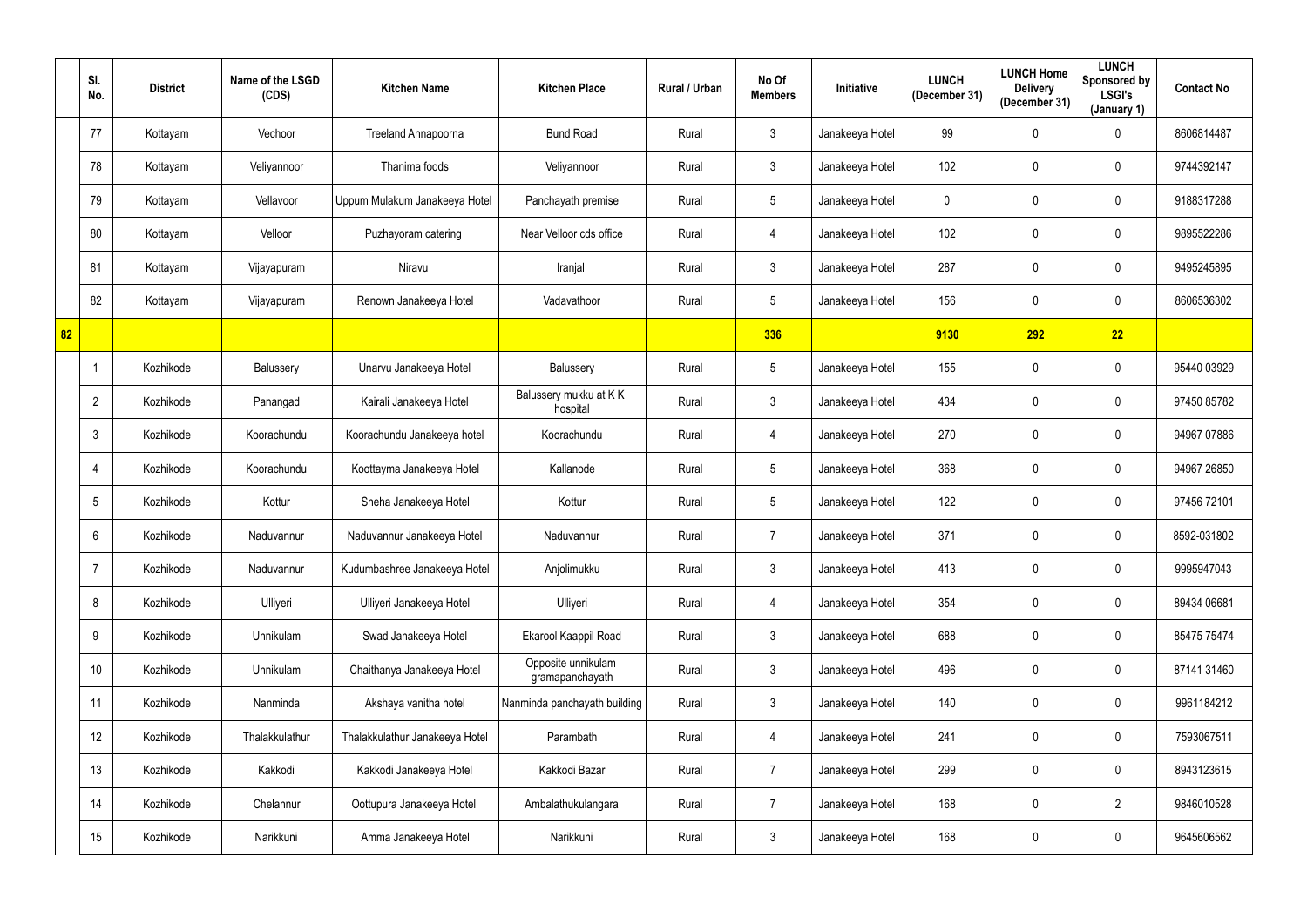| | Sl. No. | District | Name of the LSGD (CDS) | Kitchen Name | Kitchen Place | Rural / Urban | No Of Members | Initiative | LUNCH (December 31) | LUNCH Home Delivery (December 31) | LUNCH Sponsored by LSGI's (January 1) | Contact No |
|---|---|---|---|---|---|---|---|---|---|---|---|---|
| | 77 | Kottayam | Vechoor | Treeland Annapoorna | Bund Road | Rural | 3 | Janakeeya Hotel | 99 | 0 | 0 | 8606814487 |
| | 78 | Kottayam | Veliyannoor | Thanima foods | Veliyannoor | Rural | 3 | Janakeeya Hotel | 102 | 0 | 0 | 9744392147 |
| | 79 | Kottayam | Vellavoor | Uppum Mulakum Janakeeya Hotel | Panchayath premise | Rural | 5 | Janakeeya Hotel | 0 | 0 | 0 | 9188317288 |
| | 80 | Kottayam | Velloor | Puzhayoram catering | Near Velloor cds office | Rural | 4 | Janakeeya Hotel | 102 | 0 | 0 | 9895522286 |
| | 81 | Kottayam | Vijayapuram | Niravu | Iranjal | Rural | 3 | Janakeeya Hotel | 287 | 0 | 0 | 9495245895 |
| | 82 | Kottayam | Vijayapuram | Renown Janakeeya Hotel | Vadavathoor | Rural | 5 | Janakeeya Hotel | 156 | 0 | 0 | 8606536302 |
| 82 | | | | | | | 336 | | 9130 | 292 | 22 | |
| | 1 | Kozhikode | Balussery | Unarvu Janakeeya Hotel | Balussery | Rural | 5 | Janakeeya Hotel | 155 | 0 | 0 | 95440 03929 |
| | 2 | Kozhikode | Panangad | Kairali Janakeeya Hotel | Balussery mukku at K K hospital | Rural | 3 | Janakeeya Hotel | 434 | 0 | 0 | 97450 85782 |
| | 3 | Kozhikode | Koorachundu | Koorachundu Janakeeya hotel | Koorachundu | Rural | 4 | Janakeeya Hotel | 270 | 0 | 0 | 94967 07886 |
| | 4 | Kozhikode | Koorachundu | Koottayma Janakeeya Hotel | Kallanode | Rural | 5 | Janakeeya Hotel | 368 | 0 | 0 | 94967 26850 |
| | 5 | Kozhikode | Kottur | Sneha Janakeeya Hotel | Kottur | Rural | 5 | Janakeeya Hotel | 122 | 0 | 0 | 97456 72101 |
| | 6 | Kozhikode | Naduvannur | Naduvannur Janakeeya Hotel | Naduvannur | Rural | 7 | Janakeeya Hotel | 371 | 0 | 0 | 8592-031802 |
| | 7 | Kozhikode | Naduvannur | Kudumbashree Janakeeya Hotel | Anjolimukku | Rural | 3 | Janakeeya Hotel | 413 | 0 | 0 | 9995947043 |
| | 8 | Kozhikode | Ulliyeri | Ulliyeri Janakeeya Hotel | Ulliyeri | Rural | 4 | Janakeeya Hotel | 354 | 0 | 0 | 89434 06681 |
| | 9 | Kozhikode | Unnikulam | Swad Janakeeya Hotel | Ekarool Kaappil Road | Rural | 3 | Janakeeya Hotel | 688 | 0 | 0 | 85475 75474 |
| | 10 | Kozhikode | Unnikulam | Chaithanya Janakeeya Hotel | Opposite unnikulam gramapanchayath | Rural | 3 | Janakeeya Hotel | 496 | 0 | 0 | 87141 31460 |
| | 11 | Kozhikode | Nanminda | Akshaya vanitha hotel | Nanminda panchayath building | Rural | 3 | Janakeeya Hotel | 140 | 0 | 0 | 9961184212 |
| | 12 | Kozhikode | Thalakkulathur | Thalakkulathur Janakeeya Hotel | Parambath | Rural | 4 | Janakeeya Hotel | 241 | 0 | 0 | 7593067511 |
| | 13 | Kozhikode | Kakkodi | Kakkodi Janakeeya Hotel | Kakkodi Bazar | Rural | 7 | Janakeeya Hotel | 299 | 0 | 0 | 8943123615 |
| | 14 | Kozhikode | Chelannur | Oottupura Janakeeya Hotel | Ambalathukulangara | Rural | 7 | Janakeeya Hotel | 168 | 0 | 2 | 9846010528 |
| | 15 | Kozhikode | Narikkuni | Amma Janakeeya Hotel | Narikkuni | Rural | 3 | Janakeeya Hotel | 168 | 0 | 0 | 9645606562 |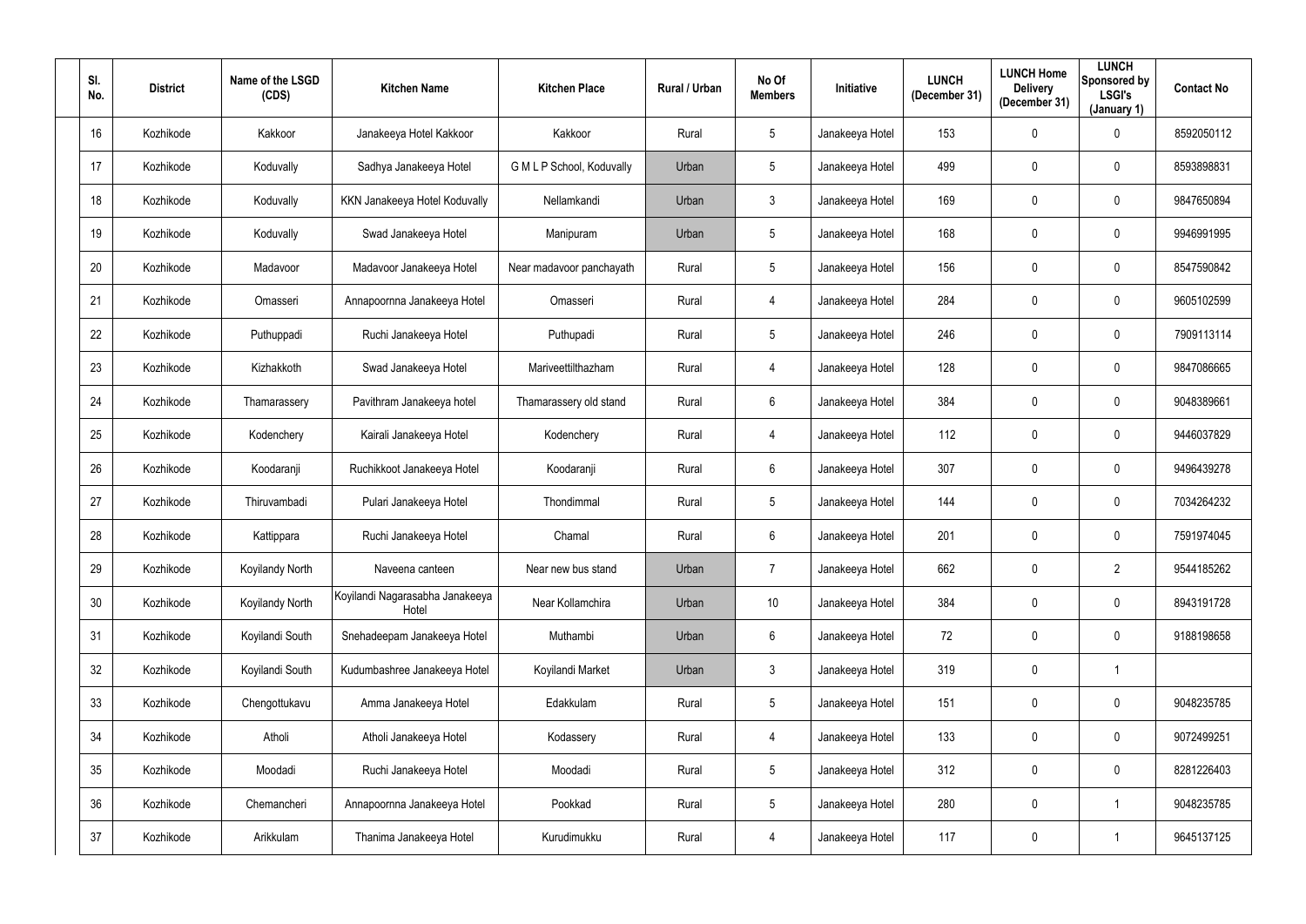| Sl. No. | District | Name of the LSGD (CDS) | Kitchen Name | Kitchen Place | Rural / Urban | No Of Members | Initiative | LUNCH (December 31) | LUNCH Home Delivery (December 31) | LUNCH Sponsored by LSGI's (January 1) | Contact No |
|---|---|---|---|---|---|---|---|---|---|---|---|
| 16 | Kozhikode | Kakkoor | Janakeeya Hotel Kakkoor | Kakkoor | Rural | 5 | Janakeeya Hotel | 153 | 0 | 0 | 8592050112 |
| 17 | Kozhikode | Koduvally | Sadhya Janakeeya Hotel | G M L P School, Koduvally | Urban | 5 | Janakeeya Hotel | 499 | 0 | 0 | 8593898831 |
| 18 | Kozhikode | Koduvally | KKN Janakeeya Hotel Koduvally | Nellamkandi | Urban | 3 | Janakeeya Hotel | 169 | 0 | 0 | 9847650894 |
| 19 | Kozhikode | Koduvally | Swad Janakeeya Hotel | Manipuram | Urban | 5 | Janakeeya Hotel | 168 | 0 | 0 | 9946991995 |
| 20 | Kozhikode | Madavoor | Madavoor Janakeeya Hotel | Near madavoor panchayath | Rural | 5 | Janakeeya Hotel | 156 | 0 | 0 | 8547590842 |
| 21 | Kozhikode | Omasseri | Annapoornna Janakeeya Hotel | Omasseri | Rural | 4 | Janakeeya Hotel | 284 | 0 | 0 | 9605102599 |
| 22 | Kozhikode | Puthuppadi | Ruchi Janakeeya Hotel | Puthupadi | Rural | 5 | Janakeeya Hotel | 246 | 0 | 0 | 7909113114 |
| 23 | Kozhikode | Kizhakkoth | Swad Janakeeya Hotel | Mariveettilthazham | Rural | 4 | Janakeeya Hotel | 128 | 0 | 0 | 9847086665 |
| 24 | Kozhikode | Thamarassery | Pavithram Janakeeya hotel | Thamarassery old stand | Rural | 6 | Janakeeya Hotel | 384 | 0 | 0 | 9048389661 |
| 25 | Kozhikode | Kodenchery | Kairali Janakeeya Hotel | Kodenchery | Rural | 4 | Janakeeya Hotel | 112 | 0 | 0 | 9446037829 |
| 26 | Kozhikode | Koodaranji | Ruchikkoot Janakeeya Hotel | Koodaranji | Rural | 6 | Janakeeya Hotel | 307 | 0 | 0 | 9496439278 |
| 27 | Kozhikode | Thiruvambadi | Pulari Janakeeya Hotel | Thondimmal | Rural | 5 | Janakeeya Hotel | 144 | 0 | 0 | 7034264232 |
| 28 | Kozhikode | Kattippara | Ruchi Janakeeya Hotel | Chamal | Rural | 6 | Janakeeya Hotel | 201 | 0 | 0 | 7591974045 |
| 29 | Kozhikode | Koyilandy North | Naveena canteen | Near new bus stand | Urban | 7 | Janakeeya Hotel | 662 | 0 | 2 | 9544185262 |
| 30 | Kozhikode | Koyilandy North | Koyilandi Nagarasabha Janakeeya Hotel | Near Kollamchira | Urban | 10 | Janakeeya Hotel | 384 | 0 | 0 | 8943191728 |
| 31 | Kozhikode | Koyilandi South | Snehadeepam Janakeeya Hotel | Muthambi | Urban | 6 | Janakeeya Hotel | 72 | 0 | 0 | 9188198658 |
| 32 | Kozhikode | Koyilandi South | Kudumbashree Janakeeya Hotel | Koyilandi Market | Urban | 3 | Janakeeya Hotel | 319 | 0 | 1 | |
| 33 | Kozhikode | Chengottukavu | Amma Janakeeya Hotel | Edakkulam | Rural | 5 | Janakeeya Hotel | 151 | 0 | 0 | 9048235785 |
| 34 | Kozhikode | Atholi | Atholi Janakeeya Hotel | Kodassery | Rural | 4 | Janakeeya Hotel | 133 | 0 | 0 | 9072499251 |
| 35 | Kozhikode | Moodadi | Ruchi Janakeeya Hotel | Moodadi | Rural | 5 | Janakeeya Hotel | 312 | 0 | 0 | 8281226403 |
| 36 | Kozhikode | Chemancheri | Annapoornna Janakeeya Hotel | Pookkad | Rural | 5 | Janakeeya Hotel | 280 | 0 | 1 | 9048235785 |
| 37 | Kozhikode | Arikkulam | Thanima Janakeeya Hotel | Kurudimukku | Rural | 4 | Janakeeya Hotel | 117 | 0 | 1 | 9645137125 |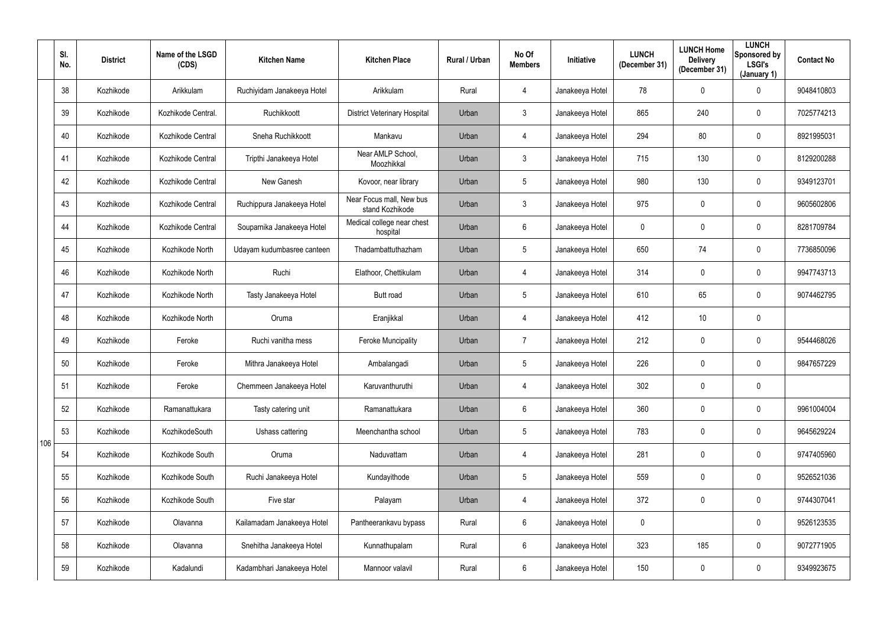|  | Sl. No. | District | Name of the LSGD (CDS) | Kitchen Name | Kitchen Place | Rural / Urban | No Of Members | Initiative | LUNCH (December 31) | LUNCH Home Delivery (December 31) | LUNCH Sponsored by LSGI's (January 1) | Contact No |
|---|---|---|---|---|---|---|---|---|---|---|---|---|
| 106 | 38 | Kozhikode | Arikkulam | Ruchiyidam Janakeeya Hotel | Arikkulam | Rural | 4 | Janakeeya Hotel | 78 | 0 | 0 | 9048410803 |
|  | 39 | Kozhikode | Kozhikode Central. | Ruchikkoott | District Veterinary Hospital | Urban | 3 | Janakeeya Hotel | 865 | 240 | 0 | 7025774213 |
|  | 40 | Kozhikode | Kozhikode Central | Sneha Ruchikkoott | Mankavu | Urban | 4 | Janakeeya Hotel | 294 | 80 | 0 | 8921995031 |
|  | 41 | Kozhikode | Kozhikode Central | Tripthi Janakeeya Hotel | Near AMLP School, Moozhikkal | Urban | 3 | Janakeeya Hotel | 715 | 130 | 0 | 8129200288 |
|  | 42 | Kozhikode | Kozhikode Central | New Ganesh | Kovoor, near library | Urban | 5 | Janakeeya Hotel | 980 | 130 | 0 | 9349123701 |
|  | 43 | Kozhikode | Kozhikode Central | Ruchippura Janakeeya Hotel | Near Focus mall, New bus stand Kozhikode | Urban | 3 | Janakeeya Hotel | 975 | 0 | 0 | 9605602806 |
|  | 44 | Kozhikode | Kozhikode Central | Souparnika Janakeeya Hotel | Medical college near chest hospital | Urban | 6 | Janakeeya Hotel | 0 | 0 | 0 | 8281709784 |
|  | 45 | Kozhikode | Kozhikode North | Udayam kudumbasree canteen | Thadambattuthazham | Urban | 5 | Janakeeya Hotel | 650 | 74 | 0 | 7736850096 |
|  | 46 | Kozhikode | Kozhikode North | Ruchi | Elathoor, Chettikulam | Urban | 4 | Janakeeya Hotel | 314 | 0 | 0 | 9947743713 |
|  | 47 | Kozhikode | Kozhikode North | Tasty Janakeeya Hotel | Butt road | Urban | 5 | Janakeeya Hotel | 610 | 65 | 0 | 9074462795 |
|  | 48 | Kozhikode | Kozhikode North | Oruma | Eranjikkal | Urban | 4 | Janakeeya Hotel | 412 | 10 | 0 |  |
|  | 49 | Kozhikode | Feroke | Ruchi vanitha mess | Feroke Muncipality | Urban | 7 | Janakeeya Hotel | 212 | 0 | 0 | 9544468026 |
|  | 50 | Kozhikode | Feroke | Mithra Janakeeya Hotel | Ambalangadi | Urban | 5 | Janakeeya Hotel | 226 | 0 | 0 | 9847657229 |
|  | 51 | Kozhikode | Feroke | Chemmeen Janakeeya Hotel | Karuvanthuruthi | Urban | 4 | Janakeeya Hotel | 302 | 0 | 0 |  |
|  | 52 | Kozhikode | Ramanattukara | Tasty catering unit | Ramanattukara | Urban | 6 | Janakeeya Hotel | 360 | 0 | 0 | 9961004004 |
|  | 53 | Kozhikode | KozhikodeSouth | Ushass cattering | Meenchantha school | Urban | 5 | Janakeeya Hotel | 783 | 0 | 0 | 9645629224 |
|  | 54 | Kozhikode | Kozhikode South | Oruma | Naduvattam | Urban | 4 | Janakeeya Hotel | 281 | 0 | 0 | 9747405960 |
|  | 55 | Kozhikode | Kozhikode South | Ruchi Janakeeya Hotel | Kundayithode | Urban | 5 | Janakeeya Hotel | 559 | 0 | 0 | 9526521036 |
|  | 56 | Kozhikode | Kozhikode South | Five star | Palayam | Urban | 4 | Janakeeya Hotel | 372 | 0 | 0 | 9744307041 |
|  | 57 | Kozhikode | Olavanna | Kailamadam Janakeeya Hotel | Pantheerankavu bypass | Rural | 6 | Janakeeya Hotel | 0 |  | 0 | 9526123535 |
|  | 58 | Kozhikode | Olavanna | Snehitha Janakeeya Hotel | Kunnathupalam | Rural | 6 | Janakeeya Hotel | 323 | 185 | 0 | 9072771905 |
|  | 59 | Kozhikode | Kadalundi | Kadambhari Janakeeya Hotel | Mannoor valavil | Rural | 6 | Janakeeya Hotel | 150 | 0 | 0 | 9349923675 |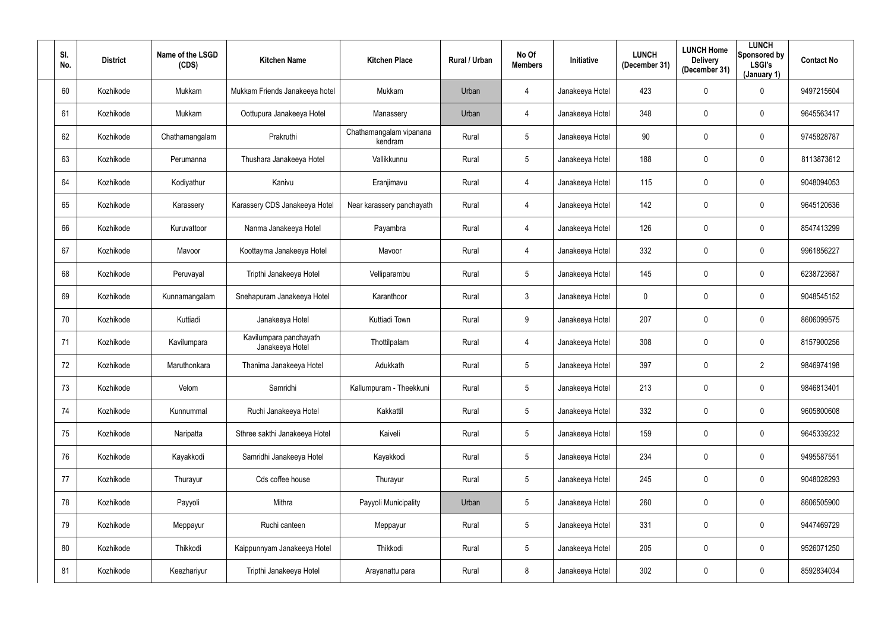| Sl. No. | District | Name of the LSGD (CDS) | Kitchen Name | Kitchen Place | Rural / Urban | No Of Members | Initiative | LUNCH (December 31) | LUNCH Home Delivery (December 31) | LUNCH Sponsored by LSGI's (January 1) | Contact No |
|---|---|---|---|---|---|---|---|---|---|---|---|
| 60 | Kozhikode | Mukkam | Mukkam Friends Janakeeya hotel | Mukkam | Urban | 4 | Janakeeya Hotel | 423 | 0 | 0 | 9497215604 |
| 61 | Kozhikode | Mukkam | Oottupura Janakeeya Hotel | Manassery | Urban | 4 | Janakeeya Hotel | 348 | 0 | 0 | 9645563417 |
| 62 | Kozhikode | Chathamangalam | Prakruthi | Chathamangalam vipanana kendram | Rural | 5 | Janakeeya Hotel | 90 | 0 | 0 | 9745828787 |
| 63 | Kozhikode | Perumanna | Thushara Janakeeya Hotel | Vallikkunnu | Rural | 5 | Janakeeya Hotel | 188 | 0 | 0 | 8113873612 |
| 64 | Kozhikode | Kodiyathur | Kanivu | Eranjimavu | Rural | 4 | Janakeeya Hotel | 115 | 0 | 0 | 9048094053 |
| 65 | Kozhikode | Karassery | Karassery CDS Janakeeya Hotel | Near karassery panchayath | Rural | 4 | Janakeeya Hotel | 142 | 0 | 0 | 9645120636 |
| 66 | Kozhikode | Kuruvattoor | Nanma Janakeeya Hotel | Payambra | Rural | 4 | Janakeeya Hotel | 126 | 0 | 0 | 8547413299 |
| 67 | Kozhikode | Mavoor | Koottayma Janakeeya Hotel | Mavoor | Rural | 4 | Janakeeya Hotel | 332 | 0 | 0 | 9961856227 |
| 68 | Kozhikode | Peruvayal | Tripthi Janakeeya Hotel | Velliparambu | Rural | 5 | Janakeeya Hotel | 145 | 0 | 0 | 6238723687 |
| 69 | Kozhikode | Kunnamangalam | Snehapuram Janakeeya Hotel | Karanthoor | Rural | 3 | Janakeeya Hotel | 0 | 0 | 0 | 9048545152 |
| 70 | Kozhikode | Kuttiadi | Janakeeya Hotel | Kuttiadi Town | Rural | 9 | Janakeeya Hotel | 207 | 0 | 0 | 8606099575 |
| 71 | Kozhikode | Kavilumpara | Kavilumpara panchayath Janakeeya Hotel | Thottilpalam | Rural | 4 | Janakeeya Hotel | 308 | 0 | 0 | 8157900256 |
| 72 | Kozhikode | Maruthonkara | Thanima Janakeeya Hotel | Adukkath | Rural | 5 | Janakeeya Hotel | 397 | 0 | 2 | 9846974198 |
| 73 | Kozhikode | Velom | Samridhi | Kallumpuram - Theekkuni | Rural | 5 | Janakeeya Hotel | 213 | 0 | 0 | 9846813401 |
| 74 | Kozhikode | Kunnummal | Ruchi Janakeeya Hotel | Kakkattil | Rural | 5 | Janakeeya Hotel | 332 | 0 | 0 | 9605800608 |
| 75 | Kozhikode | Naripatta | Sthree sakthi Janakeeya Hotel | Kaiveli | Rural | 5 | Janakeeya Hotel | 159 | 0 | 0 | 9645339232 |
| 76 | Kozhikode | Kayakkodi | Samridhi Janakeeya Hotel | Kayakkodi | Rural | 5 | Janakeeya Hotel | 234 | 0 | 0 | 9495587551 |
| 77 | Kozhikode | Thurayur | Cds coffee house | Thurayur | Rural | 5 | Janakeeya Hotel | 245 | 0 | 0 | 9048028293 |
| 78 | Kozhikode | Payyoli | Mithra | Payyoli Municipality | Urban | 5 | Janakeeya Hotel | 260 | 0 | 0 | 8606505900 |
| 79 | Kozhikode | Meppayur | Ruchi canteen | Meppayur | Rural | 5 | Janakeeya Hotel | 331 | 0 | 0 | 9447469729 |
| 80 | Kozhikode | Thikkodi | Kaippunnyam Janakeeya Hotel | Thikkodi | Rural | 5 | Janakeeya Hotel | 205 | 0 | 0 | 9526071250 |
| 81 | Kozhikode | Keezhariyur | Tripthi Janakeeya Hotel | Arayanattu para | Rural | 8 | Janakeeya Hotel | 302 | 0 | 0 | 8592834034 |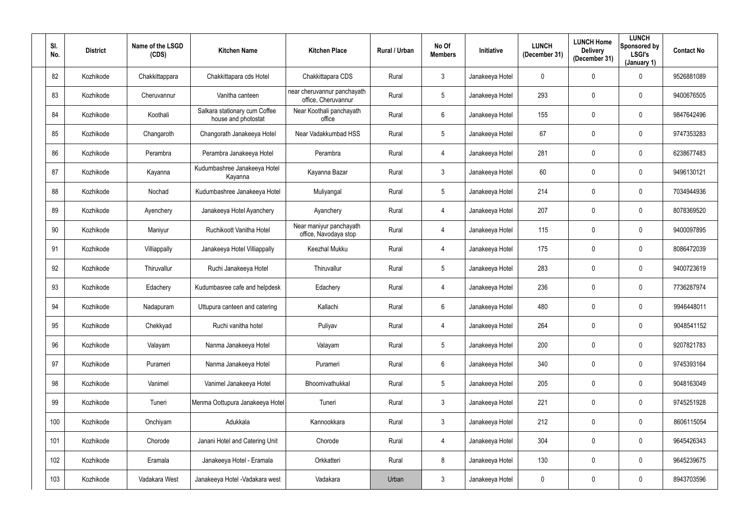| Sl. No. | District | Name of the LSGD (CDS) | Kitchen Name | Kitchen Place | Rural / Urban | No Of Members | Initiative | LUNCH (December 31) | LUNCH Home Delivery (December 31) | LUNCH Sponsored by LSGI's (January 1) | Contact No |
|---|---|---|---|---|---|---|---|---|---|---|---|
| 82 | Kozhikode | Chakkittappara | Chakkittapara cds Hotel | Chakkittapara CDS | Rural | 3 | Janakeeya Hotel | 0 | 0 | 0 | 9526881089 |
| 83 | Kozhikode | Cheruvannur | Vanitha canteen | near cheruvannur panchayath office, Cheruvannur | Rural | 5 | Janakeeya Hotel | 293 | 0 | 0 | 9400676505 |
| 84 | Kozhikode | Koothali | Salkara stationary cum Coffee house and photostat | Near Koothali panchayath office | Rural | 6 | Janakeeya Hotel | 155 | 0 | 0 | 9847642496 |
| 85 | Kozhikode | Changaroth | Changorath Janakeeya Hotel | Near Vadakkumbad HSS | Rural | 5 | Janakeeya Hotel | 67 | 0 | 0 | 9747353283 |
| 86 | Kozhikode | Perambra | Perambra Janakeeya Hotel | Perambra | Rural | 4 | Janakeeya Hotel | 281 | 0 | 0 | 6238677483 |
| 87 | Kozhikode | Kayanna | Kudumbashree Janakeeya Hotel Kayanna | Kayanna Bazar | Rural | 3 | Janakeeya Hotel | 60 | 0 | 0 | 9496130121 |
| 88 | Kozhikode | Nochad | Kudumbashree Janakeeya Hotel | Muliyangal | Rural | 5 | Janakeeya Hotel | 214 | 0 | 0 | 7034944936 |
| 89 | Kozhikode | Ayenchery | Janakeeya Hotel Ayanchery | Ayanchery | Rural | 4 | Janakeeya Hotel | 207 | 0 | 0 | 8078369520 |
| 90 | Kozhikode | Maniyur | Ruchikoott Vanitha Hotel | Near maniyur panchayath office, Navodaya stop | Rural | 4 | Janakeeya Hotel | 115 | 0 | 0 | 9400097895 |
| 91 | Kozhikode | Villiappally | Janakeeya Hotel Villiappally | Keezhal Mukku | Rural | 4 | Janakeeya Hotel | 175 | 0 | 0 | 8086472039 |
| 92 | Kozhikode | Thiruvallur | Ruchi Janakeeya Hotel | Thiruvallur | Rural | 5 | Janakeeya Hotel | 283 | 0 | 0 | 9400723619 |
| 93 | Kozhikode | Edachery | Kudumbasree cafe and helpdesk | Edachery | Rural | 4 | Janakeeya Hotel | 236 | 0 | 0 | 7736287974 |
| 94 | Kozhikode | Nadapuram | Uttupura canteen and catering | Kallachi | Rural | 6 | Janakeeya Hotel | 480 | 0 | 0 | 9946448011 |
| 95 | Kozhikode | Chekkyad | Ruchi vanitha hotel | Puliyav | Rural | 4 | Janakeeya Hotel | 264 | 0 | 0 | 9048541152 |
| 96 | Kozhikode | Valayam | Nanma Janakeeya Hotel | Valayam | Rural | 5 | Janakeeya Hotel | 200 | 0 | 0 | 9207821783 |
| 97 | Kozhikode | Purameri | Nanma Janakeeya Hotel | Purameri | Rural | 6 | Janakeeya Hotel | 340 | 0 | 0 | 9745393164 |
| 98 | Kozhikode | Vanimel | Vanimel Janakeeya Hotel | Bhoomivathukkal | Rural | 5 | Janakeeya Hotel | 205 | 0 | 0 | 9048163049 |
| 99 | Kozhikode | Tuneri | Menma Oottupura Janakeeya Hotel | Tuneri | Rural | 3 | Janakeeya Hotel | 221 | 0 | 0 | 9745251928 |
| 100 | Kozhikode | Onchiyam | Adukkala | Kannookkara | Rural | 3 | Janakeeya Hotel | 212 | 0 | 0 | 8606115054 |
| 101 | Kozhikode | Chorode | Janani Hotel and Catering Unit | Chorode | Rural | 4 | Janakeeya Hotel | 304 | 0 | 0 | 9645426343 |
| 102 | Kozhikode | Eramala | Janakeeya Hotel - Eramala | Orkkatteri | Rural | 8 | Janakeeya Hotel | 130 | 0 | 0 | 9645239675 |
| 103 | Kozhikode | Vadakara West | Janakeeya Hotel -Vadakara west | Vadakara | Urban | 3 | Janakeeya Hotel | 0 | 0 | 0 | 8943703596 |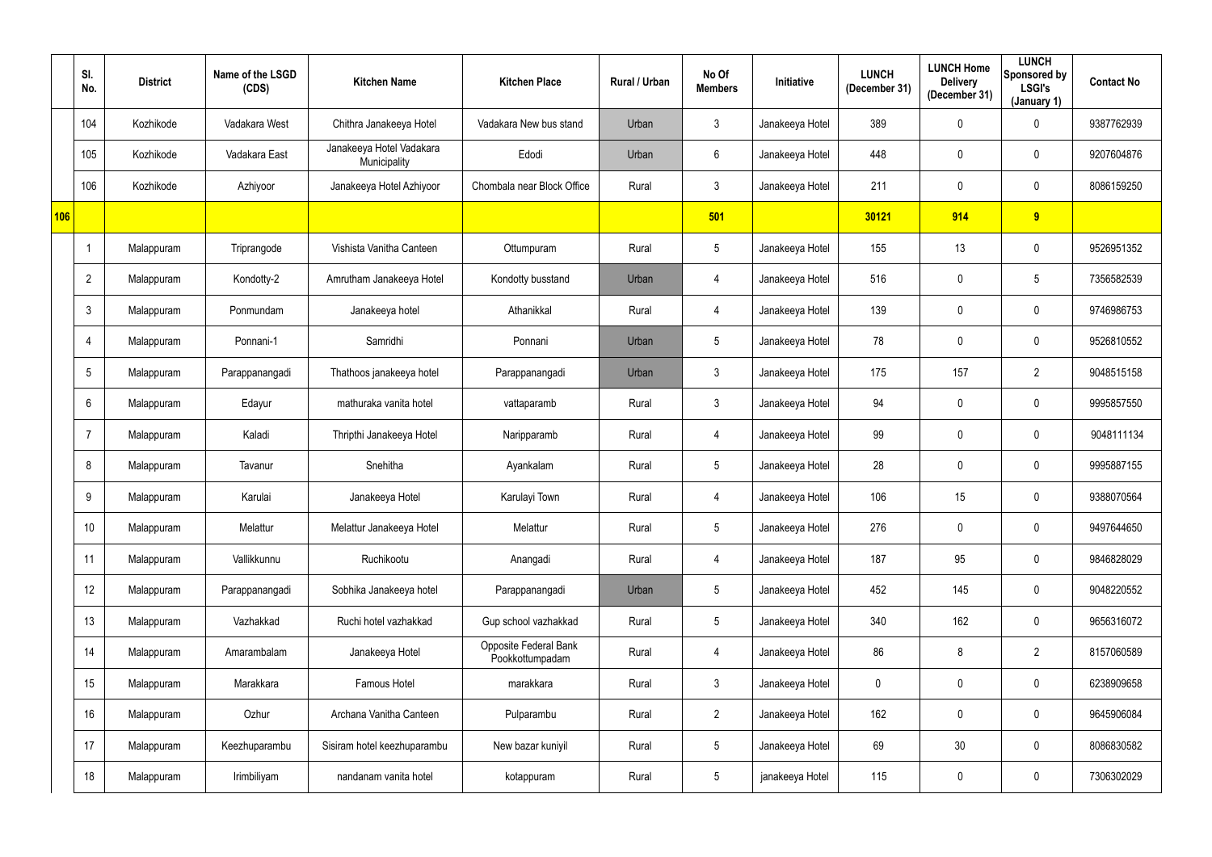| | Sl. No. | District | Name of the LSGD (CDS) | Kitchen Name | Kitchen Place | Rural / Urban | No Of Members | Initiative | LUNCH (December 31) | LUNCH Home Delivery (December 31) | LUNCH Sponsored by LSGI's (January 1) | Contact No |
|---|---|---|---|---|---|---|---|---|---|---|---|---|
| | 104 | Kozhikode | Vadakara West | Chithra Janakeeya Hotel | Vadakara New bus stand | Urban | 3 | Janakeeya Hotel | 389 | 0 | 0 | 9387762939 |
| | 105 | Kozhikode | Vadakara East | Janakeeya Hotel Vadakara Municipality | Edodi | Urban | 6 | Janakeeya Hotel | 448 | 0 | 0 | 9207604876 |
| | 106 | Kozhikode | Azhiyoor | Janakeeya Hotel Azhiyoor | Chombala near Block Office | Rural | 3 | Janakeeya Hotel | 211 | 0 | 0 | 8086159250 |
| **106** | | | | | | | **501** | | **30121** | **914** | **9** | |
| | 1 | Malappuram | Triprangode | Vishista Vanitha Canteen | Ottumpuram | Rural | 5 | Janakeeya Hotel | 155 | 13 | 0 | 9526951352 |
| | 2 | Malappuram | Kondotty-2 | Amrutham Janakeeya Hotel | Kondotty busstand | Urban | 4 | Janakeeya Hotel | 516 | 0 | 5 | 7356582539 |
| | 3 | Malappuram | Ponmundam | Janakeeya hotel | Athanikkal | Rural | 4 | Janakeeya Hotel | 139 | 0 | 0 | 9746986753 |
| | 4 | Malappuram | Ponnani-1 | Samridhi | Ponnani | Urban | 5 | Janakeeya Hotel | 78 | 0 | 0 | 9526810552 |
| | 5 | Malappuram | Parappanangadi | Thathoos janakeeya hotel | Parappanangadi | Urban | 3 | Janakeeya Hotel | 175 | 157 | 2 | 9048515158 |
| | 6 | Malappuram | Edayur | mathuraka vanita hotel | vattaparamb | Rural | 3 | Janakeeya Hotel | 94 | 0 | 0 | 9995857550 |
| | 7 | Malappuram | Kaladi | Thripthi Janakeeya Hotel | Naripparamb | Rural | 4 | Janakeeya Hotel | 99 | 0 | 0 | 9048111134 |
| | 8 | Malappuram | Tavanur | Snehitha | Ayankalam | Rural | 5 | Janakeeya Hotel | 28 | 0 | 0 | 9995887155 |
| | 9 | Malappuram | Karulai | Janakeeya Hotel | Karulayi Town | Rural | 4 | Janakeeya Hotel | 106 | 15 | 0 | 9388070564 |
| | 10 | Malappuram | Melattur | Melattur Janakeeya Hotel | Melattur | Rural | 5 | Janakeeya Hotel | 276 | 0 | 0 | 9497644650 |
| | 11 | Malappuram | Vallikkunnu | Ruchikootu | Anangadi | Rural | 4 | Janakeeya Hotel | 187 | 95 | 0 | 9846828029 |
| | 12 | Malappuram | Parappanangadi | Sobhika Janakeeya hotel | Parappanangadi | Urban | 5 | Janakeeya Hotel | 452 | 145 | 0 | 9048220552 |
| | 13 | Malappuram | Vazhakkad | Ruchi hotel vazhakkad | Gup school vazhakkad | Rural | 5 | Janakeeya Hotel | 340 | 162 | 0 | 9656316072 |
| | 14 | Malappuram | Amarambalam | Janakeeya Hotel | Opposite Federal Bank Pookkottumpadam | Rural | 4 | Janakeeya Hotel | 86 | 8 | 2 | 8157060589 |
| | 15 | Malappuram | Marakkara | Famous Hotel | marakkara | Rural | 3 | Janakeeya Hotel | 0 | 0 | 0 | 6238909658 |
| | 16 | Malappuram | Ozhur | Archana Vanitha Canteen | Pulparambu | Rural | 2 | Janakeeya Hotel | 162 | 0 | 0 | 9645906084 |
| | 17 | Malappuram | Keezhuparambu | Sisiram hotel keezhuparambu | New bazar kuniyil | Rural | 5 | Janakeeya Hotel | 69 | 30 | 0 | 8086830582 |
| | 18 | Malappuram | Irimbiliyam | nandanam vanita hotel | kotappuram | Rural | 5 | janakeeya Hotel | 115 | 0 | 0 | 7306302029 |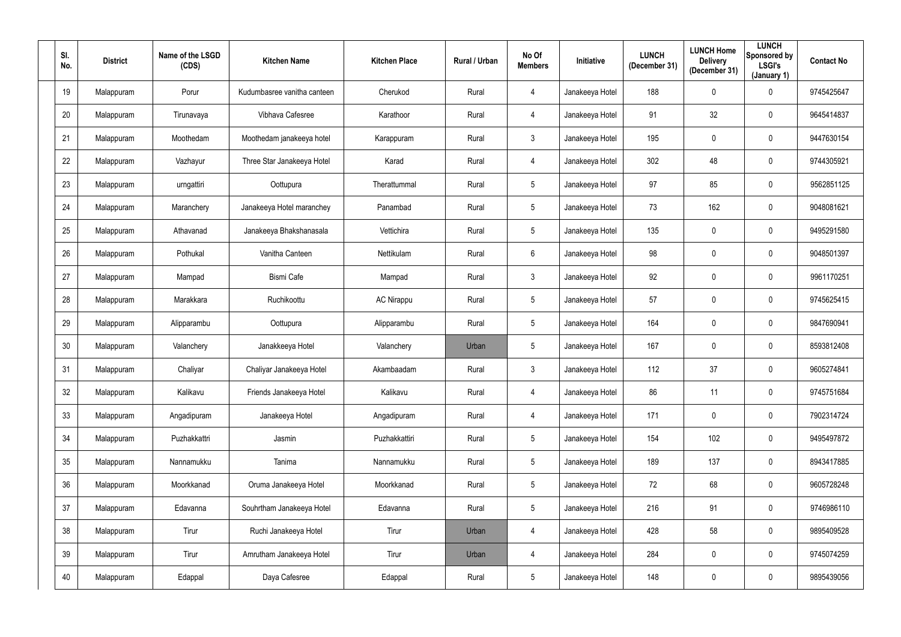| Sl. No. | District | Name of the LSGD (CDS) | Kitchen Name | Kitchen Place | Rural / Urban | No Of Members | Initiative | LUNCH (December 31) | LUNCH Home Delivery (December 31) | LUNCH Sponsored by LSGI's (January 1) | Contact No |
|---|---|---|---|---|---|---|---|---|---|---|---|
| 19 | Malappuram | Porur | Kudumbasree vanitha canteen | Cherukod | Rural | 4 | Janakeeya Hotel | 188 | 0 | 0 | 9745425647 |
| 20 | Malappuram | Tirunavaya | Vibhava Cafesree | Karathoor | Rural | 4 | Janakeeya Hotel | 91 | 32 | 0 | 9645414837 |
| 21 | Malappuram | Moothedam | Moothedam janakeeya hotel | Karappuram | Rural | 3 | Janakeeya Hotel | 195 | 0 | 0 | 9447630154 |
| 22 | Malappuram | Vazhayur | Three Star Janakeeya Hotel | Karad | Rural | 4 | Janakeeya Hotel | 302 | 48 | 0 | 9744305921 |
| 23 | Malappuram | urngattiri | Oottupura | Therattummal | Rural | 5 | Janakeeya Hotel | 97 | 85 | 0 | 9562851125 |
| 24 | Malappuram | Maranchery | Janakeeya Hotel maranchey | Panambad | Rural | 5 | Janakeeya Hotel | 73 | 162 | 0 | 9048081621 |
| 25 | Malappuram | Athavanad | Janakeeya Bhakshanasala | Vettichira | Rural | 5 | Janakeeya Hotel | 135 | 0 | 0 | 9495291580 |
| 26 | Malappuram | Pothukal | Vanitha Canteen | Nettikulam | Rural | 6 | Janakeeya Hotel | 98 | 0 | 0 | 9048501397 |
| 27 | Malappuram | Mampad | Bismi Cafe | Mampad | Rural | 3 | Janakeeya Hotel | 92 | 0 | 0 | 9961170251 |
| 28 | Malappuram | Marakkara | Ruchikoottu | AC Nirappu | Rural | 5 | Janakeeya Hotel | 57 | 0 | 0 | 9745625415 |
| 29 | Malappuram | Alipparambu | Oottupura | Alipparambu | Rural | 5 | Janakeeya Hotel | 164 | 0 | 0 | 9847690941 |
| 30 | Malappuram | Valanchery | Janakkeeya Hotel | Valanchery | Urban | 5 | Janakeeya Hotel | 167 | 0 | 0 | 8593812408 |
| 31 | Malappuram | Chaliyar | Chaliyar Janakeeya Hotel | Akambaadam | Rural | 3 | Janakeeya Hotel | 112 | 37 | 0 | 9605274841 |
| 32 | Malappuram | Kalikavu | Friends Janakeeya Hotel | Kalikavu | Rural | 4 | Janakeeya Hotel | 86 | 11 | 0 | 9745751684 |
| 33 | Malappuram | Angadipuram | Janakeeya Hotel | Angadipuram | Rural | 4 | Janakeeya Hotel | 171 | 0 | 0 | 7902314724 |
| 34 | Malappuram | Puzhakkattri | Jasmin | Puzhakkattiri | Rural | 5 | Janakeeya Hotel | 154 | 102 | 0 | 9495497872 |
| 35 | Malappuram | Nannamukku | Tanima | Nannamukku | Rural | 5 | Janakeeya Hotel | 189 | 137 | 0 | 8943417885 |
| 36 | Malappuram | Moorkkanad | Oruma Janakeeya Hotel | Moorkkanad | Rural | 5 | Janakeeya Hotel | 72 | 68 | 0 | 9605728248 |
| 37 | Malappuram | Edavanna | Souhrtham Janakeeya Hotel | Edavanna | Rural | 5 | Janakeeya Hotel | 216 | 91 | 0 | 9746986110 |
| 38 | Malappuram | Tirur | Ruchi Janakeeya Hotel | Tirur | Urban | 4 | Janakeeya Hotel | 428 | 58 | 0 | 9895409528 |
| 39 | Malappuram | Tirur | Amrutham Janakeeya Hotel | Tirur | Urban | 4 | Janakeeya Hotel | 284 | 0 | 0 | 9745074259 |
| 40 | Malappuram | Edappal | Daya Cafesree | Edappal | Rural | 5 | Janakeeya Hotel | 148 | 0 | 0 | 9895439056 |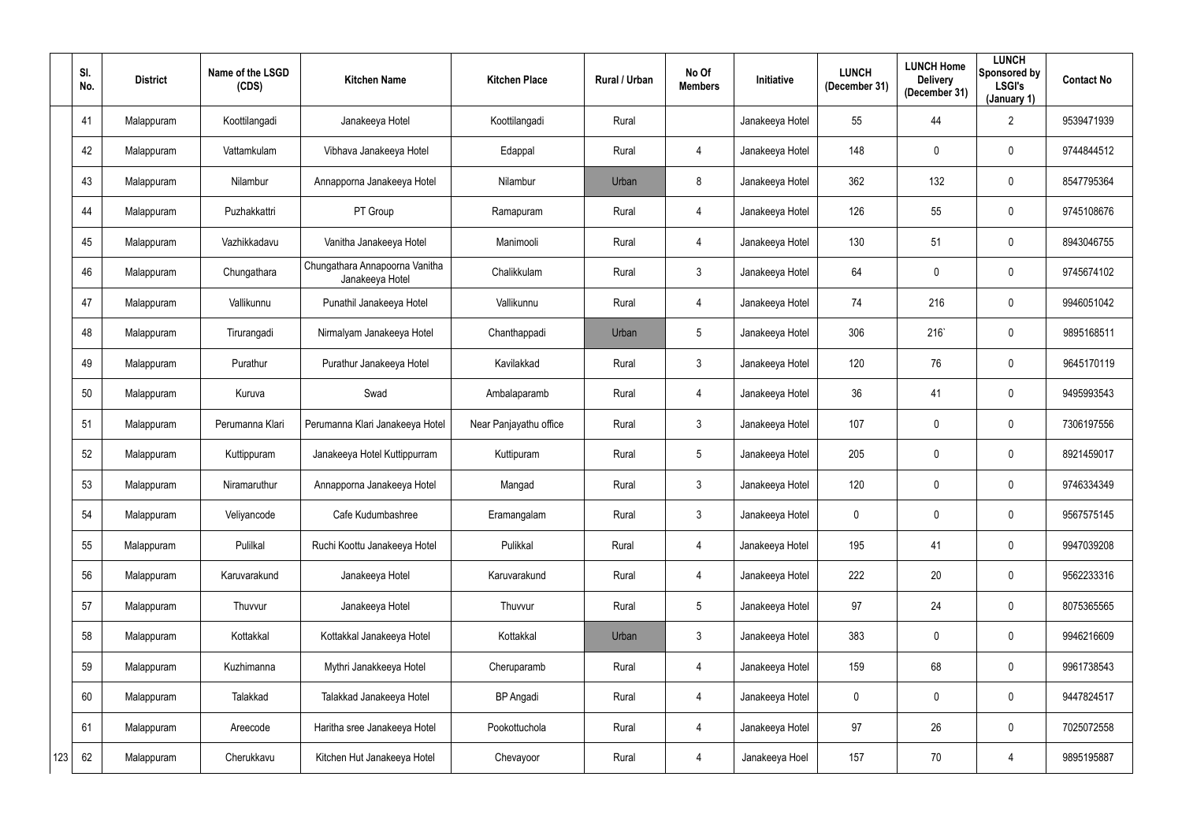| Sl. No. | District | Name of the LSGD (CDS) | Kitchen Name | Kitchen Place | Rural / Urban | No Of Members | Initiative | LUNCH (December 31) | LUNCH Home Delivery (December 31) | LUNCH Sponsored by LSGI's (January 1) | Contact No |
|---|---|---|---|---|---|---|---|---|---|---|---|
| 41 | Malappuram | Koottilangadi | Janakeeya Hotel | Koottilangadi | Rural | | Janakeeya Hotel | 55 | 44 | 2 | 9539471939 |
| 42 | Malappuram | Vattamkulam | Vibhava Janakeeya Hotel | Edappal | Rural | 4 | Janakeeya Hotel | 148 | 0 | 0 | 9744844512 |
| 43 | Malappuram | Nilambur | Annapporna Janakeeya Hotel | Nilambur | Urban | 8 | Janakeeya Hotel | 362 | 132 | 0 | 8547795364 |
| 44 | Malappuram | Puzhakkattri | PT Group | Ramapuram | Rural | 4 | Janakeeya Hotel | 126 | 55 | 0 | 9745108676 |
| 45 | Malappuram | Vazhikkadavu | Vanitha Janakeeya Hotel | Manimooli | Rural | 4 | Janakeeya Hotel | 130 | 51 | 0 | 8943046755 |
| 46 | Malappuram | Chungathara | Chungathara Annapoorna Vanitha Janakeeya Hotel | Chalikkulam | Rural | 3 | Janakeeya Hotel | 64 | 0 | 0 | 9745674102 |
| 47 | Malappuram | Vallikunnu | Punathil Janakeeya Hotel | Vallikunnu | Rural | 4 | Janakeeya Hotel | 74 | 216 | 0 | 9946051042 |
| 48 | Malappuram | Tirurangadi | Nirmalyam Janakeeya Hotel | Chanthappadi | Urban | 5 | Janakeeya Hotel | 306 | 216` | 0 | 9895168511 |
| 49 | Malappuram | Purathur | Purathur Janakeeya Hotel | Kavilakkad | Rural | 3 | Janakeeya Hotel | 120 | 76 | 0 | 9645170119 |
| 50 | Malappuram | Kuruva | Swad | Ambalaparamb | Rural | 4 | Janakeeya Hotel | 36 | 41 | 0 | 9495993543 |
| 51 | Malappuram | Perumanna Klari | Perumanna Klari Janakeeya Hotel | Near Panjayathu office | Rural | 3 | Janakeeya Hotel | 107 | 0 | 0 | 7306197556 |
| 52 | Malappuram | Kuttippuram | Janakeeya Hotel Kuttippurram | Kuttipuram | Rural | 5 | Janakeeya Hotel | 205 | 0 | 0 | 8921459017 |
| 53 | Malappuram | Niramaruthur | Annapporna Janakeeya Hotel | Mangad | Rural | 3 | Janakeeya Hotel | 120 | 0 | 0 | 9746334349 |
| 54 | Malappuram | Veliyancode | Cafe Kudumbashree | Eramangalam | Rural | 3 | Janakeeya Hotel | 0 | 0 | 0 | 9567575145 |
| 55 | Malappuram | Pulilkal | Ruchi Koottu Janakeeya Hotel | Pulikkal | Rural | 4 | Janakeeya Hotel | 195 | 41 | 0 | 9947039208 |
| 56 | Malappuram | Karuvarakund | Janakeeya Hotel | Karuvarakund | Rural | 4 | Janakeeya Hotel | 222 | 20 | 0 | 9562233316 |
| 57 | Malappuram | Thuvvur | Janakeeya Hotel | Thuvvur | Rural | 5 | Janakeeya Hotel | 97 | 24 | 0 | 8075365565 |
| 58 | Malappuram | Kottakkal | Kottakkal Janakeeya Hotel | Kottakkal | Urban | 3 | Janakeeya Hotel | 383 | 0 | 0 | 9946216609 |
| 59 | Malappuram | Kuzhimanna | Mythri Janakkeeya Hotel | Cheruparamb | Rural | 4 | Janakeeya Hotel | 159 | 68 | 0 | 9961738543 |
| 60 | Malappuram | Talakkad | Talakkad Janakeeya Hotel | BP Angadi | Rural | 4 | Janakeeya Hotel | 0 | 0 | 0 | 9447824517 |
| 61 | Malappuram | Areecode | Haritha sree Janakeeya Hotel | Pookottuchola | Rural | 4 | Janakeeya Hotel | 97 | 26 | 0 | 7025072558 |
| 62 | Malappuram | Cherukkavu | Kitchen Hut Janakeeya Hotel | Chevayoor | Rural | 4 | Janakeeya Hoel | 157 | 70 | 4 | 9895195887 |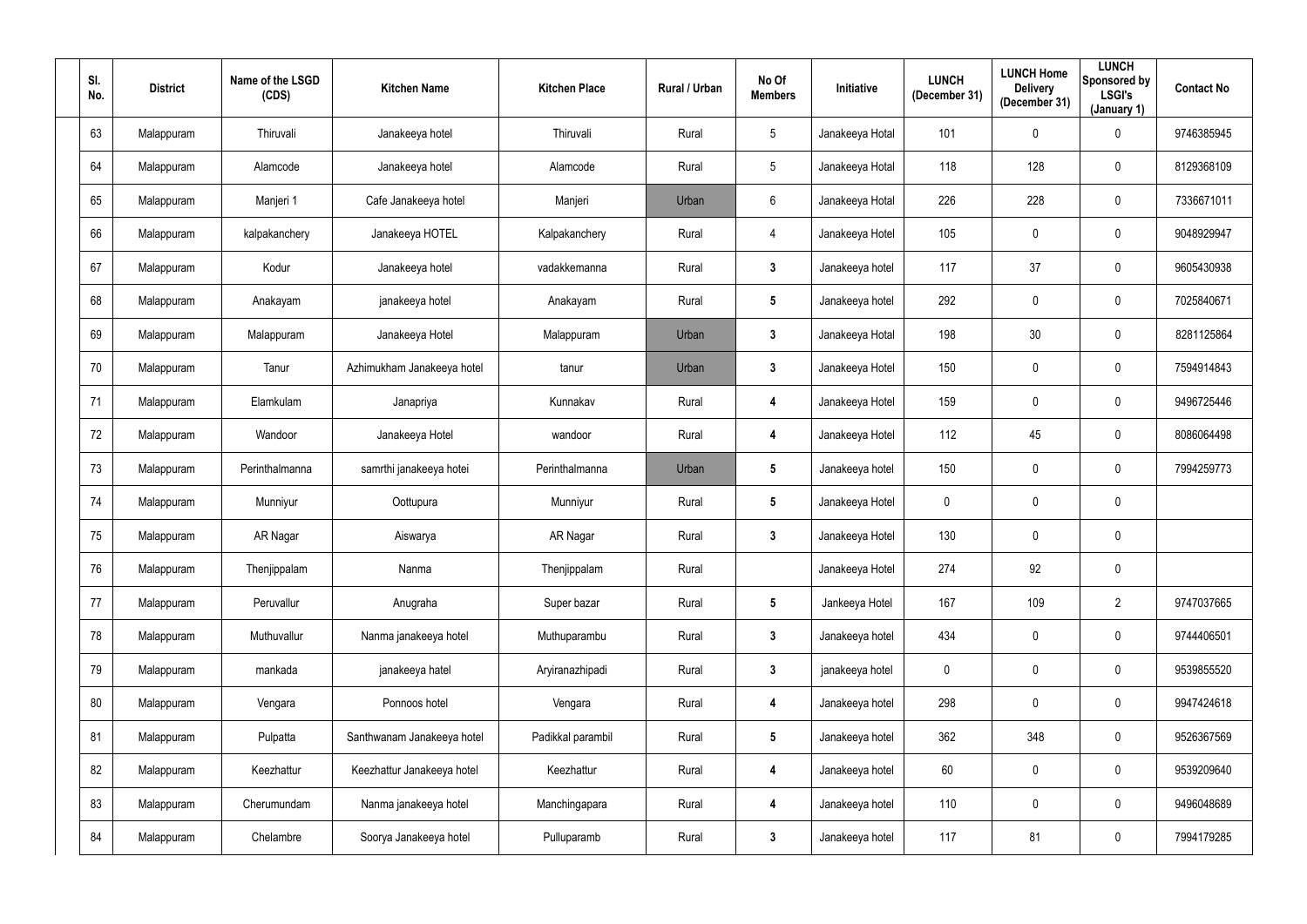| Sl. No. | District | Name of the LSGD (CDS) | Kitchen Name | Kitchen Place | Rural / Urban | No Of Members | Initiative | LUNCH (December 31) | LUNCH Home Delivery (December 31) | LUNCH Sponsored by LSGI's (January 1) | Contact No |
|---|---|---|---|---|---|---|---|---|---|---|---|
| 63 | Malappuram | Thiruvali | Janakeeya hotel | Thiruvali | Rural | 5 | Janakeeya Hotal | 101 | 0 | 0 | 9746385945 |
| 64 | Malappuram | Alamcode | Janakeeya hotel | Alamcode | Rural | 5 | Janakeeya Hotal | 118 | 128 | 0 | 8129368109 |
| 65 | Malappuram | Manjeri 1 | Cafe Janakeeya hotel | Manjeri | Urban | 6 | Janakeeya Hotal | 226 | 228 | 0 | 7336671011 |
| 66 | Malappuram | kalpakanchery | Janakeeya HOTEL | Kalpakanchery | Rural | 4 | Janakeeya Hotel | 105 | 0 | 0 | 9048929947 |
| 67 | Malappuram | Kodur | Janakeeya hotel | vadakkemanna | Rural | 3 | Janakeeya hotel | 117 | 37 | 0 | 9605430938 |
| 68 | Malappuram | Anakayam | janakeeya hotel | Anakayam | Rural | 5 | Janakeeya hotel | 292 | 0 | 0 | 7025840671 |
| 69 | Malappuram | Malappuram | Janakeeya Hotel | Malappuram | Urban | 3 | Janakeeya Hotal | 198 | 30 | 0 | 8281125864 |
| 70 | Malappuram | Tanur | Azhimukham Janakeeya hotel | tanur | Urban | 3 | Janakeeya Hotel | 150 | 0 | 0 | 7594914843 |
| 71 | Malappuram | Elamkulam | Janapriya | Kunnakav | Rural | 4 | Janakeeya Hotel | 159 | 0 | 0 | 9496725446 |
| 72 | Malappuram | Wandoor | Janakeeya Hotel | wandoor | Rural | 4 | Janakeeya Hotel | 112 | 45 | 0 | 8086064498 |
| 73 | Malappuram | Perinthalmanna | samrthi janakeeya hotei | Perinthalmanna | Urban | 5 | Janakeeya hotel | 150 | 0 | 0 | 7994259773 |
| 74 | Malappuram | Munniyur | Oottupura | Munniyur | Rural | 5 | Janakeeya Hotel | 0 | 0 | 0 | |
| 75 | Malappuram | AR Nagar | Aiswarya | AR Nagar | Rural | 3 | Janakeeya Hotel | 130 | 0 | 0 | |
| 76 | Malappuram | Thenjippalam | Nanma | Thenjippalam | Rural | | Janakeeya Hotel | 274 | 92 | 0 | |
| 77 | Malappuram | Peruvallur | Anugraha | Super bazar | Rural | 5 | Jankeeya Hotel | 167 | 109 | 2 | 9747037665 |
| 78 | Malappuram | Muthuvallur | Nanma janakeeya hotel | Muthuparambu | Rural | 3 | Janakeeya hotel | 434 | 0 | 0 | 9744406501 |
| 79 | Malappuram | mankada | janakeeya hatel | Aryiranazhipadi | Rural | 3 | janakeeya hotel | 0 | 0 | 0 | 9539855520 |
| 80 | Malappuram | Vengara | Ponnoos hotel | Vengara | Rural | 4 | Janakeeya hotel | 298 | 0 | 0 | 9947424618 |
| 81 | Malappuram | Pulpatta | Santhwanam Janakeeya hotel | Padikkal parambil | Rural | 5 | Janakeeya hotel | 362 | 348 | 0 | 9526367569 |
| 82 | Malappuram | Keezhattur | Keezhattur Janakeeya hotel | Keezhattur | Rural | 4 | Janakeeya hotel | 60 | 0 | 0 | 9539209640 |
| 83 | Malappuram | Cherumundam | Nanma janakeeya hotel | Manchingapara | Rural | 4 | Janakeeya hotel | 110 | 0 | 0 | 9496048689 |
| 84 | Malappuram | Chelambre | Soorya Janakeeya hotel | Pulluparamb | Rural | 3 | Janakeeya hotel | 117 | 81 | 0 | 7994179285 |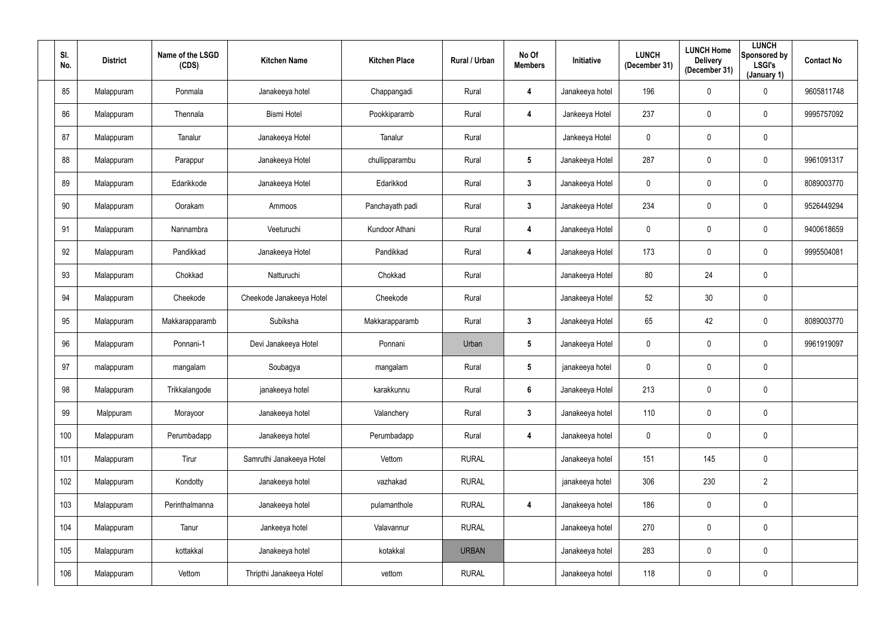| Sl. No. | District | Name of the LSGD (CDS) | Kitchen Name | Kitchen Place | Rural / Urban | No Of Members | Initiative | LUNCH (December 31) | LUNCH Home Delivery (December 31) | LUNCH Sponsored by LSGI's (January 1) | Contact No |
|---|---|---|---|---|---|---|---|---|---|---|---|
| 85 | Malappuram | Ponmala | Janakeeya hotel | Chappangadi | Rural | 4 | Janakeeya hotel | 196 | 0 | 0 | 9605811748 |
| 86 | Malappuram | Thennala | Bismi Hotel | Pookkiparamb | Rural | 4 | Jankeeya Hotel | 237 | 0 | 0 | 9995757092 |
| 87 | Malappuram | Tanalur | Janakeeya Hotel | Tanalur | Rural | | Jankeeya Hotel | 0 | 0 | 0 | |
| 88 | Malappuram | Parappur | Janakeeya Hotel | chullipparambu | Rural | 5 | Janakeeya Hotel | 287 | 0 | 0 | 9961091317 |
| 89 | Malappuram | Edarikkode | Janakeeya Hotel | Edarikkod | Rural | 3 | Janakeeya Hotel | 0 | 0 | 0 | 8089003770 |
| 90 | Malappuram | Oorakam | Ammoos | Panchayath padi | Rural | 3 | Janakeeya Hotel | 234 | 0 | 0 | 9526449294 |
| 91 | Malappuram | Nannambra | Veeturuchi | Kundoor Athani | Rural | 4 | Janakeeya Hotel | 0 | 0 | 0 | 9400618659 |
| 92 | Malappuram | Pandikkad | Janakeeya Hotel | Pandikkad | Rural | 4 | Janakeeya Hotel | 173 | 0 | 0 | 9995504081 |
| 93 | Malappuram | Chokkad | Natturuchi | Chokkad | Rural | | Janakeeya Hotel | 80 | 24 | 0 | |
| 94 | Malappuram | Cheekode | Cheekode Janakeeya Hotel | Cheekode | Rural | | Janakeeya Hotel | 52 | 30 | 0 | |
| 95 | Malappuram | Makkarapparamb | Subiksha | Makkarapparamb | Rural | 3 | Janakeeya Hotel | 65 | 42 | 0 | 8089003770 |
| 96 | Malappuram | Ponnani-1 | Devi Janakeeya Hotel | Ponnani | Urban | 5 | Janakeeya Hotel | 0 | 0 | 0 | 9961919097 |
| 97 | malappuram | mangalam | Soubagya | mangalam | Rural | 5 | janakeeya hotel | 0 | 0 | 0 | |
| 98 | Malappuram | Trikkalangode | janakeeya hotel | karakkunnu | Rural | 6 | Janakeeya Hotel | 213 | 0 | 0 | |
| 99 | Malppuram | Morayoor | Janakeeya hotel | Valanchery | Rural | 3 | Janakeeya hotel | 110 | 0 | 0 | |
| 100 | Malappuram | Perumbadapp | Janakeeya hotel | Perumbadapp | Rural | 4 | Janakeeya hotel | 0 | 0 | 0 | |
| 101 | Malappuram | Tirur | Samruthi Janakeeya Hotel | Vettom | RURAL | | Janakeeya hotel | 151 | 145 | 0 | |
| 102 | Malappuram | Kondotty | Janakeeya hotel | vazhakad | RURAL | | janakeeya hotel | 306 | 230 | 2 | |
| 103 | Malappuram | Perinthalmanna | Janakeeya hotel | pulamanthole | RURAL | 4 | Janakeeya hotel | 186 | 0 | 0 | |
| 104 | Malappuram | Tanur | Jankeeya hotel | Valavannur | RURAL | | Janakeeya hotel | 270 | 0 | 0 | |
| 105 | Malappuram | kottakkal | Janakeeya hotel | kotakkal | URBAN | | Janakeeya hotel | 283 | 0 | 0 | |
| 106 | Malappuram | Vettom | Thripthi Janakeeya Hotel | vettom | RURAL | | Janakeeya hotel | 118 | 0 | 0 | |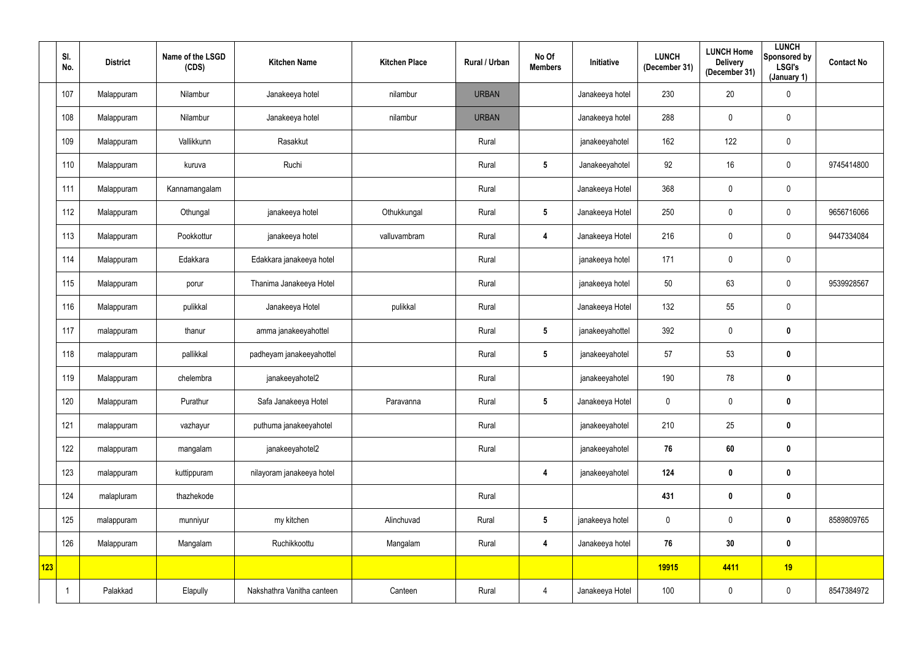|  | Sl. No. | District | Name of the LSGD (CDS) | Kitchen Name | Kitchen Place | Rural / Urban | No Of Members | Initiative | LUNCH (December 31) | LUNCH Home Delivery (December 31) | LUNCH Sponsored by LSGI's (January 1) | Contact No |
|---|---|---|---|---|---|---|---|---|---|---|---|---|
|  | 107 | Malappuram | Nilambur | Janakeeya hotel | nilambur | URBAN |  | Janakeeya hotel | 230 | 20 | 0 |  |
|  | 108 | Malappuram | Nilambur | Janakeeya hotel | nilambur | URBAN |  | Janakeeya hotel | 288 | 0 | 0 |  |
|  | 109 | Malappuram | Vallikkunn | Rasakkut |  | Rural |  | janakeeyahotel | 162 | 122 | 0 |  |
|  | 110 | Malappuram | kuruva | Ruchi |  | Rural | **5** | Janakeeyahotel | 92 | 16 | 0 | 9745414800 |
|  | 111 | Malappuram | Kannamangalam |  |  | Rural |  | Janakeeya Hotel | 368 | 0 | 0 |  |
|  | 112 | Malappuram | Othungal | janakeeya hotel | Othukkungal | Rural | **5** | Janakeeya Hotel | 250 | 0 | 0 | 9656716066 |
|  | 113 | Malappuram | Pookkottur | janakeeya hotel | valluvambram | Rural | **4** | Janakeeya Hotel | 216 | 0 | 0 | 9447334084 |
|  | 114 | Malappuram | Edakkara | Edakkara janakeeya hotel |  | Rural |  | janakeeya hotel | 171 | 0 | 0 |  |
|  | 115 | Malappuram | porur | Thanima Janakeeya Hotel |  | Rural |  | janakeeya hotel | 50 | 63 | 0 | 9539928567 |
|  | 116 | Malappuram | pulikkal | Janakeeya Hotel | pulikkal | Rural |  | Janakeeya Hotel | 132 | 55 | 0 |  |
|  | 117 | malappuram | thanur | amma janakeeyahottel |  | Rural | **5** | janakeeyahottel | 392 | 0 | **0** |  |
|  | 118 | malappuram | pallikkal | padheyam janakeeyahottel |  | Rural | **5** | janakeeyahotel | 57 | 53 | **0** |  |
|  | 119 | Malappuram | chelembra | janakeeyahotel2 |  | Rural |  | janakeeyahotel | 190 | 78 | **0** |  |
|  | 120 | Malappuram | Purathur | Safa Janakeeya Hotel | Paravanna | Rural | **5** | Janakeeya Hotel | 0 | 0 | **0** |  |
|  | 121 | malappuram | vazhayur | puthuma janakeeyahotel |  | Rural |  | janakeeyahotel | 210 | 25 | **0** |  |
|  | 122 | malappuram | mangalam | janakeeyahotel2 |  | Rural |  | janakeeyahotel | **76** | **60** | **0** |  |
|  | 123 | malappuram | kuttippuram | nilayoram janakeeya hotel |  |  | **4** | janakeeyahotel | **124** | **0** | **0** |  |
|  | 124 | malapluram | thazhekode |  |  | Rural |  |  | **431** | **0** | **0** |  |
|  | 125 | malappuram | munniyur | my kitchen | Alinchuvad | Rural | **5** | janakeeya hotel | 0 | 0 | **0** | 8589809765 |
|  | 126 | Malappuram | Mangalam | Ruchikkoottu | Mangalam | Rural | **4** | Janakeeya hotel | **76** | **30** | **0** |  |
| **123** |  |  |  |  |  |  |  |  | **19915** | **4411** | **19** |  |
|  | 1 | Palakkad | Elapully | Nakshathra Vanitha canteen | Canteen | Rural | 4 | Janakeeya Hotel | 100 | 0 | 0 | 8547384972 |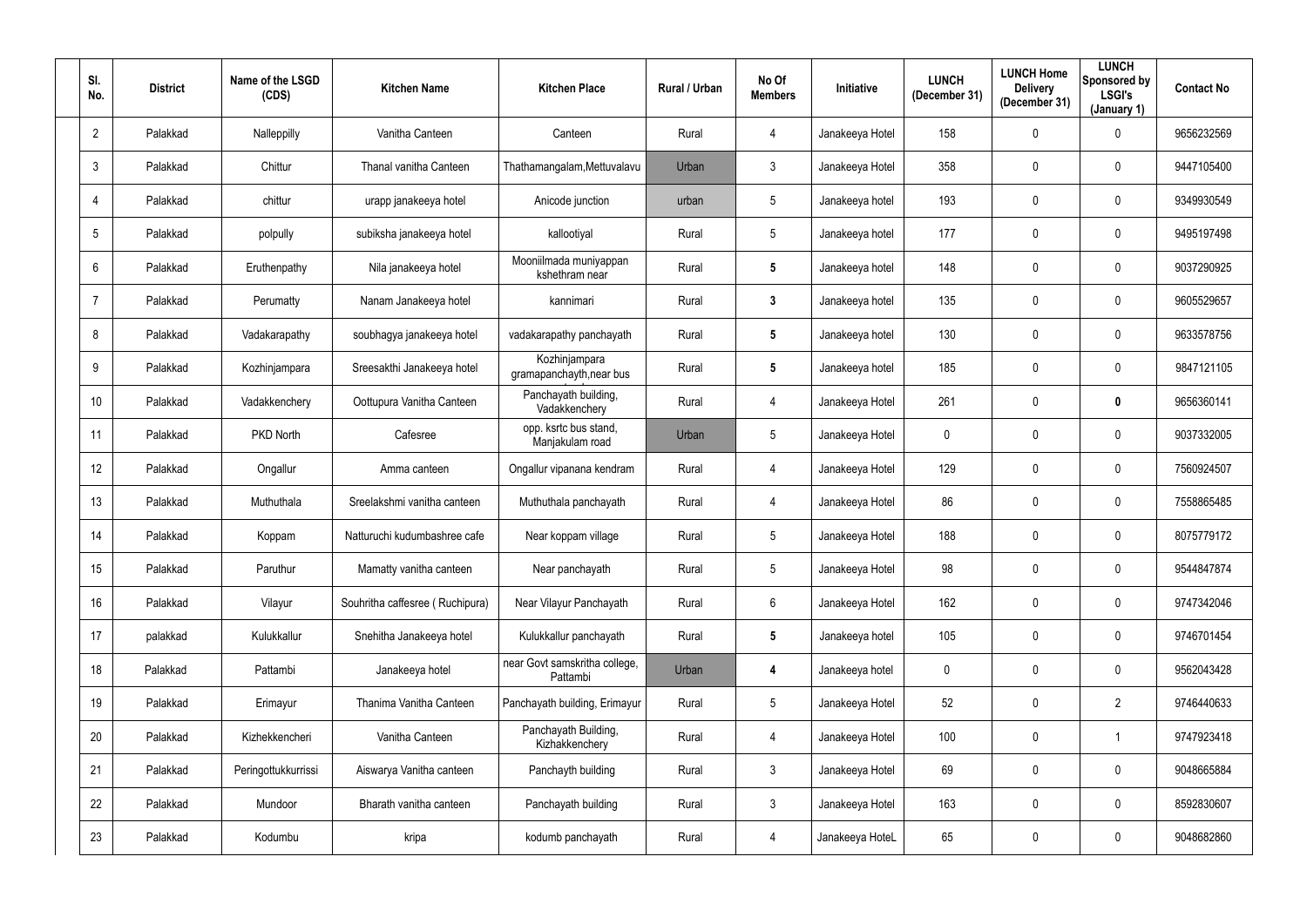| Sl. No. | District | Name of the LSGD (CDS) | Kitchen Name | Kitchen Place | Rural / Urban | No Of Members | Initiative | LUNCH (December 31) | LUNCH Home Delivery (December 31) | LUNCH Sponsored by LSGI's (January 1) | Contact No |
|---|---|---|---|---|---|---|---|---|---|---|---|
| 2 | Palakkad | Nalleppilly | Vanitha Canteen | Canteen | Rural | 4 | Janakeeya Hotel | 158 | 0 | 0 | 9656232569 |
| 3 | Palakkad | Chittur | Thanal vanitha Canteen | Thathamangalam,Mettuvalavu | Urban | 3 | Janakeeya Hotel | 358 | 0 | 0 | 9447105400 |
| 4 | Palakkad | chittur | urapp janakeeya hotel | Anicode junction | urban | 5 | Janakeeya hotel | 193 | 0 | 0 | 9349930549 |
| 5 | Palakkad | polpully | subiksha janakeeya hotel | kallootiyal | Rural | 5 | Janakeeya hotel | 177 | 0 | 0 | 9495197498 |
| 6 | Palakkad | Eruthenpathy | Nila janakeeya hotel | Mooniilmada muniyappan kshethram near | Rural | **5** | Janakeeya hotel | 148 | 0 | 0 | 9037290925 |
| 7 | Palakkad | Perumatty | Nanam Janakeeya hotel | kannimari | Rural | **3** | Janakeeya hotel | 135 | 0 | 0 | 9605529657 |
| 8 | Palakkad | Vadakarapathy | soubhagya janakeeya hotel | vadakarapathy panchayath | Rural | **5** | Janakeeya hotel | 130 | 0 | 0 | 9633578756 |
| 9 | Palakkad | Kozhinjampara | Sreesakthi Janakeeya hotel | Kozhinjampara gramapanchayth,near bus | Rural | **5** | Janakeeya hotel | 185 | 0 | 0 | 9847121105 |
| 10 | Palakkad | Vadakkenchery | Oottupura Vanitha Canteen | Panchayath building, Vadakkenchery | Rural | 4 | Janakeeya Hotel | 261 | 0 | **0** | 9656360141 |
| 11 | Palakkad | PKD North | Cafesree | opp. ksrtc bus stand, Manjakulam road | Urban | 5 | Janakeeya Hotel | 0 | 0 | 0 | 9037332005 |
| 12 | Palakkad | Ongallur | Amma canteen | Ongallur vipanana kendram | Rural | 4 | Janakeeya Hotel | 129 | 0 | 0 | 7560924507 |
| 13 | Palakkad | Muthuthala | Sreelakshmi vanitha canteen | Muthuthala panchayath | Rural | 4 | Janakeeya Hotel | 86 | 0 | 0 | 7558865485 |
| 14 | Palakkad | Koppam | Natturuchi kudumbashree cafe | Near koppam village | Rural | 5 | Janakeeya Hotel | 188 | 0 | 0 | 8075779172 |
| 15 | Palakkad | Paruthur | Mamatty vanitha canteen | Near panchayath | Rural | 5 | Janakeeya Hotel | 98 | 0 | 0 | 9544847874 |
| 16 | Palakkad | Vilayur | Souhritha caffesree ( Ruchipura) | Near Vilayur Panchayath | Rural | 6 | Janakeeya Hotel | 162 | 0 | 0 | 9747342046 |
| 17 | palakkad | Kulukkallur | Snehitha Janakeeya hotel | Kulukkallur panchayath | Rural | **5** | Janakeeya hotel | 105 | 0 | 0 | 9746701454 |
| 18 | Palakkad | Pattambi | Janakeeya hotel | near Govt samskritha college, Pattambi | Urban | **4** | Janakeeya hotel | 0 | 0 | 0 | 9562043428 |
| 19 | Palakkad | Erimayur | Thanima Vanitha Canteen | Panchayath building, Erimayur | Rural | 5 | Janakeeya Hotel | 52 | 0 | 2 | 9746440633 |
| 20 | Palakkad | Kizhekkencheri | Vanitha Canteen | Panchayath Building, Kizhakkenchery | Rural | 4 | Janakeeya Hotel | 100 | 0 | 1 | 9747923418 |
| 21 | Palakkad | Peringottukkurrissi | Aiswarya Vanitha canteen | Panchayth building | Rural | 3 | Janakeeya Hotel | 69 | 0 | 0 | 9048665884 |
| 22 | Palakkad | Mundoor | Bharath vanitha canteen | Panchayath building | Rural | 3 | Janakeeya Hotel | 163 | 0 | 0 | 8592830607 |
| 23 | Palakkad | Kodumbu | kripa | kodumb panchayath | Rural | 4 | Janakeeya HoteL | 65 | 0 | 0 | 9048682860 |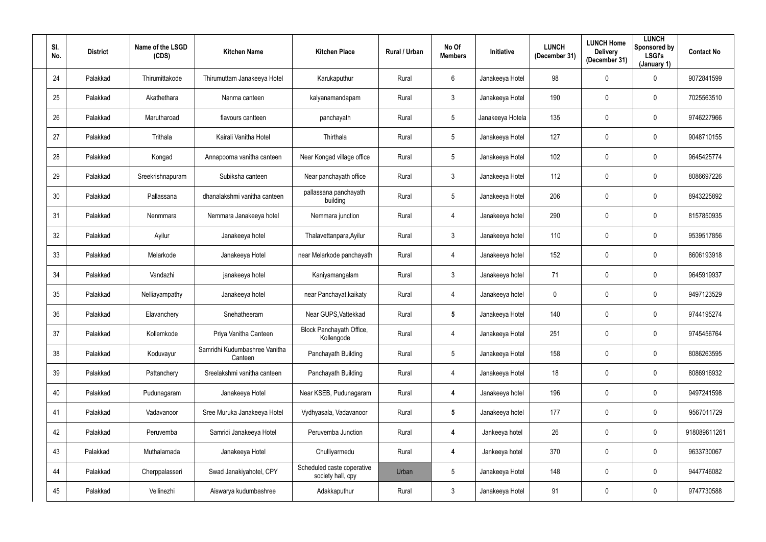| Sl. No. | District | Name of the LSGD (CDS) | Kitchen Name | Kitchen Place | Rural / Urban | No Of Members | Initiative | LUNCH (December 31) | LUNCH Home Delivery (December 31) | LUNCH Sponsored by LSGI's (January 1) | Contact No |
|---|---|---|---|---|---|---|---|---|---|---|---|
| 24 | Palakkad | Thirumittakode | Thirumuttam Janakeeya Hotel | Karukaputhur | Rural | 6 | Janakeeya Hotel | 98 | 0 | 0 | 9072841599 |
| 25 | Palakkad | Akathethara | Nanma canteen | kalyanamandapam | Rural | 3 | Janakeeya Hotel | 190 | 0 | 0 | 7025563510 |
| 26 | Palakkad | Marutharoad | flavours cantteen | panchayath | Rural | 5 | Janakeeya Hotela | 135 | 0 | 0 | 9746227966 |
| 27 | Palakkad | Trithala | Kairali Vanitha Hotel | Thirthala | Rural | 5 | Janakeeya Hotel | 127 | 0 | 0 | 9048710155 |
| 28 | Palakkad | Kongad | Annapoorna vanitha canteen | Near Kongad village office | Rural | 5 | Janakeeya Hotel | 102 | 0 | 0 | 9645425774 |
| 29 | Palakkad | Sreekrishnapuram | Subiksha canteen | Near panchayath office | Rural | 3 | Janakeeya Hotel | 112 | 0 | 0 | 8086697226 |
| 30 | Palakkad | Pallassana | dhanalakshmi vanitha canteen | pallassana panchayath building | Rural | 5 | Janakeeya Hotel | 206 | 0 | 0 | 8943225892 |
| 31 | Palakkad | Nenmmara | Nemmara Janakeeya hotel | Nemmara junction | Rural | 4 | Janakeeya hotel | 290 | 0 | 0 | 8157850935 |
| 32 | Palakkad | Ayilur | Janakeeya hotel | Thalavettanpara,Ayilur | Rural | 3 | Janakeeya hotel | 110 | 0 | 0 | 9539517856 |
| 33 | Palakkad | Melarkode | Janakeeya Hotel | near Melarkode panchayath | Rural | 4 | Janakeeya hotel | 152 | 0 | 0 | 8606193918 |
| 34 | Palakkad | Vandazhi | janakeeya hotel | Kaniyamangalam | Rural | 3 | Janakeeya hotel | 71 | 0 | 0 | 9645919937 |
| 35 | Palakkad | Nelliayampathy | Janakeeya hotel | near Panchayat,kaikaty | Rural | 4 | Janakeeya hotel | 0 | 0 | 0 | 9497123529 |
| 36 | Palakkad | Elavanchery | Snehatheeram | Near GUPS,Vattekkad | Rural | **5** | Janakeeya Hotel | 140 | 0 | 0 | 9744195274 |
| 37 | Palakkad | Kollemkode | Priya Vanitha Canteen | Block Panchayath Office, Kollengode | Rural | 4 | Janakeeya Hotel | 251 | 0 | 0 | 9745456764 |
| 38 | Palakkad | Koduvayur | Samridhi Kudumbashree Vanitha Canteen | Panchayath Building | Rural | 5 | Janakeeya Hotel | 158 | 0 | 0 | 8086263595 |
| 39 | Palakkad | Pattanchery | Sreelakshmi vanitha canteen | Panchayath Building | Rural | 4 | Janakeeya Hotel | 18 | 0 | 0 | 8086916932 |
| 40 | Palakkad | Pudunagaram | Janakeeya Hotel | Near KSEB, Pudunagaram | Rural | **4** | Janakeeya hotel | 196 | 0 | 0 | 9497241598 |
| 41 | Palakkad | Vadavanoor | Sree Muruka Janakeeya Hotel | Vydhyasala, Vadavanoor | Rural | **5** | Janakeeya hotel | 177 | 0 | 0 | 9567011729 |
| 42 | Palakkad | Peruvemba | Samridi Janakeeya Hotel | Peruvemba Junction | Rural | **4** | Jankeeya hotel | 26 | 0 | 0 | 918089611261 |
| 43 | Palakkad | Muthalamada | Janakeeya Hotel | Chulliyarmedu | Rural | **4** | Jankeeya hotel | 370 | 0 | 0 | 9633730067 |
| 44 | Palakkad | Cherppalasseri | Swad Janakiyahotel, CPY | Scheduled caste coperative society hall, cpy | Urban | 5 | Janakeeya Hotel | 148 | 0 | 0 | 9447746082 |
| 45 | Palakkad | Vellinezhi | Aiswarya kudumbashree | Adakkaputhur | Rural | 3 | Janakeeya Hotel | 91 | 0 | 0 | 9747730588 |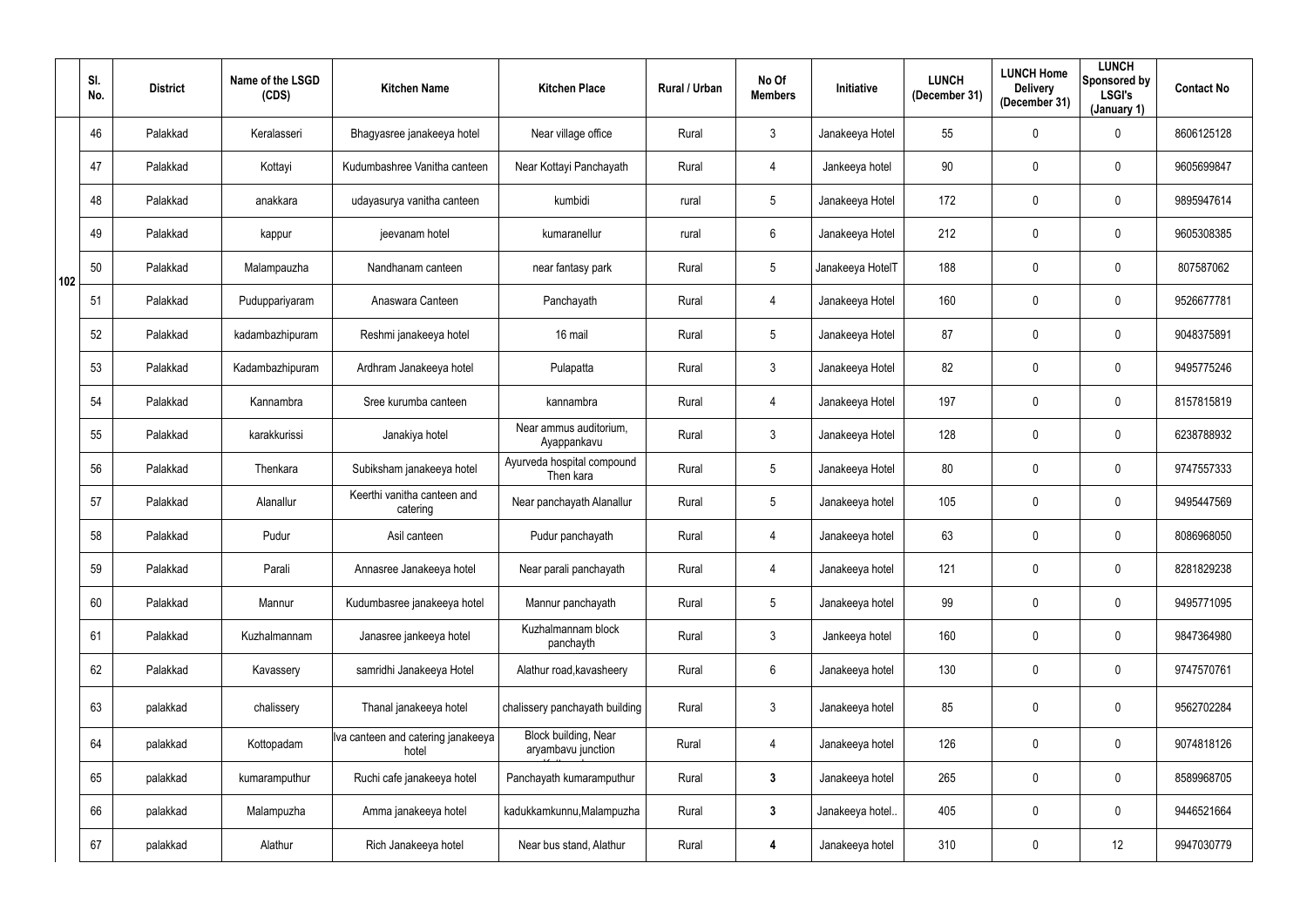|  | Sl. No. | District | Name of the LSGD (CDS) | Kitchen Name | Kitchen Place | Rural / Urban | No Of Members | Initiative | LUNCH (December 31) | LUNCH Home Delivery (December 31) | LUNCH Sponsored by LSGI's (January 1) | Contact No |
|---|---|---|---|---|---|---|---|---|---|---|---|---|
| 102 | 46 | Palakkad | Keralasseri | Bhagyasree janakeeya hotel | Near village office | Rural | 3 | Janakeeya Hotel | 55 | 0 | 0 | 8606125128 |
|  | 47 | Palakkad | Kottayi | Kudumbashree Vanitha canteen | Near Kottayi Panchayath | Rural | 4 | Jankeeya hotel | 90 | 0 | 0 | 9605699847 |
|  | 48 | Palakkad | anakkara | udayasurya vanitha canteen | kumbidi | rural | 5 | Janakeeya Hotel | 172 | 0 | 0 | 9895947614 |
|  | 49 | Palakkad | kappur | jeevanam hotel | kumaranellur | rural | 6 | Janakeeya Hotel | 212 | 0 | 0 | 9605308385 |
|  | 50 | Palakkad | Malampauzha | Nandhanam canteen | near fantasy park | Rural | 5 | Janakeeya HotelT | 188 | 0 | 0 | 807587062 |
|  | 51 | Palakkad | Puduppariyaram | Anaswara Canteen | Panchayath | Rural | 4 | Janakeeya Hotel | 160 | 0 | 0 | 9526677781 |
|  | 52 | Palakkad | kadambazhipuram | Reshmi janakeeya hotel | 16 mail | Rural | 5 | Janakeeya Hotel | 87 | 0 | 0 | 9048375891 |
|  | 53 | Palakkad | Kadambazhipuram | Ardhram Janakeeya hotel | Pulapatta | Rural | 3 | Janakeeya Hotel | 82 | 0 | 0 | 9495775246 |
|  | 54 | Palakkad | Kannambra | Sree kurumba canteen | kannambra | Rural | 4 | Janakeeya Hotel | 197 | 0 | 0 | 8157815819 |
|  | 55 | Palakkad | karakkurissi | Janakiya hotel | Near ammus auditorium, Ayappankavu | Rural | 3 | Janakeeya Hotel | 128 | 0 | 0 | 6238788932 |
|  | 56 | Palakkad | Thenkara | Subiksham janakeeya hotel | Ayurveda hospital compound Then kara | Rural | 5 | Janakeeya Hotel | 80 | 0 | 0 | 9747557333 |
|  | 57 | Palakkad | Alanallur | Keerthi vanitha canteen and catering | Near panchayath Alanallur | Rural | 5 | Janakeeya hotel | 105 | 0 | 0 | 9495447569 |
|  | 58 | Palakkad | Pudur | Asil canteen | Pudur panchayath | Rural | 4 | Janakeeya hotel | 63 | 0 | 0 | 8086968050 |
|  | 59 | Palakkad | Parali | Annasree Janakeeya hotel | Near parali panchayath | Rural | 4 | Janakeeya hotel | 121 | 0 | 0 | 8281829238 |
|  | 60 | Palakkad | Mannur | Kudumbasree janakeeya hotel | Mannur panchayath | Rural | 5 | Janakeeya hotel | 99 | 0 | 0 | 9495771095 |
|  | 61 | Palakkad | Kuzhalmannam | Janasree jankeeya hotel | Kuzhalmannam block panchayth | Rural | 3 | Jankeeya hotel | 160 | 0 | 0 | 9847364980 |
|  | 62 | Palakkad | Kavassery | samridhi Janakeeya Hotel | Alathur road,kavasheery | Rural | 6 | Janakeeya hotel | 130 | 0 | 0 | 9747570761 |
|  | 63 | palakkad | chalissery | Thanal janakeeya hotel | chalissery panchayath building | Rural | 3 | Janakeeya hotel | 85 | 0 | 0 | 9562702284 |
|  | 64 | palakkad | Kottopadam | Iva canteen and catering janakeeya hotel | Block building, Near aryambavu junction | Rural | 4 | Janakeeya hotel | 126 | 0 | 0 | 9074818126 |
|  | 65 | palakkad | kumaramputhur | Ruchi cafe janakeeya hotel | Panchayath kumaramputhur | Rural | 3 | Janakeeya hotel | 265 | 0 | 0 | 8589968705 |
|  | 66 | palakkad | Malampuzha | Amma janakeeya hotel | kadukkamkunnu,Malampuzha | Rural | 3 | Janakeeya hotel.. | 405 | 0 | 0 | 9446521664 |
|  | 67 | palakkad | Alathur | Rich Janakeeya hotel | Near bus stand, Alathur | Rural | 4 | Janakeeya hotel | 310 | 0 | 12 | 9947030779 |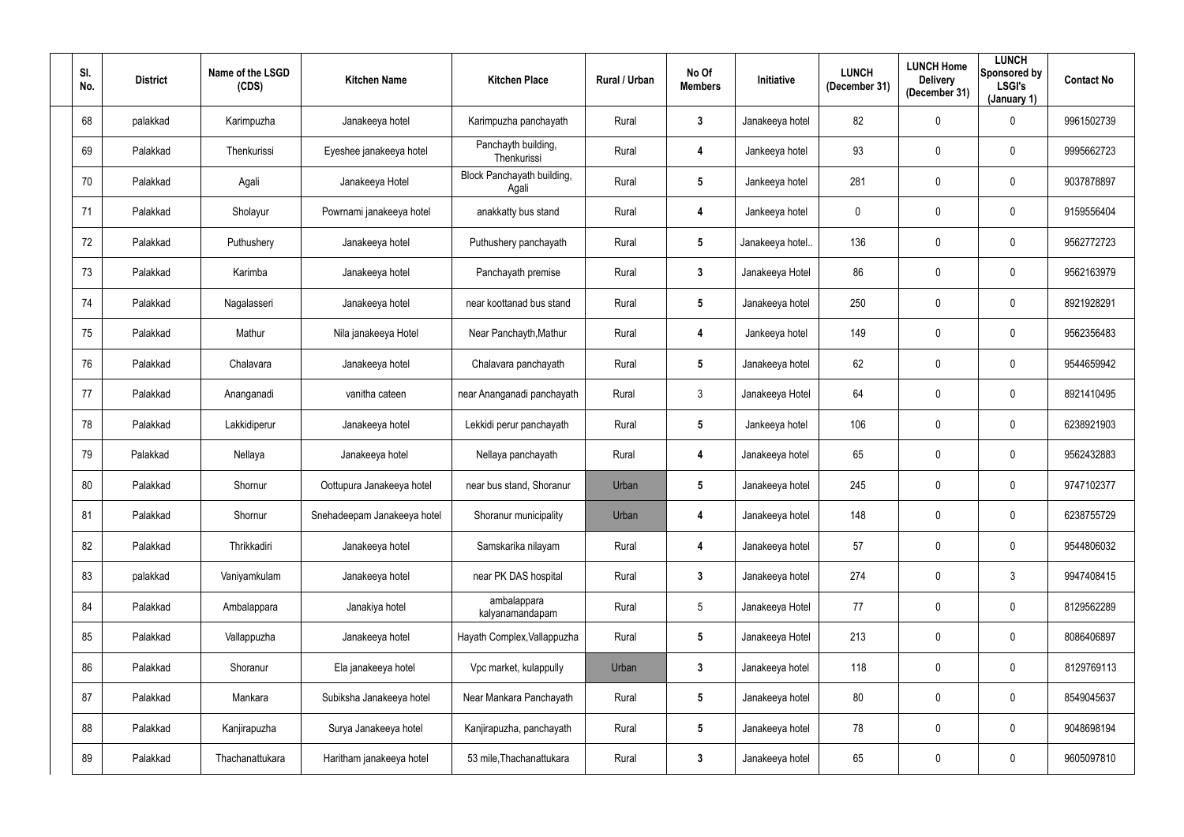| Sl. No. | District | Name of the LSGD (CDS) | Kitchen Name | Kitchen Place | Rural / Urban | No Of Members | Initiative | LUNCH (December 31) | LUNCH Home Delivery (December 31) | LUNCH Sponsored by LSGI's (January 1) | Contact No |
|---|---|---|---|---|---|---|---|---|---|---|---|
| 68 | palakkad | Karimpuzha | Janakeeya hotel | Karimpuzha panchayath | Rural | 3 | Janakeeya hotel | 82 | 0 | 0 | 9961502739 |
| 69 | Palakkad | Thenkurissi | Eyeshee janakeeya hotel | Panchayth building, Thenkurissi | Rural | 4 | Jankeeya hotel | 93 | 0 | 0 | 9995662723 |
| 70 | Palakkad | Agali | Janakeeya Hotel | Block Panchayath building, Agali | Rural | 5 | Jankeeya hotel | 281 | 0 | 0 | 9037878897 |
| 71 | Palakkad | Sholayur | Powrnami janakeeya hotel | anakkatty bus stand | Rural | 4 | Jankeeya hotel | 0 | 0 | 0 | 9159556404 |
| 72 | Palakkad | Puthushery | Janakeeya hotel | Puthushery panchayath | Rural | 5 | Janakeeya hotel.. | 136 | 0 | 0 | 9562772723 |
| 73 | Palakkad | Karimba | Janakeeya hotel | Panchayath premise | Rural | 3 | Janakeeya Hotel | 86 | 0 | 0 | 9562163979 |
| 74 | Palakkad | Nagalasseri | Janakeeya hotel | near koottanad bus stand | Rural | 5 | Janakeeya hotel | 250 | 0 | 0 | 8921928291 |
| 75 | Palakkad | Mathur | Nila janakeeya Hotel | Near Panchayth,Mathur | Rural | 4 | Jankeeya hotel | 149 | 0 | 0 | 9562356483 |
| 76 | Palakkad | Chalavara | Janakeeya hotel | Chalavara panchayath | Rural | 5 | Janakeeya hotel | 62 | 0 | 0 | 9544659942 |
| 77 | Palakkad | Ananganadi | vanitha cateen | near Ananganadi panchayath | Rural | 3 | Janakeeya Hotel | 64 | 0 | 0 | 8921410495 |
| 78 | Palakkad | Lakkidiperur | Janakeeya hotel | Lekkidi perur panchayath | Rural | 5 | Jankeeya hotel | 106 | 0 | 0 | 6238921903 |
| 79 | Palakkad | Nellaya | Janakeeya hotel | Nellaya panchayath | Rural | 4 | Janakeeya hotel | 65 | 0 | 0 | 9562432883 |
| 80 | Palakkad | Shornur | Oottupura Janakeeya hotel | near bus stand, Shoranur | Urban | 5 | Janakeeya hotel | 245 | 0 | 0 | 9747102377 |
| 81 | Palakkad | Shornur | Snehadeepam Janakeeya hotel | Shoranur municipality | Urban | 4 | Janakeeya hotel | 148 | 0 | 0 | 6238755729 |
| 82 | Palakkad | Thrikkadiri | Janakeeya hotel | Samskarika nilayam | Rural | 4 | Janakeeya hotel | 57 | 0 | 0 | 9544806032 |
| 83 | palakkad | Vaniyamkulam | Janakeeya hotel | near PK DAS hospital | Rural | 3 | Janakeeya hotel | 274 | 0 | 3 | 9947408415 |
| 84 | Palakkad | Ambalappara | Janakiya hotel | ambalappara kalyanamandapam | Rural | 5 | Janakeeya Hotel | 77 | 0 | 0 | 8129562289 |
| 85 | Palakkad | Vallappuzha | Janakeeya hotel | Hayath Complex,Vallappuzha | Rural | 5 | Janakeeya Hotel | 213 | 0 | 0 | 8086406897 |
| 86 | Palakkad | Shoranur | Ela janakeeya hotel | Vpc market, kulappully | Urban | 3 | Janakeeya hotel | 118 | 0 | 0 | 8129769113 |
| 87 | Palakkad | Mankara | Subiksha Janakeeya hotel | Near Mankara Panchayath | Rural | 5 | Janakeeya hotel | 80 | 0 | 0 | 8549045637 |
| 88 | Palakkad | Kanjirapuzha | Surya Janakeeya hotel | Kanjirapuzha, panchayath | Rural | 5 | Janakeeya hotel | 78 | 0 | 0 | 9048698194 |
| 89 | Palakkad | Thachanattukara | Haritham janakeeya hotel | 53 mile,Thachanattukara | Rural | 3 | Janakeeya hotel | 65 | 0 | 0 | 9605097810 |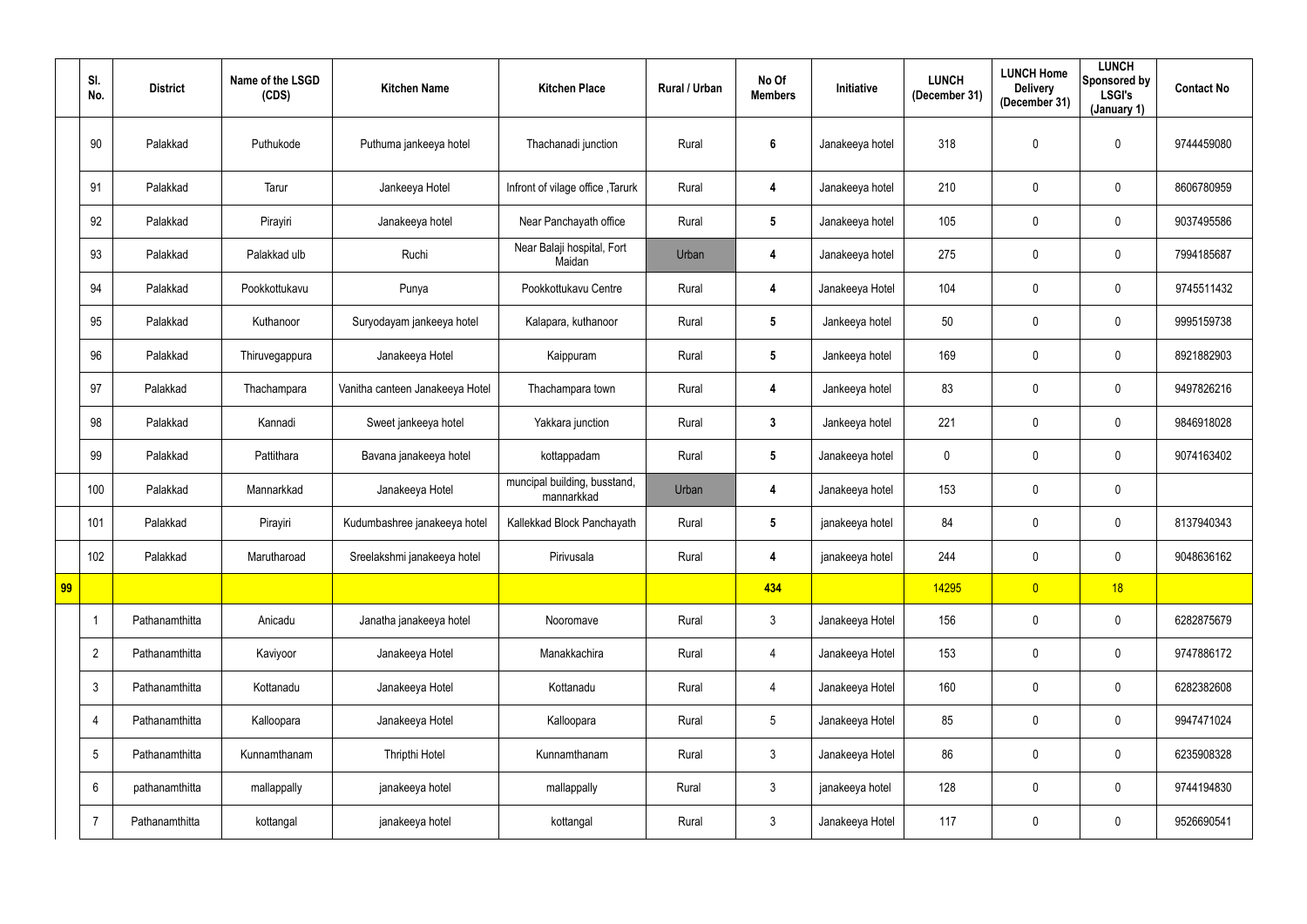|  | Sl. No. | District | Name of the LSGD (CDS) | Kitchen Name | Kitchen Place | Rural / Urban | No Of Members | Initiative | LUNCH (December 31) | LUNCH Home Delivery (December 31) | LUNCH Sponsored by LSGI's (January 1) | Contact No |
|---|---|---|---|---|---|---|---|---|---|---|---|---|
|  | 90 | Palakkad | Puthukode | Puthuma jankeeya hotel | Thachanadi junction | Rural | 6 | Janakeeya hotel | 318 | 0 | 0 | 9744459080 |
|  | 91 | Palakkad | Tarur | Jankeeya Hotel | Infront of vilage office ,Tarurk | Rural | 4 | Janakeeya hotel | 210 | 0 | 0 | 8606780959 |
|  | 92 | Palakkad | Pirayiri | Janakeeya hotel | Near Panchayath office | Rural | 5 | Janakeeya hotel | 105 | 0 | 0 | 9037495586 |
|  | 93 | Palakkad | Palakkad ulb | Ruchi | Near Balaji hospital, Fort Maidan | Urban | 4 | Janakeeya hotel | 275 | 0 | 0 | 7994185687 |
|  | 94 | Palakkad | Pookkottukavu | Punya | Pookkottukavu Centre | Rural | 4 | Janakeeya Hotel | 104 | 0 | 0 | 9745511432 |
|  | 95 | Palakkad | Kuthanoor | Suryodayam jankeeya hotel | Kalapara, kuthanoor | Rural | 5 | Jankeeya hotel | 50 | 0 | 0 | 9995159738 |
|  | 96 | Palakkad | Thiruvegappura | Janakeeya Hotel | Kaippuram | Rural | 5 | Jankeeya hotel | 169 | 0 | 0 | 8921882903 |
|  | 97 | Palakkad | Thachampara | Vanitha canteen Janakeeya Hotel | Thachampara town | Rural | 4 | Jankeeya hotel | 83 | 0 | 0 | 9497826216 |
|  | 98 | Palakkad | Kannadi | Sweet jankeeya hotel | Yakkara junction | Rural | 3 | Jankeeya hotel | 221 | 0 | 0 | 9846918028 |
|  | 99 | Palakkad | Pattithara | Bavana janakeeya hotel | kottappadam | Rural | 5 | Janakeeya hotel | 0 | 0 | 0 | 9074163402 |
|  | 100 | Palakkad | Mannarkkad | Janakeeya Hotel | muncipal building, busstand, mannarkkad | Urban | 4 | Janakeeya hotel | 153 | 0 | 0 |  |
|  | 101 | Palakkad | Pirayiri | Kudumbashree janakeeya hotel | Kallekkad Block Panchayath | Rural | 5 | janakeeya hotel | 84 | 0 | 0 | 8137940343 |
|  | 102 | Palakkad | Marutharoad | Sreelakshmi janakeeya hotel | Pirivusala | Rural | 4 | janakeeya hotel | 244 | 0 | 0 | 9048636162 |
| 99 |  |  |  |  |  |  | 434 |  | 14295 | 0 | 18 |  |
|  | 1 | Pathanamthitta | Anicadu | Janatha janakeeya hotel | Nooromave | Rural | 3 | Janakeeya Hotel | 156 | 0 | 0 | 6282875679 |
|  | 2 | Pathanamthitta | Kaviyoor | Janakeeya Hotel | Manakkachira | Rural | 4 | Janakeeya Hotel | 153 | 0 | 0 | 9747886172 |
|  | 3 | Pathanamthitta | Kottanadu | Janakeeya Hotel | Kottanadu | Rural | 4 | Janakeeya Hotel | 160 | 0 | 0 | 6282382608 |
|  | 4 | Pathanamthitta | Kalloopara | Janakeeya Hotel | Kalloopara | Rural | 5 | Janakeeya Hotel | 85 | 0 | 0 | 9947471024 |
|  | 5 | Pathanamthitta | Kunnamthanam | Thripthi Hotel | Kunnamthanam | Rural | 3 | Janakeeya Hotel | 86 | 0 | 0 | 6235908328 |
|  | 6 | pathanamthitta | mallappally | janakeeya hotel | mallappally | Rural | 3 | janakeeya hotel | 128 | 0 | 0 | 9744194830 |
|  | 7 | Pathanamthitta | kottangal | janakeeya hotel | kottangal | Rural | 3 | Janakeeya Hotel | 117 | 0 | 0 | 9526690541 |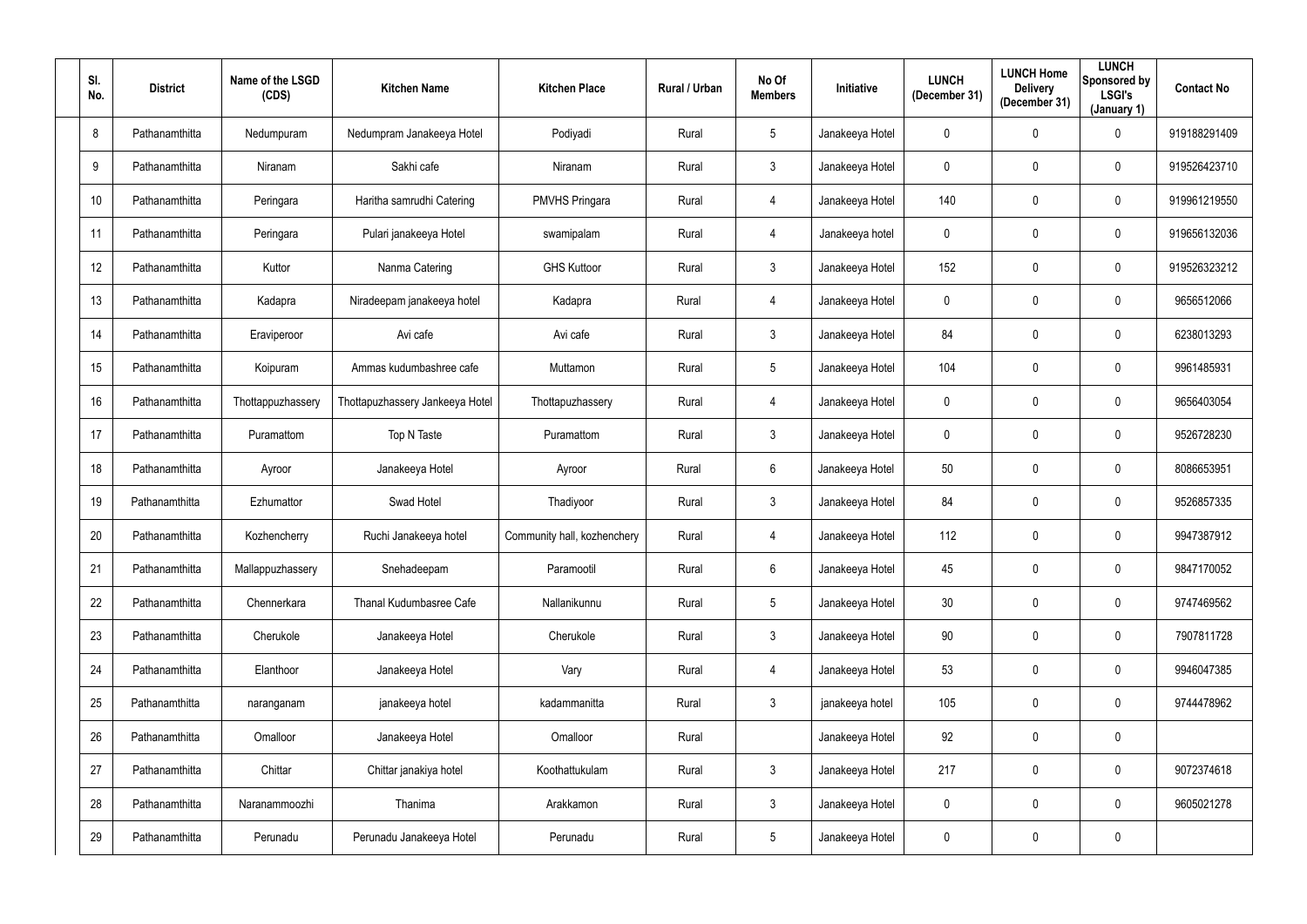| Sl. No. | District | Name of the LSGD (CDS) | Kitchen Name | Kitchen Place | Rural / Urban | No Of Members | Initiative | LUNCH (December 31) | LUNCH Home Delivery (December 31) | LUNCH Sponsored by LSGI's (January 1) | Contact No |
|---|---|---|---|---|---|---|---|---|---|---|---|
| 8 | Pathanamthitta | Nedumpuram | Nedumpram Janakeeya Hotel | Podiyadi | Rural | 5 | Janakeeya Hotel | 0 | 0 | 0 | 919188291409 |
| 9 | Pathanamthitta | Niranam | Sakhi cafe | Niranam | Rural | 3 | Janakeeya Hotel | 0 | 0 | 0 | 919526423710 |
| 10 | Pathanamthitta | Peringara | Haritha samrudhi Catering | PMVHS Pringara | Rural | 4 | Janakeeya Hotel | 140 | 0 | 0 | 919961219550 |
| 11 | Pathanamthitta | Peringara | Pulari janakeeya Hotel | swamipalam | Rural | 4 | Janakeeya hotel | 0 | 0 | 0 | 919656132036 |
| 12 | Pathanamthitta | Kuttor | Nanma Catering | GHS Kuttoor | Rural | 3 | Janakeeya Hotel | 152 | 0 | 0 | 919526323212 |
| 13 | Pathanamthitta | Kadapra | Niradeepam janakeeya hotel | Kadapra | Rural | 4 | Janakeeya Hotel | 0 | 0 | 0 | 9656512066 |
| 14 | Pathanamthitta | Eraviperoor | Avi cafe | Avi cafe | Rural | 3 | Janakeeya Hotel | 84 | 0 | 0 | 6238013293 |
| 15 | Pathanamthitta | Koipuram | Ammas kudumbashree cafe | Muttamon | Rural | 5 | Janakeeya Hotel | 104 | 0 | 0 | 9961485931 |
| 16 | Pathanamthitta | Thottappuzhassery | Thottapuzhassery Jankeeya Hotel | Thottapuzhassery | Rural | 4 | Janakeeya Hotel | 0 | 0 | 0 | 9656403054 |
| 17 | Pathanamthitta | Puramattom | Top N Taste | Puramattom | Rural | 3 | Janakeeya Hotel | 0 | 0 | 0 | 9526728230 |
| 18 | Pathanamthitta | Ayroor | Janakeeya Hotel | Ayroor | Rural | 6 | Janakeeya Hotel | 50 | 0 | 0 | 8086653951 |
| 19 | Pathanamthitta | Ezhumattor | Swad Hotel | Thadiyoor | Rural | 3 | Janakeeya Hotel | 84 | 0 | 0 | 9526857335 |
| 20 | Pathanamthitta | Kozhencherry | Ruchi Janakeeya hotel | Community hall, kozhenchery | Rural | 4 | Janakeeya Hotel | 112 | 0 | 0 | 9947387912 |
| 21 | Pathanamthitta | Mallappuzhassery | Snehadeepam | Paramootil | Rural | 6 | Janakeeya Hotel | 45 | 0 | 0 | 9847170052 |
| 22 | Pathanamthitta | Chennerkara | Thanal Kudumbasree Cafe | Nallanikunnu | Rural | 5 | Janakeeya Hotel | 30 | 0 | 0 | 9747469562 |
| 23 | Pathanamthitta | Cherukole | Janakeeya Hotel | Cherukole | Rural | 3 | Janakeeya Hotel | 90 | 0 | 0 | 7907811728 |
| 24 | Pathanamthitta | Elanthoor | Janakeeya Hotel | Vary | Rural | 4 | Janakeeya Hotel | 53 | 0 | 0 | 9946047385 |
| 25 | Pathanamthitta | naranganam | janakeeya hotel | kadammanitta | Rural | 3 | janakeeya hotel | 105 | 0 | 0 | 9744478962 |
| 26 | Pathanamthitta | Omalloor | Janakeeya Hotel | Omalloor | Rural | | Janakeeya Hotel | 92 | 0 | 0 | |
| 27 | Pathanamthitta | Chittar | Chittar janakiya hotel | Koothattukulam | Rural | 3 | Janakeeya Hotel | 217 | 0 | 0 | 9072374618 |
| 28 | Pathanamthitta | Naranammoozhi | Thanima | Arakkamon | Rural | 3 | Janakeeya Hotel | 0 | 0 | 0 | 9605021278 |
| 29 | Pathanamthitta | Perunadu | Perunadu Janakeeya Hotel | Perunadu | Rural | 5 | Janakeeya Hotel | 0 | 0 | 0 | |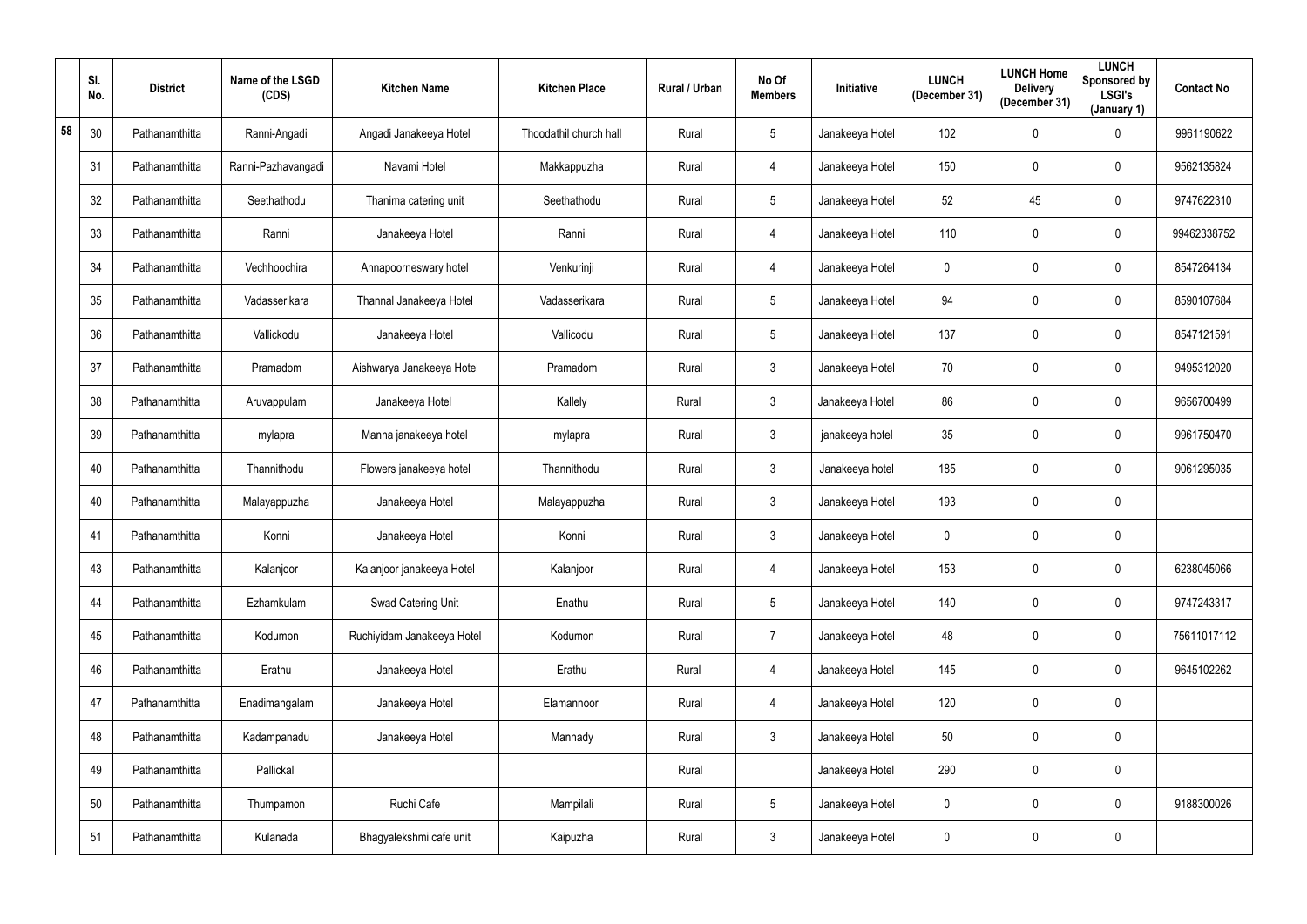|  | Sl. No. | District | Name of the LSGD (CDS) | Kitchen Name | Kitchen Place | Rural / Urban | No Of Members | Initiative | LUNCH (December 31) | LUNCH Home Delivery (December 31) | LUNCH Sponsored by LSGI's (January 1) | Contact No |
|---|---|---|---|---|---|---|---|---|---|---|---|---|
| 58 | 30 | Pathanamthitta | Ranni-Angadi | Angadi Janakeeya Hotel | Thoodathil church hall | Rural | 5 | Janakeeya Hotel | 102 | 0 | 0 | 9961190622 |
|  | 31 | Pathanamthitta | Ranni-Pazhavangadi | Navami Hotel | Makkappuzha | Rural | 4 | Janakeeya Hotel | 150 | 0 | 0 | 9562135824 |
|  | 32 | Pathanamthitta | Seethathodu | Thanima catering unit | Seethathodu | Rural | 5 | Janakeeya Hotel | 52 | 45 | 0 | 9747622310 |
|  | 33 | Pathanamthitta | Ranni | Janakeeya Hotel | Ranni | Rural | 4 | Janakeeya Hotel | 110 | 0 | 0 | 99462338752 |
|  | 34 | Pathanamthitta | Vechhoochira | Annapoorneswary hotel | Venkurinji | Rural | 4 | Janakeeya Hotel | 0 | 0 | 0 | 8547264134 |
|  | 35 | Pathanamthitta | Vadasserikara | Thannal Janakeeya Hotel | Vadasserikara | Rural | 5 | Janakeeya Hotel | 94 | 0 | 0 | 8590107684 |
|  | 36 | Pathanamthitta | Vallickodu | Janakeeya Hotel | Vallicodu | Rural | 5 | Janakeeya Hotel | 137 | 0 | 0 | 8547121591 |
|  | 37 | Pathanamthitta | Pramadom | Aishwarya Janakeeya Hotel | Pramadom | Rural | 3 | Janakeeya Hotel | 70 | 0 | 0 | 9495312020 |
|  | 38 | Pathanamthitta | Aruvappulam | Janakeeya Hotel | Kallely | Rural | 3 | Janakeeya Hotel | 86 | 0 | 0 | 9656700499 |
|  | 39 | Pathanamthitta | mylapra | Manna janakeeya hotel | mylapra | Rural | 3 | janakeeya hotel | 35 | 0 | 0 | 9961750470 |
|  | 40 | Pathanamthitta | Thannithodu | Flowers janakeeya hotel | Thannithodu | Rural | 3 | Janakeeya hotel | 185 | 0 | 0 | 9061295035 |
|  | 40 | Pathanamthitta | Malayappuzha | Janakeeya Hotel | Malayappuzha | Rural | 3 | Janakeeya Hotel | 193 | 0 | 0 |  |
|  | 41 | Pathanamthitta | Konni | Janakeeya Hotel | Konni | Rural | 3 | Janakeeya Hotel | 0 | 0 | 0 |  |
|  | 43 | Pathanamthitta | Kalanjoor | Kalanjoor janakeeya Hotel | Kalanjoor | Rural | 4 | Janakeeya Hotel | 153 | 0 | 0 | 6238045066 |
|  | 44 | Pathanamthitta | Ezhamkulam | Swad Catering Unit | Enathu | Rural | 5 | Janakeeya Hotel | 140 | 0 | 0 | 9747243317 |
|  | 45 | Pathanamthitta | Kodumon | Ruchiyidam Janakeeya Hotel | Kodumon | Rural | 7 | Janakeeya Hotel | 48 | 0 | 0 | 75611017112 |
|  | 46 | Pathanamthitta | Erathu | Janakeeya Hotel | Erathu | Rural | 4 | Janakeeya Hotel | 145 | 0 | 0 | 9645102262 |
|  | 47 | Pathanamthitta | Enadimangalam | Janakeeya Hotel | Elamannoor | Rural | 4 | Janakeeya Hotel | 120 | 0 | 0 |  |
|  | 48 | Pathanamthitta | Kadampanadu | Janakeeya Hotel | Mannady | Rural | 3 | Janakeeya Hotel | 50 | 0 | 0 |  |
|  | 49 | Pathanamthitta | Pallickal |  |  | Rural |  | Janakeeya Hotel | 290 | 0 | 0 |  |
|  | 50 | Pathanamthitta | Thumpamon | Ruchi Cafe | Mampilali | Rural | 5 | Janakeeya Hotel | 0 | 0 | 0 | 9188300026 |
|  | 51 | Pathanamthitta | Kulanada | Bhagyalekshmi cafe unit | Kaipuzha | Rural | 3 | Janakeeya Hotel | 0 | 0 | 0 |  |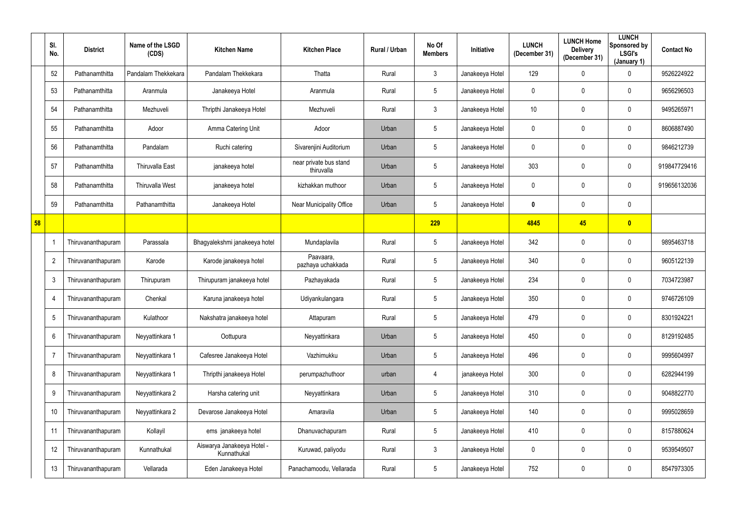| | Sl. No. | District | Name of the LSGD (CDS) | Kitchen Name | Kitchen Place | Rural / Urban | No Of Members | Initiative | LUNCH (December 31) | LUNCH Home Delivery (December 31) | LUNCH Sponsored by LSGI's (January 1) | Contact No |
|---|---|---|---|---|---|---|---|---|---|---|---|---|
| | 52 | Pathanamthitta | Pandalam Thekkekara | Pandalam Thekkekara | Thatta | Rural | 3 | Janakeeya Hotel | 129 | 0 | 0 | 9526224922 |
| | 53 | Pathanamthitta | Aranmula | Janakeeya Hotel | Aranmula | Rural | 5 | Janakeeya Hotel | 0 | 0 | 0 | 9656296503 |
| | 54 | Pathanamthitta | Mezhuveli | Thripthi Janakeeya Hotel | Mezhuveli | Rural | 3 | Janakeeya Hotel | 10 | 0 | 0 | 9495265971 |
| | 55 | Pathanamthitta | Adoor | Amma Catering Unit | Adoor | Urban | 5 | Janakeeya Hotel | 0 | 0 | 0 | 8606887490 |
| | 56 | Pathanamthitta | Pandalam | Ruchi catering | Sivarenjini Auditorium | Urban | 5 | Janakeeya Hotel | 0 | 0 | 0 | 9846212739 |
| | 57 | Pathanamthitta | Thiruvalla East | janakeeya hotel | near private bus stand thiruvalla | Urban | 5 | Janakeeya Hotel | 303 | 0 | 0 | 919847729416 |
| | 58 | Pathanamthitta | Thiruvalla West | janakeeya hotel | kizhakkan muthoor | Urban | 5 | Janakeeya Hotel | 0 | 0 | 0 | 919656132036 |
| | 59 | Pathanamthitta | Pathanamthitta | Janakeeya Hotel | Near Municipality Office | Urban | 5 | Janakeeya Hotel | **0** | 0 | 0 | |
| **58** | | | | | | | **229** | | **4845** | **45** | **0** | |
| | 1 | Thiruvananthapuram | Parassala | Bhagyalekshmi janakeeya hotel | Mundaplavila | Rural | 5 | Janakeeya Hotel | 342 | 0 | 0 | 9895463718 |
| | 2 | Thiruvananthapuram | Karode | Karode janakeeya hotel | Paavaara, pazhaya uchakkada | Rural | 5 | Janakeeya Hotel | 340 | 0 | 0 | 9605122139 |
| | 3 | Thiruvananthapuram | Thirupuram | Thirupuram janakeeya hotel | Pazhayakada | Rural | 5 | Janakeeya Hotel | 234 | 0 | 0 | 7034723987 |
| | 4 | Thiruvananthapuram | Chenkal | Karuna janakeeya hotel | Udiyankulangara | Rural | 5 | Janakeeya Hotel | 350 | 0 | 0 | 9746726109 |
| | 5 | Thiruvananthapuram | Kulathoor | Nakshatra janakeeya hotel | Attapuram | Rural | 5 | Janakeeya Hotel | 479 | 0 | 0 | 8301924221 |
| | 6 | Thiruvananthapuram | Neyyattinkara 1 | Oottupura | Neyyattinkara | Urban | 5 | Janakeeya Hotel | 450 | 0 | 0 | 8129192485 |
| | 7 | Thiruvananthapuram | Neyyattinkara 1 | Cafesree Janakeeya Hotel | Vazhimukku | Urban | 5 | Janakeeya Hotel | 496 | 0 | 0 | 9995604997 |
| | 8 | Thiruvananthapuram | Neyyattinkara 1 | Thripthi janakeeya Hotel | perumpazhuthoor | urban | 4 | janakeeya Hotel | 300 | 0 | 0 | 6282944199 |
| | 9 | Thiruvananthapuram | Neyyattinkara 2 | Harsha catering unit | Neyyattinkara | Urban | 5 | Janakeeya Hotel | 310 | 0 | 0 | 9048822770 |
| | 10 | Thiruvananthapuram | Neyyattinkara 2 | Devarose Janakeeya Hotel | Amaravila | Urban | 5 | Janakeeya Hotel | 140 | 0 | 0 | 9995028659 |
| | 11 | Thiruvananthapuram | Kollayil | ems janakeeya hotel | Dhanuvachapuram | Rural | 5 | Janakeeya Hotel | 410 | 0 | 0 | 8157880624 |
| | 12 | Thiruvananthapuram | Kunnathukal | Aiswarya Janakeeya Hotel - Kunnathukal | Kuruwad, paliyodu | Rural | 3 | Janakeeya Hotel | 0 | 0 | 0 | 9539549507 |
| | 13 | Thiruvananthapuram | Vellarada | Eden Janakeeya Hotel | Panachamoodu, Vellarada | Rural | 5 | Janakeeya Hotel | 752 | 0 | 0 | 8547973305 |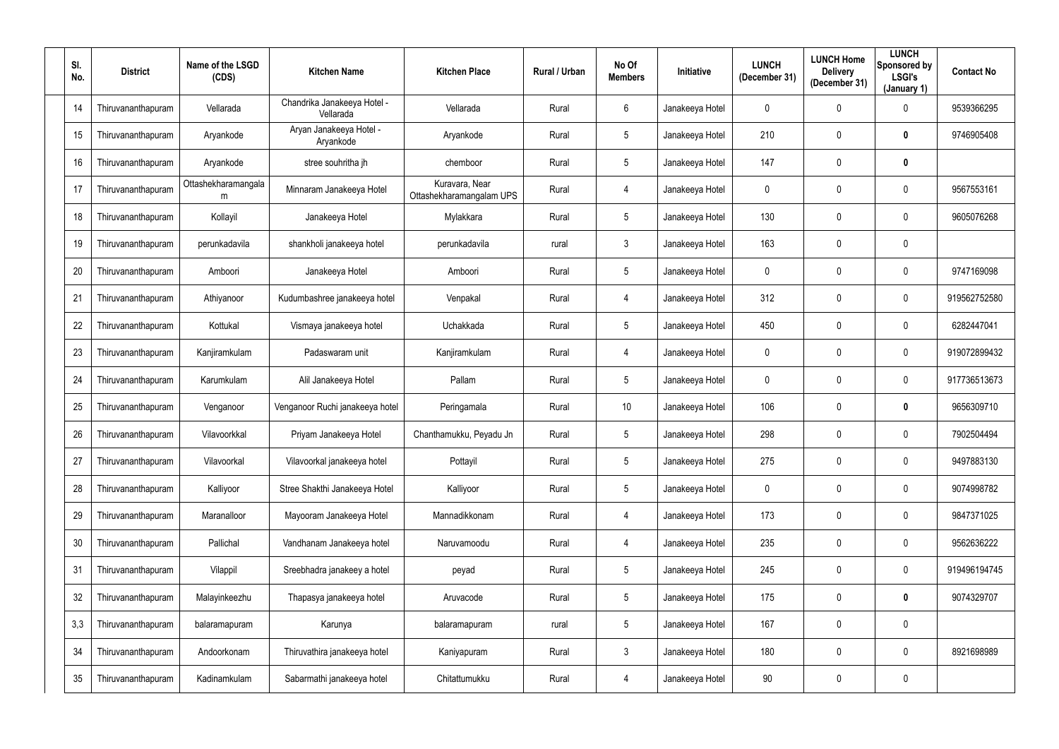| Sl. No. | District | Name of the LSGD (CDS) | Kitchen Name | Kitchen Place | Rural / Urban | No Of Members | Initiative | LUNCH (December 31) | LUNCH Home Delivery (December 31) | LUNCH Sponsored by LSGI's (January 1) | Contact No |
|---|---|---|---|---|---|---|---|---|---|---|---|
| 14 | Thiruvananthapuram | Vellarada | Chandrika Janakeeya Hotel - Vellarada | Vellarada | Rural | 6 | Janakeeya Hotel | 0 | 0 | 0 | 9539366295 |
| 15 | Thiruvananthapuram | Aryankode | Aryan Janakeeya Hotel - Aryankode | Aryankode | Rural | 5 | Janakeeya Hotel | 210 | 0 | **0** | 9746905408 |
| 16 | Thiruvananthapuram | Aryankode | stree souhritha jh | chemboor | Rural | 5 | Janakeeya Hotel | 147 | 0 | **0** | |
| 17 | Thiruvananthapuram | Ottashekharamangalam | Minnaram Janakeeya Hotel | Kuravara, Near Ottashekharamangalam UPS | Rural | 4 | Janakeeya Hotel | 0 | 0 | 0 | 9567553161 |
| 18 | Thiruvananthapuram | Kollayil | Janakeeya Hotel | Mylakkara | Rural | 5 | Janakeeya Hotel | 130 | 0 | 0 | 9605076268 |
| 19 | Thiruvananthapuram | perunkadavila | shankholi janakeeya hotel | perunkadavila | rural | 3 | Janakeeya Hotel | 163 | 0 | 0 | |
| 20 | Thiruvananthapuram | Amboori | Janakeeya Hotel | Amboori | Rural | 5 | Janakeeya Hotel | 0 | 0 | 0 | 9747169098 |
| 21 | Thiruvananthapuram | Athiyanoor | Kudumbashree janakeeya hotel | Venpakal | Rural | 4 | Janakeeya Hotel | 312 | 0 | 0 | 919562752580 |
| 22 | Thiruvananthapuram | Kottukal | Vismaya janakeeya hotel | Uchakkada | Rural | 5 | Janakeeya Hotel | 450 | 0 | 0 | 6282447041 |
| 23 | Thiruvananthapuram | Kanjiramkulam | Padaswaram unit | Kanjiramkulam | Rural | 4 | Janakeeya Hotel | 0 | 0 | 0 | 919072899432 |
| 24 | Thiruvananthapuram | Karumkulam | Alil Janakeeya Hotel | Pallam | Rural | 5 | Janakeeya Hotel | 0 | 0 | 0 | 917736513673 |
| 25 | Thiruvananthapuram | Venganoor | Venganoor Ruchi janakeeya hotel | Peringamala | Rural | 10 | Janakeeya Hotel | 106 | 0 | **0** | 9656309710 |
| 26 | Thiruvananthapuram | Vilavoorkkal | Priyam Janakeeya Hotel | Chanthamukku, Peyadu Jn | Rural | 5 | Janakeeya Hotel | 298 | 0 | 0 | 7902504494 |
| 27 | Thiruvananthapuram | Vilavoorkal | Vilavoorkal janakeeya hotel | Pottayil | Rural | 5 | Janakeeya Hotel | 275 | 0 | 0 | 9497883130 |
| 28 | Thiruvananthapuram | Kalliyoor | Stree Shakthi Janakeeya Hotel | Kalliyoor | Rural | 5 | Janakeeya Hotel | 0 | 0 | 0 | 9074998782 |
| 29 | Thiruvananthapuram | Maranalloor | Mayooram Janakeeya Hotel | Mannadikkonam | Rural | 4 | Janakeeya Hotel | 173 | 0 | 0 | 9847371025 |
| 30 | Thiruvananthapuram | Pallichal | Vandhanam Janakeeya hotel | Naruvamoodu | Rural | 4 | Janakeeya Hotel | 235 | 0 | 0 | 9562636222 |
| 31 | Thiruvananthapuram | Vilappil | Sreebhadra janakeey a hotel | peyad | Rural | 5 | Janakeeya Hotel | 245 | 0 | 0 | 919496194745 |
| 32 | Thiruvananthapuram | Malayinkeezhu | Thapasya janakeeya hotel | Aruvacode | Rural | 5 | Janakeeya Hotel | 175 | 0 | **0** | 9074329707 |
| 3,3 | Thiruvananthapuram | balaramapuram | Karunya | balaramapuram | rural | 5 | Janakeeya Hotel | 167 | 0 | 0 | |
| 34 | Thiruvananthapuram | Andoorkonam | Thiruvathira janakeeya hotel | Kaniyapuram | Rural | 3 | Janakeeya Hotel | 180 | 0 | 0 | 8921698989 |
| 35 | Thiruvananthapuram | Kadinamkulam | Sabarmathi janakeeya hotel | Chitattumukku | Rural | 4 | Janakeeya Hotel | 90 | 0 | 0 | |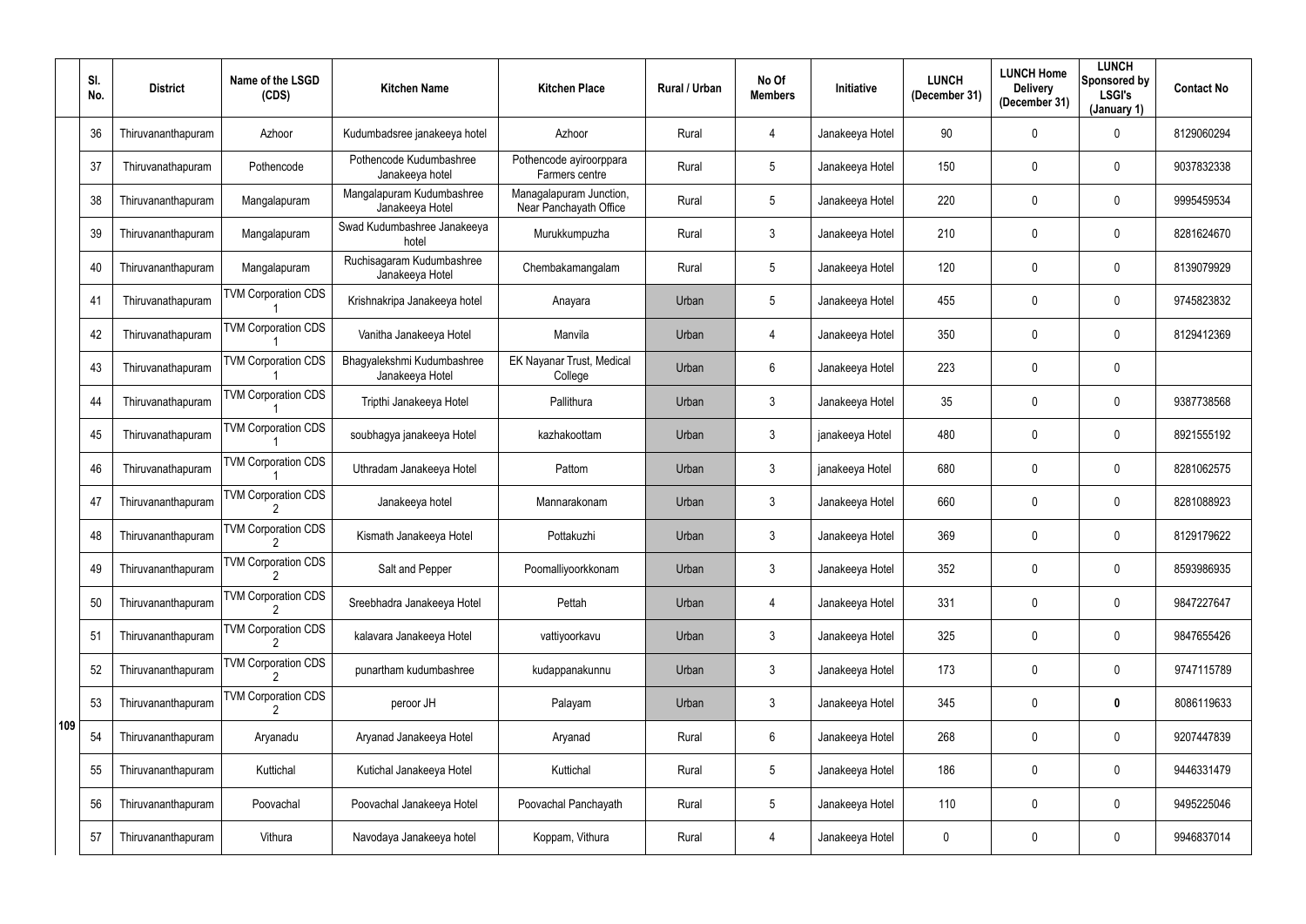|  | Sl. No. | District | Name of the LSGD (CDS) | Kitchen Name | Kitchen Place | Rural / Urban | No Of Members | Initiative | LUNCH (December 31) | LUNCH Home Delivery (December 31) | LUNCH Sponsored by LSGI's (January 1) | Contact No |
|---|---|---|---|---|---|---|---|---|---|---|---|---|
| 109 | 36 | Thiruvananthapuram | Azhoor | Kudumbadsree janakeeya hotel | Azhoor | Rural | 4 | Janakeeya Hotel | 90 | 0 | 0 | 8129060294 |
|  | 37 | Thiruvananthapuram | Pothencode | Pothencode Kudumbashree Janakeeya hotel | Pothencode ayiroorppara Farmers centre | Rural | 5 | Janakeeya Hotel | 150 | 0 | 0 | 9037832338 |
|  | 38 | Thiruvananthapuram | Mangalapuram | Mangalapuram Kudumbashree Janakeeya Hotel | Managalapuram Junction, Near Panchayath Office | Rural | 5 | Janakeeya Hotel | 220 | 0 | 0 | 9995459534 |
|  | 39 | Thiruvananthapuram | Mangalapuram | Swad Kudumbashree Janakeeya hotel | Murukkumpuzha | Rural | 3 | Janakeeya Hotel | 210 | 0 | 0 | 8281624670 |
|  | 40 | Thiruvananthapuram | Mangalapuram | Ruchisagaram Kudumbashree Janakeeya Hotel | Chembakamangalam | Rural | 5 | Janakeeya Hotel | 120 | 0 | 0 | 8139079929 |
|  | 41 | Thiruvanathapuram | TVM Corporation CDS 1 | Krishnakripa Janakeeya hotel | Anayara | Urban | 5 | Janakeeya Hotel | 455 | 0 | 0 | 9745823832 |
|  | 42 | Thiruvanathapuram | TVM Corporation CDS 1 | Vanitha Janakeeya Hotel | Manvila | Urban | 4 | Janakeeya Hotel | 350 | 0 | 0 | 8129412369 |
|  | 43 | Thiruvanathapuram | TVM Corporation CDS 1 | Bhagyalekshmi Kudumbashree Janakeeya Hotel | EK Nayanar Trust, Medical College | Urban | 6 | Janakeeya Hotel | 223 | 0 | 0 |  |
|  | 44 | Thiruvanathapuram | TVM Corporation CDS 1 | Tripthi Janakeeya Hotel | Pallithura | Urban | 3 | Janakeeya Hotel | 35 | 0 | 0 | 9387738568 |
|  | 45 | Thiruvanathapuram | TVM Corporation CDS 1 | soubhagya janakeeya Hotel | kazhakoottam | Urban | 3 | janakeeya Hotel | 480 | 0 | 0 | 8921555192 |
|  | 46 | Thiruvanathapuram | TVM Corporation CDS 1 | Uthradam Janakeeya Hotel | Pattom | Urban | 3 | janakeeya Hotel | 680 | 0 | 0 | 8281062575 |
|  | 47 | Thiruvananthapuram | TVM Corporation CDS 2 | Janakeeya hotel | Mannarakonam | Urban | 3 | Janakeeya Hotel | 660 | 0 | 0 | 8281088923 |
|  | 48 | Thiruvananthapuram | TVM Corporation CDS 2 | Kismath Janakeeya Hotel | Pottakuzhi | Urban | 3 | Janakeeya Hotel | 369 | 0 | 0 | 8129179622 |
|  | 49 | Thiruvananthapuram | TVM Corporation CDS 2 | Salt and Pepper | Poomalliyoorkkonam | Urban | 3 | Janakeeya Hotel | 352 | 0 | 0 | 8593986935 |
|  | 50 | Thiruvananthapuram | TVM Corporation CDS 2 | Sreebhadra Janakeeya Hotel | Pettah | Urban | 4 | Janakeeya Hotel | 331 | 0 | 0 | 9847227647 |
|  | 51 | Thiruvananthapuram | TVM Corporation CDS 2 | kalavara Janakeeya Hotel | vattiyoorkavu | Urban | 3 | Janakeeya Hotel | 325 | 0 | 0 | 9847655426 |
|  | 52 | Thiruvananthapuram | TVM Corporation CDS 2 | punartham kudumbashree | kudappanakunnu | Urban | 3 | Janakeeya Hotel | 173 | 0 | 0 | 9747115789 |
|  | 53 | Thiruvananthapuram | TVM Corporation CDS 2 | peroor JH | Palayam | Urban | 3 | Janakeeya Hotel | 345 | 0 | **0** | 8086119633 |
|  | 54 | Thiruvananthapuram | Aryanadu | Aryanad Janakeeya Hotel | Aryanad | Rural | 6 | Janakeeya Hotel | 268 | 0 | 0 | 9207447839 |
|  | 55 | Thiruvananthapuram | Kuttichal | Kutichal Janakeeya Hotel | Kuttichal | Rural | 5 | Janakeeya Hotel | 186 | 0 | 0 | 9446331479 |
|  | 56 | Thiruvananthapuram | Poovachal | Poovachal Janakeeya Hotel | Poovachal Panchayath | Rural | 5 | Janakeeya Hotel | 110 | 0 | 0 | 9495225046 |
|  | 57 | Thiruvananthapuram | Vithura | Navodaya Janakeeya hotel | Koppam, Vithura | Rural | 4 | Janakeeya Hotel | 0 | 0 | 0 | 9946837014 |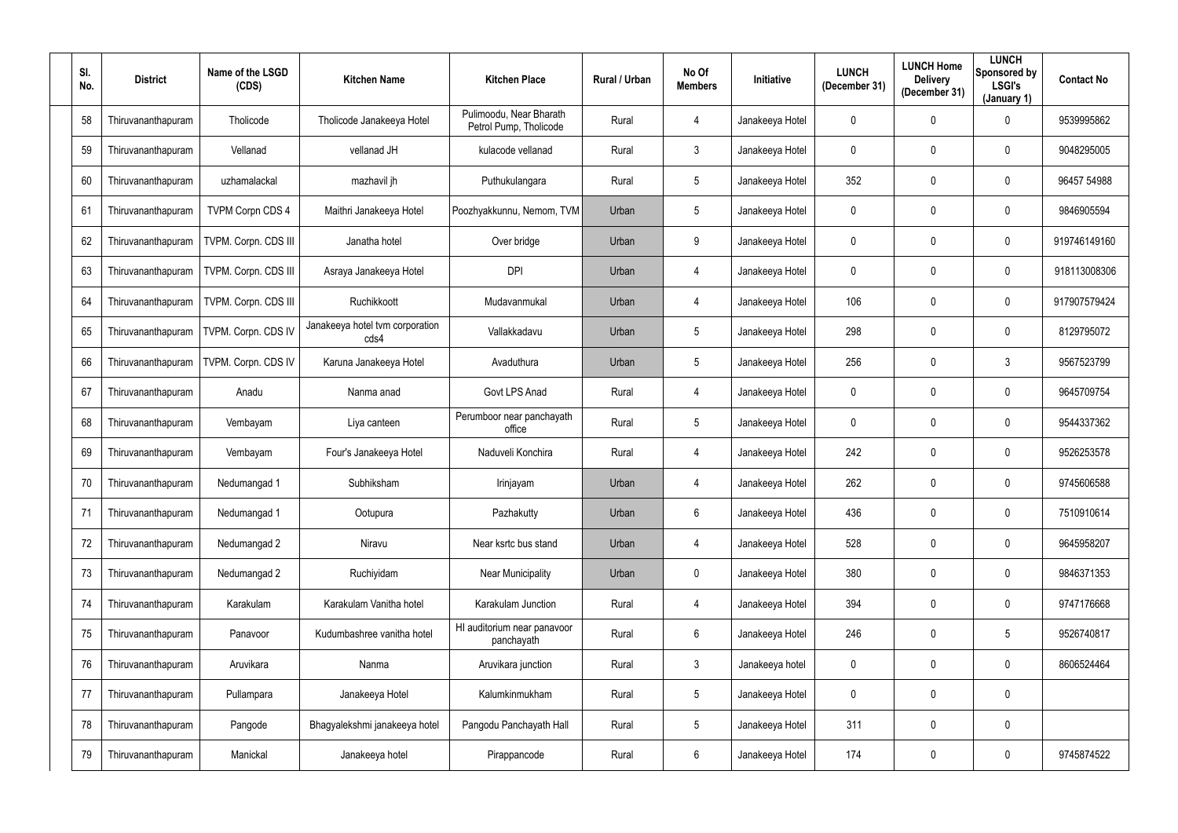| Sl. No. | District | Name of the LSGD (CDS) | Kitchen Name | Kitchen Place | Rural / Urban | No Of Members | Initiative | LUNCH (December 31) | LUNCH Home Delivery (December 31) | LUNCH Sponsored by LSGI's (January 1) | Contact No |
|---|---|---|---|---|---|---|---|---|---|---|---|
| 58 | Thiruvananthapuram | Tholicode | Tholicode Janakeeya Hotel | Pulimoodu, Near Bharath Petrol Pump, Tholicode | Rural | 4 | Janakeeya Hotel | 0 | 0 | 0 | 9539995862 |
| 59 | Thiruvananthapuram | Vellanad | vellanad JH | kulacode vellanad | Rural | 3 | Janakeeya Hotel | 0 | 0 | 0 | 9048295005 |
| 60 | Thiruvananthapuram | uzhamalackal | mazhavil jh | Puthukulangara | Rural | 5 | Janakeeya Hotel | 352 | 0 | 0 | 96457 54988 |
| 61 | Thiruvananthapuram | TVPM Corpn CDS 4 | Maithri Janakeeya Hotel | Poozhyakkunnu, Nemom, TVM | Urban | 5 | Janakeeya Hotel | 0 | 0 | 0 | 9846905594 |
| 62 | Thiruvananthapuram | TVPM. Corpn. CDS III | Janatha hotel | Over bridge | Urban | 9 | Janakeeya Hotel | 0 | 0 | 0 | 919746149160 |
| 63 | Thiruvananthapuram | TVPM. Corpn. CDS III | Asraya Janakeeya Hotel | DPI | Urban | 4 | Janakeeya Hotel | 0 | 0 | 0 | 918113008306 |
| 64 | Thiruvananthapuram | TVPM. Corpn. CDS III | Ruchikkoott | Mudavanmukal | Urban | 4 | Janakeeya Hotel | 106 | 0 | 0 | 917907579424 |
| 65 | Thiruvananthapuram | TVPM. Corpn. CDS IV | Janakeeya hotel tvm corporation cds4 | Vallakkadavu | Urban | 5 | Janakeeya Hotel | 298 | 0 | 0 | 8129795072 |
| 66 | Thiruvananthapuram | TVPM. Corpn. CDS IV | Karuna Janakeeya Hotel | Avaduthura | Urban | 5 | Janakeeya Hotel | 256 | 0 | 3 | 9567523799 |
| 67 | Thiruvananthapuram | Anadu | Nanma anad | Govt LPS Anad | Rural | 4 | Janakeeya Hotel | 0 | 0 | 0 | 9645709754 |
| 68 | Thiruvananthapuram | Vembayam | Liya canteen | Perumboor near panchayath office | Rural | 5 | Janakeeya Hotel | 0 | 0 | 0 | 9544337362 |
| 69 | Thiruvananthapuram | Vembayam | Four's Janakeeya Hotel | Naduveli Konchira | Rural | 4 | Janakeeya Hotel | 242 | 0 | 0 | 9526253578 |
| 70 | Thiruvananthapuram | Nedumangad 1 | Subhiksham | Irinjayam | Urban | 4 | Janakeeya Hotel | 262 | 0 | 0 | 9745606588 |
| 71 | Thiruvananthapuram | Nedumangad 1 | Ootupura | Pazhakutty | Urban | 6 | Janakeeya Hotel | 436 | 0 | 0 | 7510910614 |
| 72 | Thiruvananthapuram | Nedumangad 2 | Niravu | Near ksrtc bus stand | Urban | 4 | Janakeeya Hotel | 528 | 0 | 0 | 9645958207 |
| 73 | Thiruvananthapuram | Nedumangad 2 | Ruchiyidam | Near Municipality | Urban | 0 | Janakeeya Hotel | 380 | 0 | 0 | 9846371353 |
| 74 | Thiruvananthapuram | Karakulam | Karakulam Vanitha hotel | Karakulam Junction | Rural | 4 | Janakeeya Hotel | 394 | 0 | 0 | 9747176668 |
| 75 | Thiruvananthapuram | Panavoor | Kudumbashree vanitha hotel | HI auditorium near panavoor panchayath | Rural | 6 | Janakeeya Hotel | 246 | 0 | 5 | 9526740817 |
| 76 | Thiruvananthapuram | Aruvikara | Nanma | Aruvikara junction | Rural | 3 | Janakeeya hotel | 0 | 0 | 0 | 8606524464 |
| 77 | Thiruvananthapuram | Pullampara | Janakeeya Hotel | Kalumkinmukham | Rural | 5 | Janakeeya Hotel | 0 | 0 | 0 | |
| 78 | Thiruvananthapuram | Pangode | Bhagyalekshmi janakeeya hotel | Pangodu Panchayath Hall | Rural | 5 | Janakeeya Hotel | 311 | 0 | 0 | |
| 79 | Thiruvananthapuram | Manickal | Janakeeya hotel | Pirappancode | Rural | 6 | Janakeeya Hotel | 174 | 0 | 0 | 9745874522 |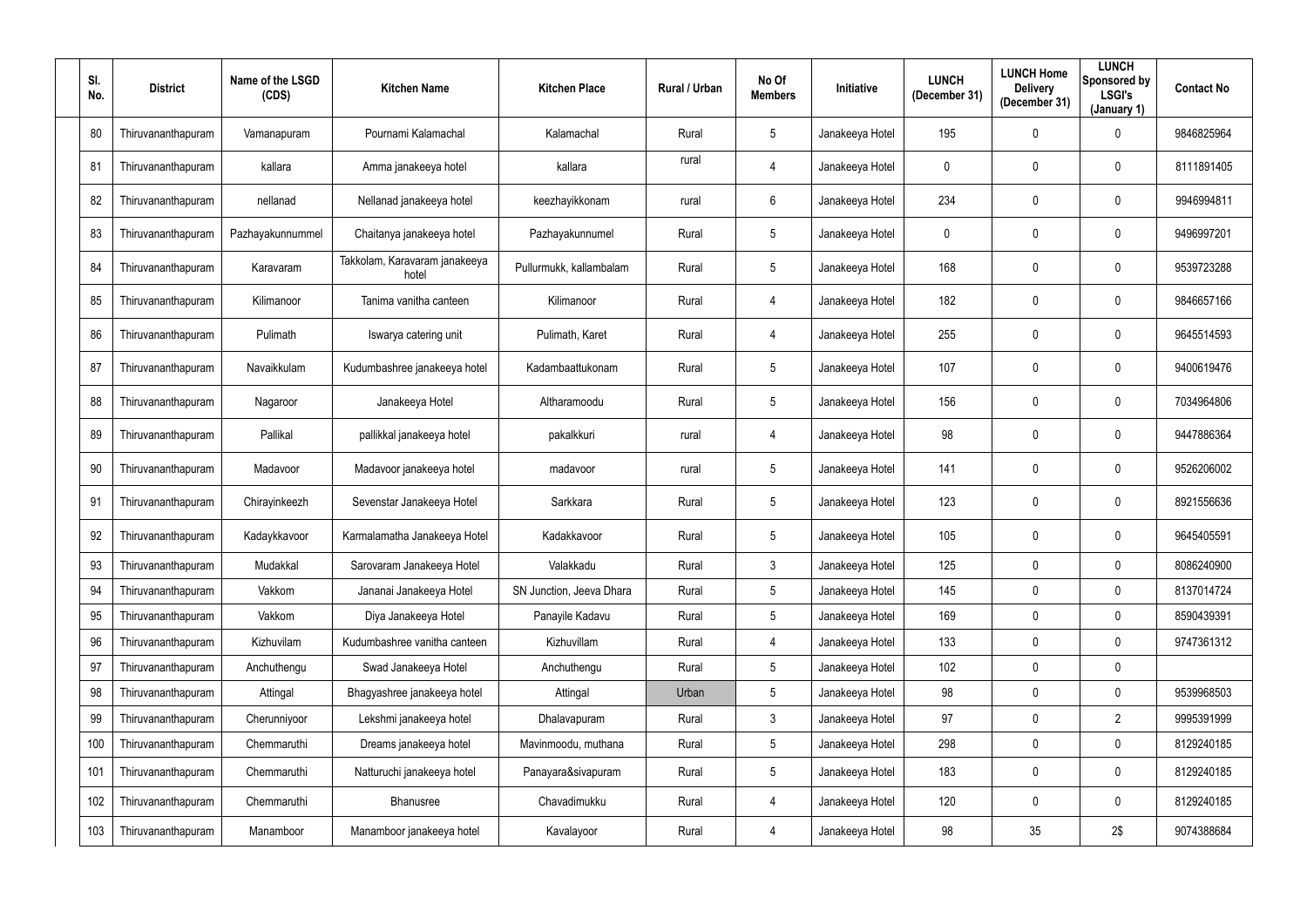| Sl. No. | District | Name of the LSGD (CDS) | Kitchen Name | Kitchen Place | Rural / Urban | No Of Members | Initiative | LUNCH (December 31) | LUNCH Home Delivery (December 31) | LUNCH Sponsored by LSGI's (January 1) | Contact No |
|---|---|---|---|---|---|---|---|---|---|---|---|
| 80 | Thiruvananthapuram | Vamanapuram | Pournami Kalamachal | Kalamachal | Rural | 5 | Janakeeya Hotel | 195 | 0 | 0 | 9846825964 |
| 81 | Thiruvananthapuram | kallara | Amma janakeeya hotel | kallara | rural | 4 | Janakeeya Hotel | 0 | 0 | 0 | 8111891405 |
| 82 | Thiruvananthapuram | nellanad | Nellanad janakeeya hotel | keezhayikkonam | rural | 6 | Janakeeya Hotel | 234 | 0 | 0 | 9946994811 |
| 83 | Thiruvananthapuram | Pazhayakunnummel | Chaitanya janakeeya hotel | Pazhayakunnumel | Rural | 5 | Janakeeya Hotel | 0 | 0 | 0 | 9496997201 |
| 84 | Thiruvananthapuram | Karavaram | Takkolam, Karavaram janakeeya hotel | Pullurmukk, kallambalam | Rural | 5 | Janakeeya Hotel | 168 | 0 | 0 | 9539723288 |
| 85 | Thiruvananthapuram | Kilimanoor | Tanima vanitha canteen | Kilimanoor | Rural | 4 | Janakeeya Hotel | 182 | 0 | 0 | 9846657166 |
| 86 | Thiruvananthapuram | Pulimath | Iswarya catering unit | Pulimath, Karet | Rural | 4 | Janakeeya Hotel | 255 | 0 | 0 | 9645514593 |
| 87 | Thiruvananthapuram | Navaikkulam | Kudumbashree janakeeya hotel | Kadambaattukonam | Rural | 5 | Janakeeya Hotel | 107 | 0 | 0 | 9400619476 |
| 88 | Thiruvananthapuram | Nagaroor | Janakeeya Hotel | Altharamoodu | Rural | 5 | Janakeeya Hotel | 156 | 0 | 0 | 7034964806 |
| 89 | Thiruvananthapuram | Pallikal | pallikkal janakeeya hotel | pakalkkuri | rural | 4 | Janakeeya Hotel | 98 | 0 | 0 | 9447886364 |
| 90 | Thiruvananthapuram | Madavoor | Madavoor janakeeya hotel | madavoor | rural | 5 | Janakeeya Hotel | 141 | 0 | 0 | 9526206002 |
| 91 | Thiruvananthapuram | Chirayinkeezh | Sevenstar Janakeeya Hotel | Sarkkara | Rural | 5 | Janakeeya Hotel | 123 | 0 | 0 | 8921556636 |
| 92 | Thiruvananthapuram | Kadaykkavoor | Karmalamatha Janakeeya Hotel | Kadakkavoor | Rural | 5 | Janakeeya Hotel | 105 | 0 | 0 | 9645405591 |
| 93 | Thiruvananthapuram | Mudakkal | Sarovaram Janakeeya Hotel | Valakkadu | Rural | 3 | Janakeeya Hotel | 125 | 0 | 0 | 8086240900 |
| 94 | Thiruvananthapuram | Vakkom | Jananai Janakeeya Hotel | SN Junction, Jeeva Dhara | Rural | 5 | Janakeeya Hotel | 145 | 0 | 0 | 8137014724 |
| 95 | Thiruvananthapuram | Vakkom | Diya Janakeeya Hotel | Panayile Kadavu | Rural | 5 | Janakeeya Hotel | 169 | 0 | 0 | 8590439391 |
| 96 | Thiruvananthapuram | Kizhuvilam | Kudumbashree vanitha canteen | Kizhuvillam | Rural | 4 | Janakeeya Hotel | 133 | 0 | 0 | 9747361312 |
| 97 | Thiruvananthapuram | Anchuthengu | Swad Janakeeya Hotel | Anchuthengu | Rural | 5 | Janakeeya Hotel | 102 | 0 | 0 | |
| 98 | Thiruvananthapuram | Attingal | Bhagyashree janakeeya hotel | Attingal | Urban | 5 | Janakeeya Hotel | 98 | 0 | 0 | 9539968503 |
| 99 | Thiruvananthapuram | Cherunniyoor | Lekshmi janakeeya hotel | Dhalavapuram | Rural | 3 | Janakeeya Hotel | 97 | 0 | 2 | 9995391999 |
| 100 | Thiruvananthapuram | Chemmaruthi | Dreams janakeeya hotel | Mavinmoodu, muthana | Rural | 5 | Janakeeya Hotel | 298 | 0 | 0 | 8129240185 |
| 101 | Thiruvananthapuram | Chemmaruthi | Natturuchi janakeeya hotel | Panayara&sivapuram | Rural | 5 | Janakeeya Hotel | 183 | 0 | 0 | 8129240185 |
| 102 | Thiruvananthapuram | Chemmaruthi | Bhanusree | Chavadimukku | Rural | 4 | Janakeeya Hotel | 120 | 0 | 0 | 8129240185 |
| 103 | Thiruvananthapuram | Manamboor | Manamboor janakeeya hotel | Kavalayoor | Rural | 4 | Janakeeya Hotel | 98 | 35 | 2$ | 9074388684 |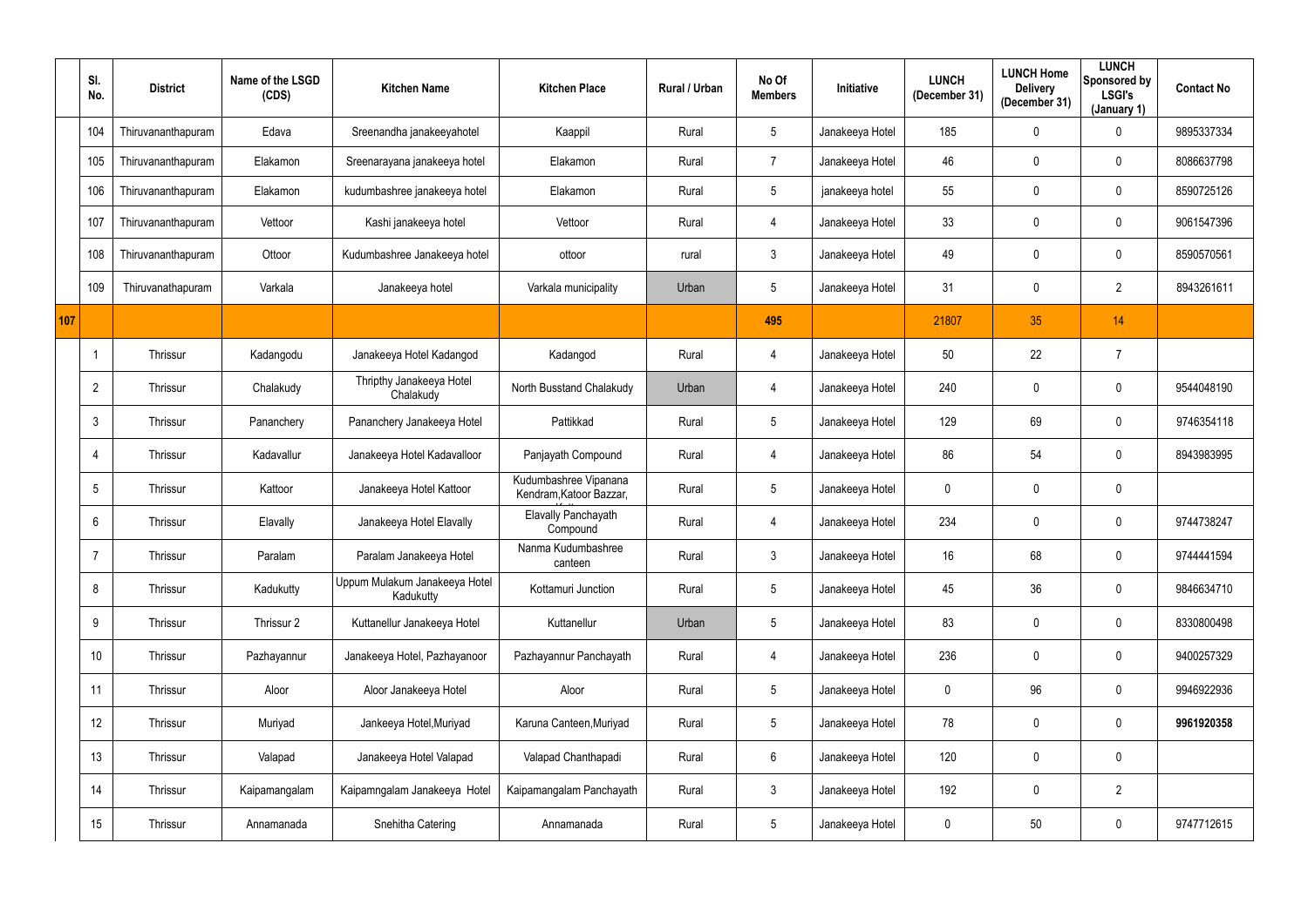| | Sl. No. | District | Name of the LSGD (CDS) | Kitchen Name | Kitchen Place | Rural / Urban | No Of Members | Initiative | LUNCH (December 31) | LUNCH Home Delivery (December 31) | LUNCH Sponsored by LSGI's (January 1) | Contact No |
|---|---|---|---|---|---|---|---|---|---|---|---|---|
| | 104 | Thiruvananthapuram | Edava | Sreenandha janakeeyahotel | Kaappil | Rural | 5 | Janakeeya Hotel | 185 | 0 | 0 | 9895337334 |
| | 105 | Thiruvananthapuram | Elakamon | Sreenarayana janakeeya hotel | Elakamon | Rural | 7 | Janakeeya Hotel | 46 | 0 | 0 | 8086637798 |
| | 106 | Thiruvananthapuram | Elakamon | kudumbashree janakeeya hotel | Elakamon | Rural | 5 | janakeeya hotel | 55 | 0 | 0 | 8590725126 |
| | 107 | Thiruvananthapuram | Vettoor | Kashi janakeeya hotel | Vettoor | Rural | 4 | Janakeeya Hotel | 33 | 0 | 0 | 9061547396 |
| | 108 | Thiruvananthapuram | Ottoor | Kudumbashree Janakeeya hotel | ottoor | rural | 3 | Janakeeya Hotel | 49 | 0 | 0 | 8590570561 |
| | 109 | Thiruvanathapuram | Varkala | Janakeeya hotel | Varkala municipality | Urban | 5 | Janakeeya Hotel | 31 | 0 | 2 | 8943261611 |
| 107 | | | | | | | 495 | | 21807 | 35 | 14 | |
| | 1 | Thrissur | Kadangodu | Janakeeya Hotel Kadangod | Kadangod | Rural | 4 | Janakeeya Hotel | 50 | 22 | 7 | |
| | 2 | Thrissur | Chalakudy | Thripthy Janakeeya Hotel Chalakudy | North Busstand Chalakudy | Urban | 4 | Janakeeya Hotel | 240 | 0 | 0 | 9544048190 |
| | 3 | Thrissur | Pananchery | Pananchery Janakeeya Hotel | Pattikkad | Rural | 5 | Janakeeya Hotel | 129 | 69 | 0 | 9746354118 |
| | 4 | Thrissur | Kadavallur | Janakeeya Hotel Kadavalloor | Panjayath Compound | Rural | 4 | Janakeeya Hotel | 86 | 54 | 0 | 8943983995 |
| | 5 | Thrissur | Kattoor | Janakeeya Hotel Kattoor | Kudumbashree Vipanana Kendram,Katoor Bazzar, | Rural | 5 | Janakeeya Hotel | 0 | 0 | 0 | |
| | 6 | Thrissur | Elavally | Janakeeya Hotel Elavally | Elavally Panchayath Compound | Rural | 4 | Janakeeya Hotel | 234 | 0 | 0 | 9744738247 |
| | 7 | Thrissur | Paralam | Paralam Janakeeya Hotel | Nanma Kudumbashree canteen | Rural | 3 | Janakeeya Hotel | 16 | 68 | 0 | 9744441594 |
| | 8 | Thrissur | Kadukutty | Uppum Mulakum Janakeeya Hotel Kadukutty | Kottamuri Junction | Rural | 5 | Janakeeya Hotel | 45 | 36 | 0 | 9846634710 |
| | 9 | Thrissur | Thrissur 2 | Kuttanellur Janakeeya Hotel | Kuttanellur | Urban | 5 | Janakeeya Hotel | 83 | 0 | 0 | 8330800498 |
| | 10 | Thrissur | Pazhayannur | Janakeeya Hotel, Pazhayanoor | Pazhayannur Panchayath | Rural | 4 | Janakeeya Hotel | 236 | 0 | 0 | 9400257329 |
| | 11 | Thrissur | Aloor | Aloor Janakeeya Hotel | Aloor | Rural | 5 | Janakeeya Hotel | 0 | 96 | 0 | 9946922936 |
| | 12 | Thrissur | Muriyad | Jankeeya Hotel,Muriyad | Karuna Canteen,Muriyad | Rural | 5 | Janakeeya Hotel | 78 | 0 | 0 | **9961920358** |
| | 13 | Thrissur | Valapad | Janakeeya Hotel Valapad | Valapad Chanthapadi | Rural | 6 | Janakeeya Hotel | 120 | 0 | 0 | |
| | 14 | Thrissur | Kaipamangalam | Kaipamngalam Janakeeya Hotel | Kaipamangalam Panchayath | Rural | 3 | Janakeeya Hotel | 192 | 0 | 2 | |
| | 15 | Thrissur | Annamanada | Snehitha Catering | Annamanada | Rural | 5 | Janakeeya Hotel | 0 | 50 | 0 | 9747712615 |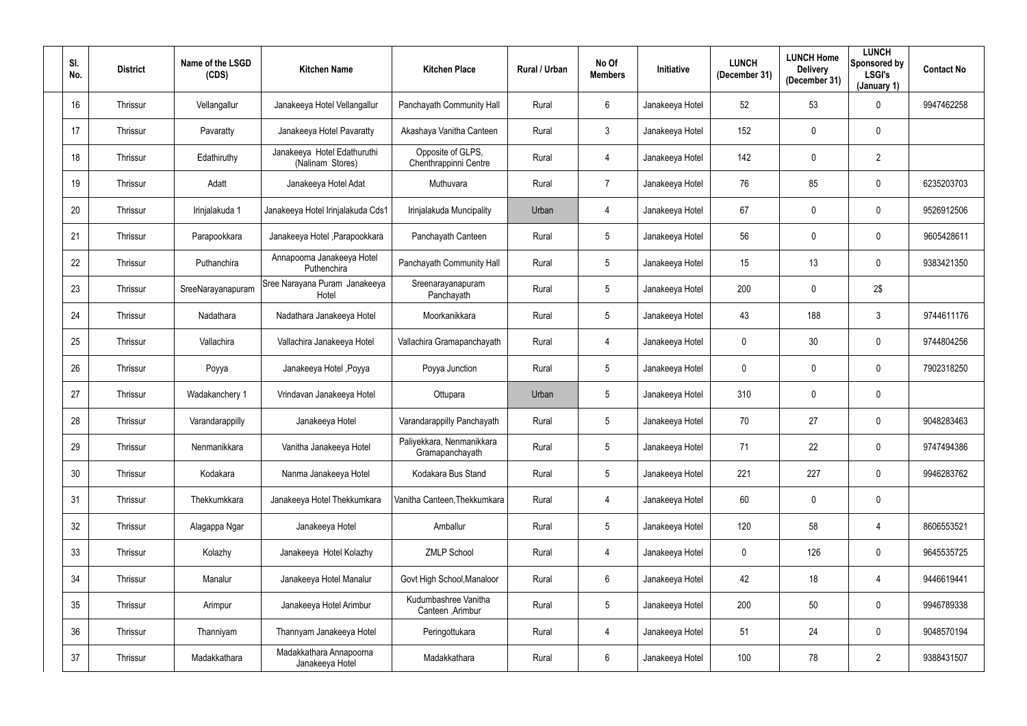| Sl. No. | District | Name of the LSGD (CDS) | Kitchen Name | Kitchen Place | Rural / Urban | No Of Members | Initiative | LUNCH (December 31) | LUNCH Home Delivery (December 31) | LUNCH Sponsored by LSGI's (January 1) | Contact No |
|---|---|---|---|---|---|---|---|---|---|---|---|
| 16 | Thrissur | Vellangallur | Janakeeya Hotel Vellangallur | Panchayath Community Hall | Rural | 6 | Janakeeya Hotel | 52 | 53 | 0 | 9947462258 |
| 17 | Thrissur | Pavaratty | Janakeeya Hotel Pavaratty | Akashaya Vanitha Canteen | Rural | 3 | Janakeeya Hotel | 152 | 0 | 0 | |
| 18 | Thrissur | Edathiruthy | Janakeeya Hotel Edathuruthi (Nalinam Stores) | Opposite of GLPS, Chenthrappinni Centre | Rural | 4 | Janakeeya Hotel | 142 | 0 | 2 | |
| 19 | Thrissur | Adatt | Janakeeya Hotel Adat | Muthuvara | Rural | 7 | Janakeeya Hotel | 76 | 85 | 0 | 6235203703 |
| 20 | Thrissur | Irinjalakuda 1 | Janakeeya Hotel Irinjalakuda Cds1 | Irinjalakuda Muncipality | Urban | 4 | Janakeeya Hotel | 67 | 0 | 0 | 9526912506 |
| 21 | Thrissur | Parapookkara | Janakeeya Hotel ,Parapookkara | Panchayath Canteen | Rural | 5 | Janakeeya Hotel | 56 | 0 | 0 | 9605428611 |
| 22 | Thrissur | Puthanchira | Annapoorna Janakeeya Hotel Puthenchira | Panchayath Community Hall | Rural | 5 | Janakeeya Hotel | 15 | 13 | 0 | 9383421350 |
| 23 | Thrissur | SreeNarayanapuram | Sree Narayana Puram Janakeeya Hotel | Sreenarayanapuram Panchayath | Rural | 5 | Janakeeya Hotel | 200 | 0 | 2$ | |
| 24 | Thrissur | Nadathara | Nadathara Janakeeya Hotel | Moorkanikkara | Rural | 5 | Janakeeya Hotel | 43 | 188 | 3 | 9744611176 |
| 25 | Thrissur | Vallachira | Vallachira Janakeeya Hotel | Vallachira Gramapanchayath | Rural | 4 | Janakeeya Hotel | 0 | 30 | 0 | 9744804256 |
| 26 | Thrissur | Poyya | Janakeeya Hotel ,Poyya | Poyya Junction | Rural | 5 | Janakeeya Hotel | 0 | 0 | 0 | 7902318250 |
| 27 | Thrissur | Wadakanchery 1 | Vrindavan Janakeeya Hotel | Ottupara | Urban | 5 | Janakeeya Hotel | 310 | 0 | 0 | |
| 28 | Thrissur | Varandarappilly | Janakeeya Hotel | Varandarappilly Panchayath | Rural | 5 | Janakeeya Hotel | 70 | 27 | 0 | 9048283463 |
| 29 | Thrissur | Nenmanikkara | Vanitha Janakeeya Hotel | Paliyekkara, Nenmanikkara Gramapanchayath | Rural | 5 | Janakeeya Hotel | 71 | 22 | 0 | 9747494386 |
| 30 | Thrissur | Kodakara | Nanma Janakeeya Hotel | Kodakara Bus Stand | Rural | 5 | Janakeeya Hotel | 221 | 227 | 0 | 9946283762 |
| 31 | Thrissur | Thekkumkkara | Janakeeya Hotel Thekkumkara | Vanitha Canteen,Thekkumkara | Rural | 4 | Janakeeya Hotel | 60 | 0 | 0 | |
| 32 | Thrissur | Alagappa Ngar | Janakeeya Hotel | Amballur | Rural | 5 | Janakeeya Hotel | 120 | 58 | 4 | 8606553521 |
| 33 | Thrissur | Kolazhy | Janakeeya Hotel Kolazhy | ZMLP School | Rural | 4 | Janakeeya Hotel | 0 | 126 | 0 | 9645535725 |
| 34 | Thrissur | Manalur | Janakeeya Hotel Manalur | Govt High School,Manaloor | Rural | 6 | Janakeeya Hotel | 42 | 18 | 4 | 9446619441 |
| 35 | Thrissur | Arimpur | Janakeeya Hotel Arimbur | Kudumbashree Vanitha Canteen ,Arimbur | Rural | 5 | Janakeeya Hotel | 200 | 50 | 0 | 9946789338 |
| 36 | Thrissur | Thanniyam | Thannyam Janakeeya Hotel | Peringottukara | Rural | 4 | Janakeeya Hotel | 51 | 24 | 0 | 9048570194 |
| 37 | Thrissur | Madakkathara | Madakkathara Annapoorna Janakeeya Hotel | Madakkathara | Rural | 6 | Janakeeya Hotel | 100 | 78 | 2 | 9388431507 |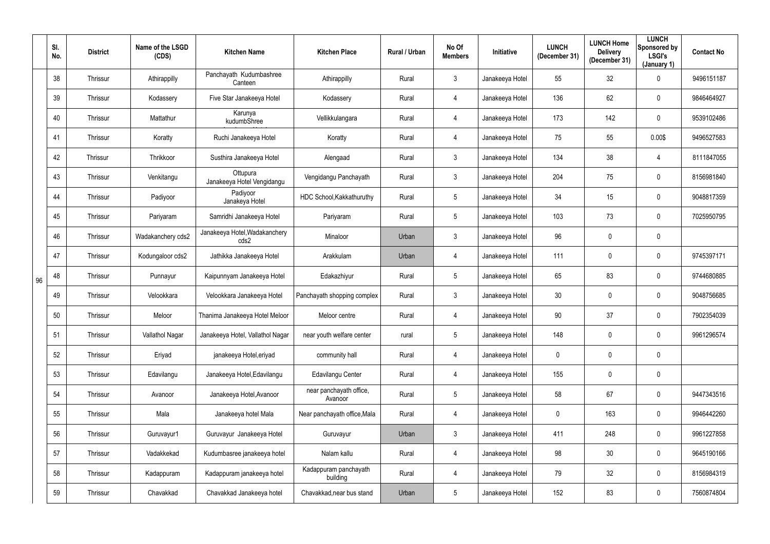|  | Sl. No. | District | Name of the LSGD (CDS) | Kitchen Name | Kitchen Place | Rural / Urban | No Of Members | Initiative | LUNCH (December 31) | LUNCH Home Delivery (December 31) | LUNCH Sponsored by LSGI's (January 1) | Contact No |
|---|---|---|---|---|---|---|---|---|---|---|---|---|
| 96 | 38 | Thrissur | Athirappilly | Panchayath Kudumbashree Canteen | Athirappilly | Rural | 3 | Janakeeya Hotel | 55 | 32 | 0 | 9496151187 |
|  | 39 | Thrissur | Kodassery | Five Star Janakeeya Hotel | Kodassery | Rural | 4 | Janakeeya Hotel | 136 | 62 | 0 | 9846464927 |
|  | 40 | Thrissur | Mattathur | Karunya kudumbShree | Vellikkulangara | Rural | 4 | Janakeeya Hotel | 173 | 142 | 0 | 9539102486 |
|  | 41 | Thrissur | Koratty | Ruchi Janakeeya Hotel | Koratty | Rural | 4 | Janakeeya Hotel | 75 | 55 | 0.00$ | 9496527583 |
|  | 42 | Thrissur | Thrikkoor | Susthira Janakeeya Hotel | Alengaad | Rural | 3 | Janakeeya Hotel | 134 | 38 | 4 | 8111847055 |
|  | 43 | Thrissur | Venkitangu | Ottupura Janakeeya Hotel Vengidangu | Vengidangu Panchayath | Rural | 3 | Janakeeya Hotel | 204 | 75 | 0 | 8156981840 |
|  | 44 | Thrissur | Padiyoor | Padiyoor Janakeya Hotel | HDC School,Kakkathuruthy | Rural | 5 | Janakeeya Hotel | 34 | 15 | 0 | 9048817359 |
|  | 45 | Thrissur | Pariyaram | Samridhi Janakeeya Hotel | Pariyaram | Rural | 5 | Janakeeya Hotel | 103 | 73 | 0 | 7025950795 |
|  | 46 | Thrissur | Wadakanchery cds2 | Janakeeya Hotel,Wadakanchery cds2 | Minaloor | Urban | 3 | Janakeeya Hotel | 96 | 0 | 0 |  |
|  | 47 | Thrissur | Kodungaloor cds2 | Jathikka Janakeeya Hotel | Arakkulam | Urban | 4 | Janakeeya Hotel | 111 | 0 | 0 | 9745397171 |
|  | 48 | Thrissur | Punnayur | Kaipunnyam Janakeeya Hotel | Edakazhiyur | Rural | 5 | Janakeeya Hotel | 65 | 83 | 0 | 9744680885 |
|  | 49 | Thrissur | Velookkara | Velookkara Janakeeya Hotel | Panchayath shopping complex | Rural | 3 | Janakeeya Hotel | 30 | 0 | 0 | 9048756685 |
|  | 50 | Thrissur | Meloor | Thanima Janakeeya Hotel Meloor | Meloor centre | Rural | 4 | Janakeeya Hotel | 90 | 37 | 0 | 7902354039 |
|  | 51 | Thrissur | Vallathol Nagar | Janakeeya Hotel, Vallathol Nagar | near youth welfare center | rural | 5 | Janakeeya Hotel | 148 | 0 | 0 | 9961296574 |
|  | 52 | Thrissur | Eriyad | janakeeya Hotel,eriyad | community hall | Rural | 4 | Janakeeya Hotel | 0 | 0 | 0 |  |
|  | 53 | Thrissur | Edavilangu | Janakeeya Hotel,Edavilangu | Edavilangu Center | Rural | 4 | Janakeeya Hotel | 155 | 0 | 0 |  |
|  | 54 | Thrissur | Avanoor | Janakeeya Hotel,Avanoor | near panchayath office, Avanoor | Rural | 5 | Janakeeya Hotel | 58 | 67 | 0 | 9447343516 |
|  | 55 | Thrissur | Mala | Janakeeya hotel Mala | Near panchayath office,Mala | Rural | 4 | Janakeeya Hotel | 0 | 163 | 0 | 9946442260 |
|  | 56 | Thrissur | Guruvayur1 | Guruvayur Janakeeya Hotel | Guruvayur | Urban | 3 | Janakeeya Hotel | 411 | 248 | 0 | 9961227858 |
|  | 57 | Thrissur | Vadakkekad | Kudumbasree janakeeya hotel | Nalam kallu | Rural | 4 | Janakeeya Hotel | 98 | 30 | 0 | 9645190166 |
|  | 58 | Thrissur | Kadappuram | Kadappuram janakeeya hotel | Kadappuram panchayath building | Rural | 4 | Janakeeya Hotel | 79 | 32 | 0 | 8156984319 |
|  | 59 | Thrissur | Chavakkad | Chavakkad Janakeeya hotel | Chavakkad,near bus stand | Urban | 5 | Janakeeya Hotel | 152 | 83 | 0 | 7560874804 |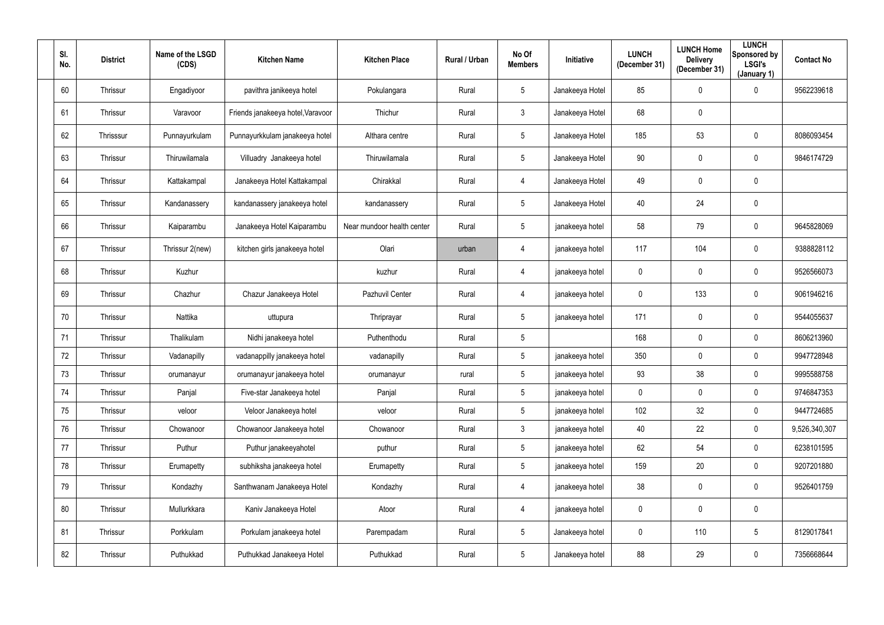| Sl. No. | District | Name of the LSGD (CDS) | Kitchen Name | Kitchen Place | Rural / Urban | No Of Members | Initiative | LUNCH (December 31) | LUNCH Home Delivery (December 31) | LUNCH Sponsored by LSGI's (January 1) | Contact No |
|---|---|---|---|---|---|---|---|---|---|---|---|
| 60 | Thrissur | Engadiyoor | pavithra janikeeya hotel | Pokulangara | Rural | 5 | Janakeeya Hotel | 85 | 0 | 0 | 9562239618 |
| 61 | Thrissur | Varavoor | Friends janakeeya hotel,Varavoor | Thichur | Rural | 3 | Janakeeya Hotel | 68 | 0 | | |
| 62 | Thrisssur | Punnayurkulam | Punnayurkkulam janakeeya hotel | Althara centre | Rural | 5 | Janakeeya Hotel | 185 | 53 | 0 | 8086093454 |
| 63 | Thrissur | Thiruwilamala | Villuadry Janakeeya hotel | Thiruwilamala | Rural | 5 | Janakeeya Hotel | 90 | 0 | 0 | 9846174729 |
| 64 | Thrissur | Kattakampal | Janakeeya Hotel Kattakampal | Chirakkal | Rural | 4 | Janakeeya Hotel | 49 | 0 | 0 | |
| 65 | Thrissur | Kandanassery | kandanassery janakeeya hotel | kandanassery | Rural | 5 | Janakeeya Hotel | 40 | 24 | 0 | |
| 66 | Thrissur | Kaiparambu | Janakeeya Hotel Kaiparambu | Near mundoor health center | Rural | 5 | janakeeya hotel | 58 | 79 | 0 | 9645828069 |
| 67 | Thrissur | Thrissur 2(new) | kitchen girls janakeeya hotel | Olari | urban | 4 | janakeeya hotel | 117 | 104 | 0 | 9388828112 |
| 68 | Thrissur | Kuzhur | | kuzhur | Rural | 4 | janakeeya hotel | 0 | 0 | 0 | 9526566073 |
| 69 | Thrissur | Chazhur | Chazur Janakeeya Hotel | Pazhuvil Center | Rural | 4 | janakeeya hotel | 0 | 133 | 0 | 9061946216 |
| 70 | Thrissur | Nattika | uttupura | Thriprayar | Rural | 5 | janakeeya hotel | 171 | 0 | 0 | 9544055637 |
| 71 | Thrissur | Thalikulam | Nidhi janakeeya hotel | Puthenthodu | Rural | 5 | | 168 | 0 | 0 | 8606213960 |
| 72 | Thrissur | Vadanapilly | vadanappilly janakeeya hotel | vadanapilly | Rural | 5 | janakeeya hotel | 350 | 0 | 0 | 9947728948 |
| 73 | Thrissur | orumanayur | orumanayur janakeeya hotel | orumanayur | rural | 5 | janakeeya hotel | 93 | 38 | 0 | 9995588758 |
| 74 | Thrissur | Panjal | Five-star Janakeeya hotel | Panjal | Rural | 5 | janakeeya hotel | 0 | 0 | 0 | 9746847353 |
| 75 | Thrissur | veloor | Veloor Janakeeya hotel | veloor | Rural | 5 | janakeeya hotel | 102 | 32 | 0 | 9447724685 |
| 76 | Thrissur | Chowanoor | Chowanoor Janakeeya hotel | Chowanoor | Rural | 3 | janakeeya hotel | 40 | 22 | 0 | 9,526,340,307 |
| 77 | Thrissur | Puthur | Puthur janakeeyahotel | puthur | Rural | 5 | janakeeya hotel | 62 | 54 | 0 | 6238101595 |
| 78 | Thrissur | Erumapetty | subhiksha janakeeya hotel | Erumapetty | Rural | 5 | janakeeya hotel | 159 | 20 | 0 | 9207201880 |
| 79 | Thrissur | Kondazhy | Santhwanam Janakeeya Hotel | Kondazhy | Rural | 4 | janakeeya hotel | 38 | 0 | 0 | 9526401759 |
| 80 | Thrissur | Mullurkkara | Kaniv Janakeeya Hotel | Atoor | Rural | 4 | janakeeya hotel | 0 | 0 | 0 | |
| 81 | Thrissur | Porkkulam | Porkulam janakeeya hotel | Parempadam | Rural | 5 | Janakeeya hotel | 0 | 110 | 5 | 8129017841 |
| 82 | Thrissur | Puthukkad | Puthukkad Janakeeya Hotel | Puthukkad | Rural | 5 | Janakeeya hotel | 88 | 29 | 0 | 7356668644 |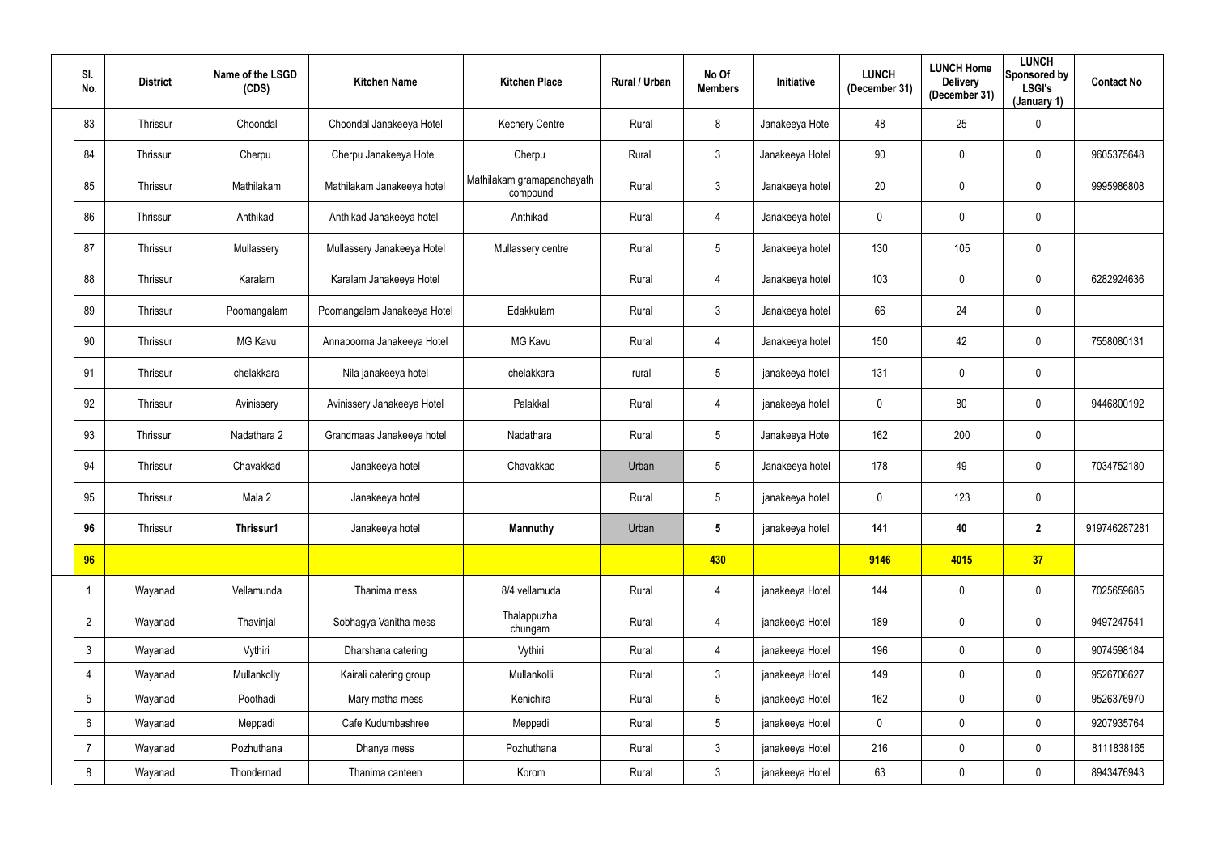| Sl. No. | District | Name of the LSGD (CDS) | Kitchen Name | Kitchen Place | Rural / Urban | No Of Members | Initiative | LUNCH (December 31) | LUNCH Home Delivery (December 31) | LUNCH Sponsored by LSGI's (January 1) | Contact No |
|---|---|---|---|---|---|---|---|---|---|---|---|
| 83 | Thrissur | Choondal | Choondal Janakeeya Hotel | Kechery Centre | Rural | 8 | Janakeeya Hotel | 48 | 25 | 0 | |
| 84 | Thrissur | Cherpu | Cherpu Janakeeya Hotel | Cherpu | Rural | 3 | Janakeeya Hotel | 90 | 0 | 0 | 9605375648 |
| 85 | Thrissur | Mathilakam | Mathilakam Janakeeya hotel | Mathilakam gramapanchayath compound | Rural | 3 | Janakeeya hotel | 20 | 0 | 0 | 9995986808 |
| 86 | Thrissur | Anthikad | Anthikad Janakeeya hotel | Anthikad | Rural | 4 | Janakeeya hotel | 0 | 0 | 0 | |
| 87 | Thrissur | Mullassery | Mullassery Janakeeya Hotel | Mullassery centre | Rural | 5 | Janakeeya hotel | 130 | 105 | 0 | |
| 88 | Thrissur | Karalam | Karalam Janakeeya Hotel | | Rural | 4 | Janakeeya hotel | 103 | 0 | 0 | 6282924636 |
| 89 | Thrissur | Poomangalam | Poomangalam Janakeeya Hotel | Edakkulam | Rural | 3 | Janakeeya hotel | 66 | 24 | 0 | |
| 90 | Thrissur | MG Kavu | Annapoorna Janakeeya Hotel | MG Kavu | Rural | 4 | Janakeeya hotel | 150 | 42 | 0 | 7558080131 |
| 91 | Thrissur | chelakkara | Nila janakeeya hotel | chelakkara | rural | 5 | janakeeya hotel | 131 | 0 | 0 | |
| 92 | Thrissur | Avinissery | Avinissery Janakeeya Hotel | Palakkal | Rural | 4 | janakeeya hotel | 0 | 80 | 0 | 9446800192 |
| 93 | Thrissur | Nadathara 2 | Grandmaas Janakeeya hotel | Nadathara | Rural | 5 | Janakeeya Hotel | 162 | 200 | 0 | |
| 94 | Thrissur | Chavakkad | Janakeeya hotel | Chavakkad | Urban | 5 | Janakeeya hotel | 178 | 49 | 0 | 7034752180 |
| 95 | Thrissur | Mala 2 | Janakeeya hotel | | Rural | 5 | janakeeya hotel | 0 | 123 | 0 | |
| **96** | Thrissur | **Thrissur1** | Janakeeya hotel | **Mannuthy** | Urban | **5** | janakeeya hotel | **141** | **40** | **2** | 919746287281 |
| **96** | | | | | | **430** | | **9146** | **4015** | **37** | |
| 1 | Wayanad | Vellamunda | Thanima mess | 8/4 vellamuda | Rural | 4 | janakeeya Hotel | 144 | 0 | 0 | 7025659685 |
| 2 | Wayanad | Thavinjal | Sobhagya Vanitha mess | Thalappuzha chungam | Rural | 4 | janakeeya Hotel | 189 | 0 | 0 | 9497247541 |
| 3 | Wayanad | Vythiri | Dharshana catering | Vythiri | Rural | 4 | janakeeya Hotel | 196 | 0 | 0 | 9074598184 |
| 4 | Wayanad | Mullankolly | Kairali catering group | Mullankolli | Rural | 3 | janakeeya Hotel | 149 | 0 | 0 | 9526706627 |
| 5 | Wayanad | Poothadi | Mary matha mess | Kenichira | Rural | 5 | janakeeya Hotel | 162 | 0 | 0 | 9526376970 |
| 6 | Wayanad | Meppadi | Cafe Kudumbashree | Meppadi | Rural | 5 | janakeeya Hotel | 0 | 0 | 0 | 9207935764 |
| 7 | Wayanad | Pozhuthana | Dhanya mess | Pozhuthana | Rural | 3 | janakeeya Hotel | 216 | 0 | 0 | 8111838165 |
| 8 | Wayanad | Thondernad | Thanima canteen | Korom | Rural | 3 | janakeeya Hotel | 63 | 0 | 0 | 8943476943 |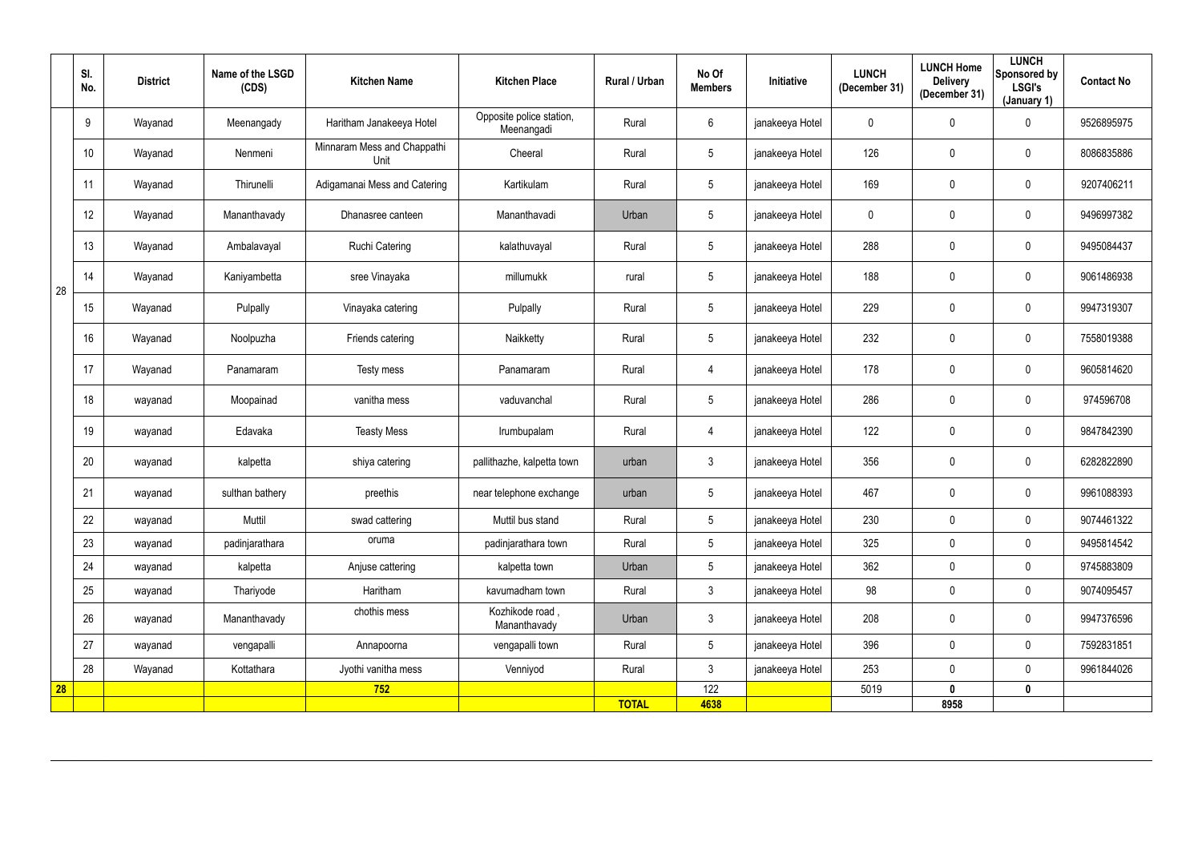| | Sl. No. | District | Name of the LSGD (CDS) | Kitchen Name | Kitchen Place | Rural / Urban | No Of Members | Initiative | LUNCH (December 31) | LUNCH Home Delivery (December 31) | LUNCH Sponsored by LSGI's (January 1) | Contact No |
|---|---|---|---|---|---|---|---|---|---|---|---|---|
| 28 | 9 | Wayanad | Meenangady | Haritham Janakeeya Hotel | Opposite police station, Meenangadi | Rural | 6 | janakeeya Hotel | 0 | 0 | 0 | 9526895975 |
| | 10 | Wayanad | Nenmeni | Minnaram Mess and Chappathi Unit | Cheeral | Rural | 5 | janakeeya Hotel | 126 | 0 | 0 | 8086835886 |
| | 11 | Wayanad | Thirunelli | Adigamanai Mess and Catering | Kartikulam | Rural | 5 | janakeeya Hotel | 169 | 0 | 0 | 9207406211 |
| | 12 | Wayanad | Mananthavady | Dhanasree canteen | Mananthavadi | Urban | 5 | janakeeya Hotel | 0 | 0 | 0 | 9496997382 |
| | 13 | Wayanad | Ambalavayal | Ruchi Catering | kalathuvayal | Rural | 5 | janakeeya Hotel | 288 | 0 | 0 | 9495084437 |
| | 14 | Wayanad | Kaniyambetta | sree Vinayaka | millumukk | rural | 5 | janakeeya Hotel | 188 | 0 | 0 | 9061486938 |
| | 15 | Wayanad | Pulpally | Vinayaka catering | Pulpally | Rural | 5 | janakeeya Hotel | 229 | 0 | 0 | 9947319307 |
| | 16 | Wayanad | Noolpuzha | Friends catering | Naikketty | Rural | 5 | janakeeya Hotel | 232 | 0 | 0 | 7558019388 |
| | 17 | Wayanad | Panamaram | Testy mess | Panamaram | Rural | 4 | janakeeya Hotel | 178 | 0 | 0 | 9605814620 |
| | 18 | wayanad | Moopainad | vanitha mess | vaduvanchal | Rural | 5 | janakeeya Hotel | 286 | 0 | 0 | 974596708 |
| | 19 | wayanad | Edavaka | Teasty Mess | Irumbupalam | Rural | 4 | janakeeya Hotel | 122 | 0 | 0 | 9847842390 |
| | 20 | wayanad | kalpetta | shiya catering | pallithazhe, kalpetta town | urban | 3 | janakeeya Hotel | 356 | 0 | 0 | 6282822890 |
| | 21 | wayanad | sulthan bathery | preethis | near telephone exchange | urban | 5 | janakeeya Hotel | 467 | 0 | 0 | 9961088393 |
| | 22 | wayanad | Muttil | swad cattering | Muttil bus stand | Rural | 5 | janakeeya Hotel | 230 | 0 | 0 | 9074461322 |
| | 23 | wayanad | padinjarathara | oruma | padinjarathara town | Rural | 5 | janakeeya Hotel | 325 | 0 | 0 | 9495814542 |
| | 24 | wayanad | kalpetta | Anjuse cattering | kalpetta town | Urban | 5 | janakeeya Hotel | 362 | 0 | 0 | 9745883809 |
| | 25 | wayanad | Thariyode | Haritham | kavumadham town | Rural | 3 | janakeeya Hotel | 98 | 0 | 0 | 9074095457 |
| | 26 | wayanad | Mananthavady | chothis mess | Kozhikode road , Mananthavady | Urban | 3 | janakeeya Hotel | 208 | 0 | 0 | 9947376596 |
| | 27 | wayanad | vengapalli | Annapoorna | vengapalli town | Rural | 5 | janakeeya Hotel | 396 | 0 | 0 | 7592831851 |
| | 28 | Wayanad | Kottathara | Jyothi vanitha mess | Venniyod | Rural | 3 | janakeeya Hotel | 253 | 0 | 0 | 9961844026 |
| **28** | | | | **752** | | | 122 | | 5019 | **0** | **0** | |
| | | | | | | **TOTAL** | **4638** | | | **8958** | | |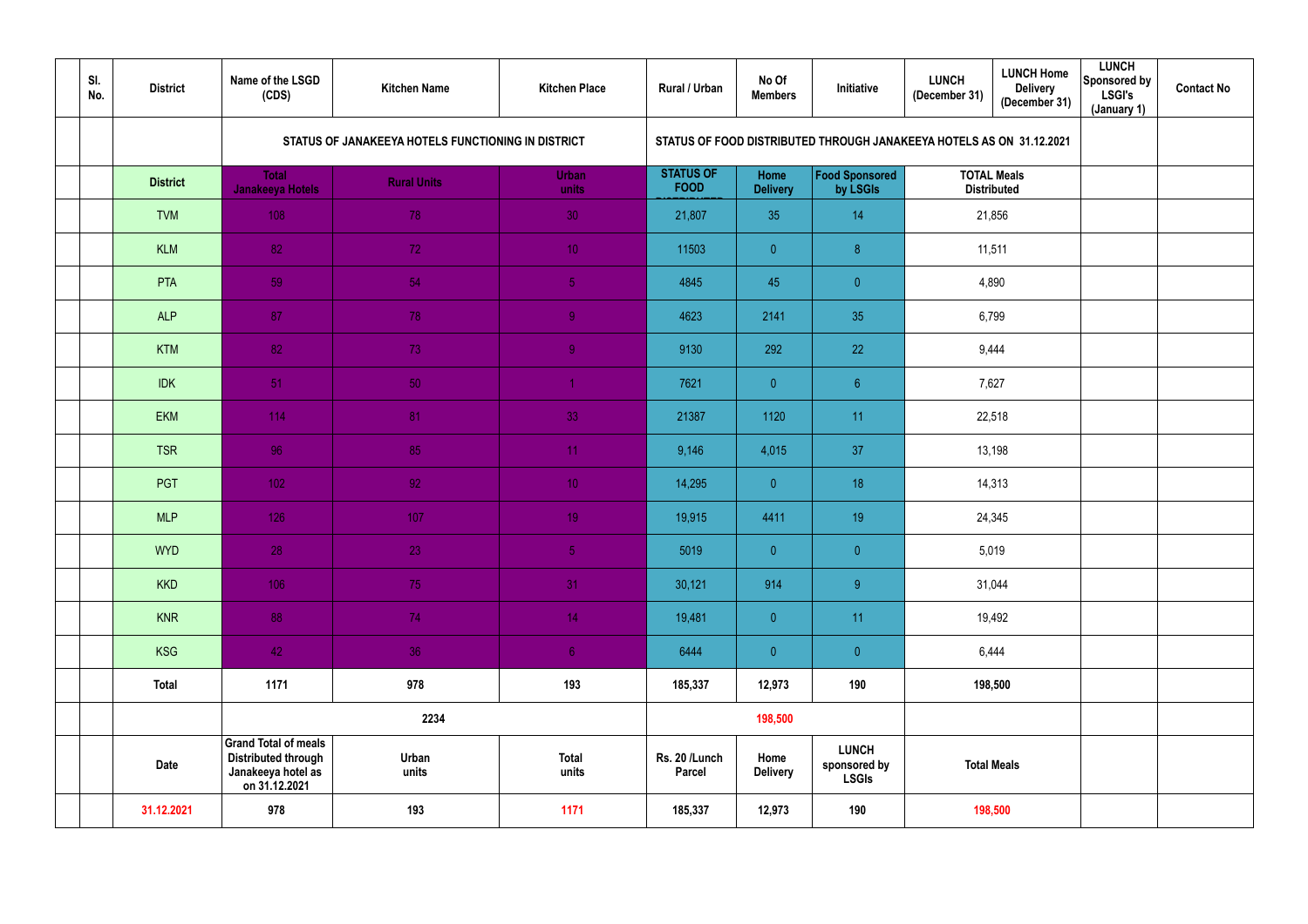| | Sl. No. | District | Name of the LSGD (CDS) | Kitchen Name | Kitchen Place | Rural / Urban | No Of Members | Initiative | LUNCH (December 31) | LUNCH Home Delivery (December 31) | LUNCH Sponsored by LSGI's (January 1) | Contact No |
|---|---|---|---|---|---|---|---|---|---|---|---|---|
| | | | STATUS OF JANAKEEYA HOTELS FUNCTIONING IN DISTRICT | | | STATUS OF FOOD DISTRIBUTED THROUGH JANAKEEYA HOTELS AS ON 31.12.2021 | | | | | | |
| | | District | Total Janakeeya Hotels | Rural Units | Urban units | STATUS OF FOOD DISTRIBUTED | Home Delivery | Food Sponsored by LSGIs | TOTAL Meals Distributed | | | |
| | | TVM | 108 | 78 | 30 | 21,807 | 35 | 14 | 21,856 | | | |
| | | KLM | 82 | 72 | 10 | 11503 | 0 | 8 | 11,511 | | | |
| | | PTA | 59 | 54 | 5 | 4845 | 45 | 0 | 4,890 | | | |
| | | ALP | 87 | 78 | 9 | 4623 | 2141 | 35 | 6,799 | | | |
| | | KTM | 82 | 73 | 9 | 9130 | 292 | 22 | 9,444 | | | |
| | | IDK | 51 | 50 | 1 | 7621 | 0 | 6 | 7,627 | | | |
| | | EKM | 114 | 81 | 33 | 21387 | 1120 | 11 | 22,518 | | | |
| | | TSR | 96 | 85 | 11 | 9,146 | 4,015 | 37 | 13,198 | | | |
| | | PGT | 102 | 92 | 10 | 14,295 | 0 | 18 | 14,313 | | | |
| | | MLP | 126 | 107 | 19 | 19,915 | 4411 | 19 | 24,345 | | | |
| | | WYD | 28 | 23 | 5 | 5019 | 0 | 0 | 5,019 | | | |
| | | KKD | 106 | 75 | 31 | 30,121 | 914 | 9 | 31,044 | | | |
| | | KNR | 88 | 74 | 14 | 19,481 | 0 | 11 | 19,492 | | | |
| | | KSG | 42 | 36 | 6 | 6444 | 0 | 0 | 6,444 | | | |
| | | Total | 1171 | 978 | 193 | 185,337 | 12,973 | 190 | 198,500 | | | |
| | | | 2234 | | | 198,500 | | | | | | |
| | | Date | Grand Total of meals Distributed through Janakeeya hotel as on 31.12.2021 | Urban units | Total units | Rs. 20 /Lunch Parcel | Home Delivery | LUNCH sponsored by LSGIs | Total Meals | | | |
| | | 31.12.2021 | 978 | 193 | 1171 | 185,337 | 12,973 | 190 | 198,500 | | | |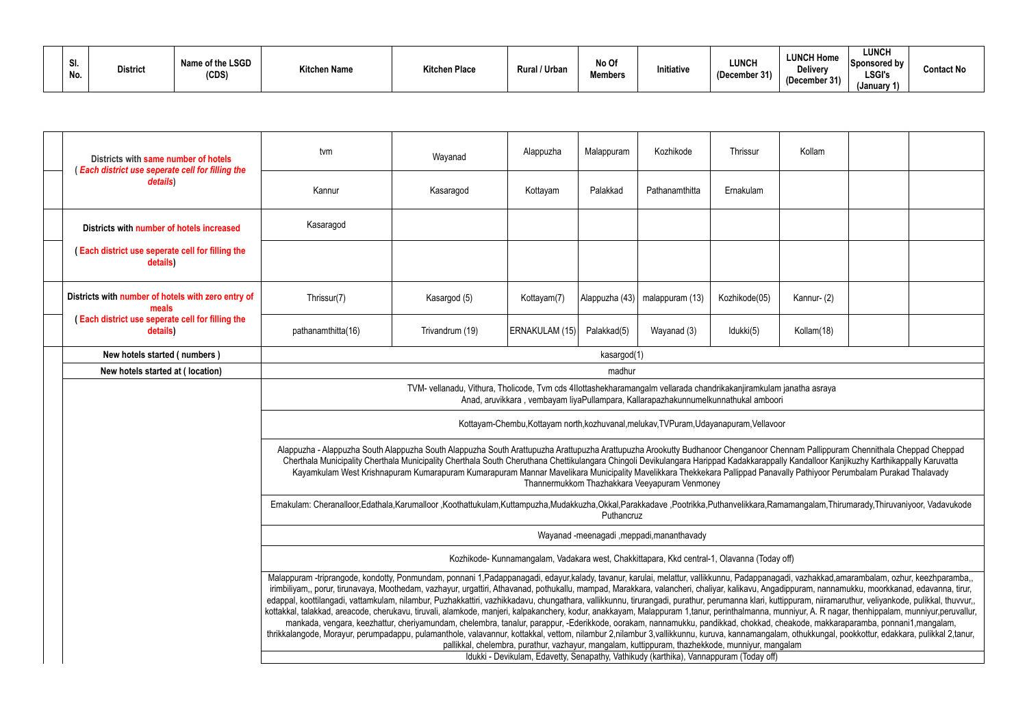| Sl. No. | District | Name of the LSGD (CDS) | Kitchen Name | Kitchen Place | Rural / Urban | No Of Members | Initiative | LUNCH (December 31) | LUNCH Home Delivery (December 31) | LUNCH Sponsored by LSGI's (January 1) | Contact No |
|---|---|---|---|---|---|---|---|---|---|---|---|

| | Summary | | | | | | | | | |
|---|---|---|---|---|---|---|---|---|---|---|
| | Districts with same number of hotels (*Each district use seperate cell for filling the details*) | tvm | Wayanad | Alappuzha | Malappuram | Kozhikode | Thrissur | Kollam | | |
| | | Kannur | Kasaragod | Kottayam | Palakkad | Pathanamthitta | Ernakulam | | | |
| | Districts with number of hotels increased | Kasaragod | | | | | | | | |
| | (Each district use seperate cell for filling the details) | | | | | | | | | |
| | Districts with number of hotels with zero entry of meals (Each district use seperate cell for filling the details) | Thrissur(7) | Kasargod (5) | Kottayam(7) | Alappuzha (43) | malappuram (13) | Kozhikode(05) | Kannur- (2) | | |
| | | pathanamthitta(16) | Trivandrum (19) | ERNAKULAM (15) | Palakkad(5) | Wayanad (3) | Idukki(5) | Kollam(18) | | |
| | New hotels started ( numbers ) | kasargod(1) | | | | | | | | |
| | New hotels started at ( location) | madhur | | | | | | | | |
| | | TVM- vellanadu, Vithura, Tholicode, Tvm cds 4Ilottashekharamangalm vellarada chandrikakanjiramkulam janatha asraya Anad, aruvikkara , vembayam liyaPullampara, Kallarapazhakunnumelkunnathukal amboori | | | | | | | | |
| | | Kottayam-Chembu,Kottayam north,kozhuvanal,melukav,TVPuram,Udayanapuram,Vellavoor | | | | | | | | |
| | | Alappuzha - Alappuzha South Alappuzha South Alappuzha South Arattupuzha Arattupuzha Arattupuzha Arookutty Budhanoor Chenganoor Chennam Pallippuram Chennithala Cheppad Cheppad Cherthala Municipality Cherthala Municipality Cherthala South Cheruthana Chettikulangara Chingoli Devikulangara Harippad Kadakkarappally Kandalloor Kanjikuzhy Karthikappally Karuvatta Kayamkulam West Krishnapuram Kumarapuram Kumarapuram Mannar Mavelikara Municipality Mavelikkara Thekkekara Pallippad Panavally Pathiyoor Perumbalam Purakad Thalavady Thannermukkom Thazhakkara Veeyapuram Venmoney | | | | | | | | |
| | | Ernakulam: Cheranalloor,Edathala,Karumalloor ,Koothattukulam,Kuttampuzha,Mudakkuzha,Okkal,Parakkadave ,Pootrikka,Puthanvelikkara,Ramamangalam,Thirumarady,Thiruvaniyoor, Vadavukode Puthancruz | | | | | | | | |
| | | Wayanad -meenagadi ,meppadi,mananthavady | | | | | | | | |
| | | Kozhikode- Kunnamangalam, Vadakara west, Chakkittapara, Kkd central-1, Olavanna (Today off) | | | | | | | | |
| | | Malappuram -triprangode, kondotty, Ponmundam, ponnani 1,Padappanagadi, edayur,kalady, tavanur, karulai, melattur, vallikkunnu, Padappanagadi, vazhakkad,amarambalam, ozhur, keezhparamba,, irimbiliyam,, porur, tirunavaya, Moothedam, vazhayur, urgattiri, Athavanad, pothukallu, mampad, Marakkara, valancheri, chaliyar, kalikavu, Angadippuram, nannamukku, moorkkanad, edavanna, tirur, edappal, koottilangadi, vattamkulam, nilambur, Puzhakkattiri, vazhikkadavu, chungathara, vallikkunnu, tirurangadi, purathur, perumanna klari, kuttippuram, niiramaruthur, veliyankode, pulikkal, thuvvur,, kottakkal, talakkad, areacode, cherukavu, tiruvali, alamkode, manjeri, kalpakanchery, kodur, anakkayam, Malappuram 1,tanur, perinthalmanna, munniyur, A. R nagar, thenhippalam, munniyur,peruvallur, mankada, vengara, keezhattur, cheriyamundam, chelembra, tanalur, parappur, -Ederikkode, oorakam, nannamukku, pandikkad, chokkad, cheakode, makkaraparamba, ponnani1,mangalam, thrikkalangode, Morayur, perumpadappu, pulamanthole, valavannur, kottakkal, vettom, nilambur 2,nilambur 3,vallikkunnu, kuruva, kannamangalam, othukkungal, pookkottur, edakkara, pulikkal 2,tanur, pallikkal, chelembra, purathur, vazhayur, mangalam, kuttippuram, thazhekkode, munniyur, mangalam | | | | | | | | |
| | | Idukki - Devikulam, Edavetty, Senapathy, Vathikudy (karthika), Vannappuram (Today off) | | | | | | | | |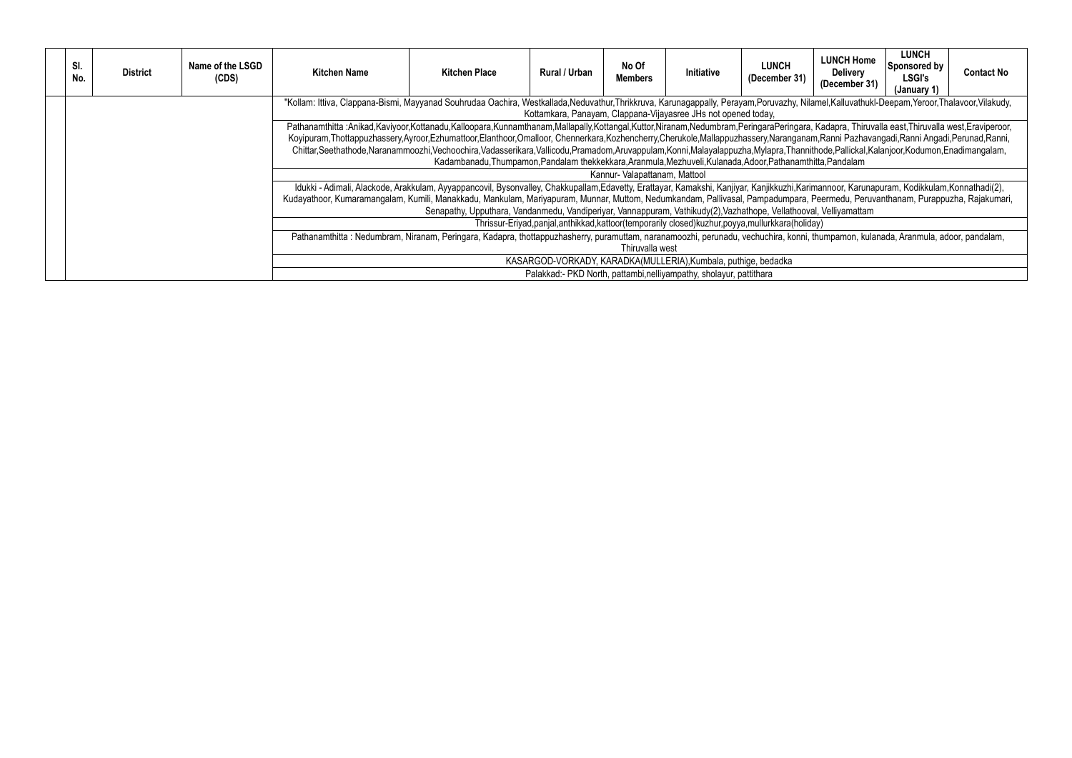| | Sl. No. | District | Name of the LSGD (CDS) | Kitchen Name | Kitchen Place | Rural / Urban | No Of Members | Initiative | LUNCH (December 31) | LUNCH Home Delivery (December 31) | LUNCH Sponsored by LSGI's (January 1) | Contact No |
|---|---|---|---|---|---|---|---|---|---|---|---|---|
| | | | | "Kollam: Ittiva, Clappana-Bismi, Mayyanad Souhrudaa Oachira, Westkallada,Neduvathur,Thrikkruva, Karunagappally, Perayam,Poruvazhy, Nilamel,Kalluvathukl-Deepam,Yeroor,Thalavoor,Vilakudy, Kottamkara, Panayam, Clappana-Vijayasree JHs not opened today, | | | | | | | | |
| | | | | Pathanamthitta :Anikad,Kaviyoor,Kottanadu,Kalloopara,Kunnamthanam,Mallapally,Kottangal,Kuttor,Niranam,Nedumbram,PeringaraPeringara, Kadapra, Thiruvalla east,Thiruvalla west,Eraviperoor, Koyipuram,Thottappuzhassery,Ayroor,Ezhumattoor,Elanthoor,Omalloor, Chennerkara,Kozhencherry,Cherukole,Mallappuzhassery,Naranganam,Ranni Pazhavangadi,Ranni Angadi,Perunad,Ranni, Chittar,Seethathode,Naranammoozhi,Vechoochira,Vadasserikara,Vallicodu,Pramadom,Aruvappulam,Konni,Malayalappuzha,Mylapra,Thannithode,Pallickal,Kalanjoor,Kodumon,Enadimangalam, Kadambanadu,Thumpamon,Pandalam thekkekkara,Aranmula,Mezhuveli,Kulanada,Adoor,Pathanamthitta,Pandalam | | | | | | | | |
| | | | | Kannur- Valapattanam, Mattool | | | | | | | | |
| | | | | Idukki - Adimali, Alackode, Arakkulam, Ayyappancovil, Bysonvalley, Chakkupallam,Edavetty, Erattayar, Kamakshi, Kanjiyar, Kanjikkuzhi,Karimannoor, Karunapuram, Kodikkulam,Konnathadi(2), Kudayathoor, Kumaramangalam, Kumili, Manakkadu, Mankulam, Mariyapuram, Munnar, Muttom, Nedumkandam, Pallivasal, Pampadumpara, Peermedu, Peruvanthanam, Purappuzha, Rajakumari, Senapathy, Upputhara, Vandanmedu, Vandiperiyar, Vannappuram, Vathikudy(2),Vazhathope, Vellathooval, Velliyamattam | | | | | | | | |
| | | | | Thrissur-Eriyad,panjal,anthikkad,kattoor(temporarily closed)kuzhur,poyya,mullurkkara(holiday) | | | | | | | | |
| | | | | Pathanamthitta : Nedumbram, Niranam, Peringara, Kadapra, thottappuzhasherry, puramuttam, naranamoozhi, perunadu, vechuchira, konni, thumpamon, kulanada, Aranmula, adoor, pandalam, Thiruvalla west | | | | | | | | |
| | | | | KASARGOD-VORKADY, KARADKA(MULLERIA),Kumbala, puthige, bedadka | | | | | | | | |
| | | | | Palakkad:- PKD North, pattambi,nelliyampathy, sholayur, pattithara | | | | | | | | |